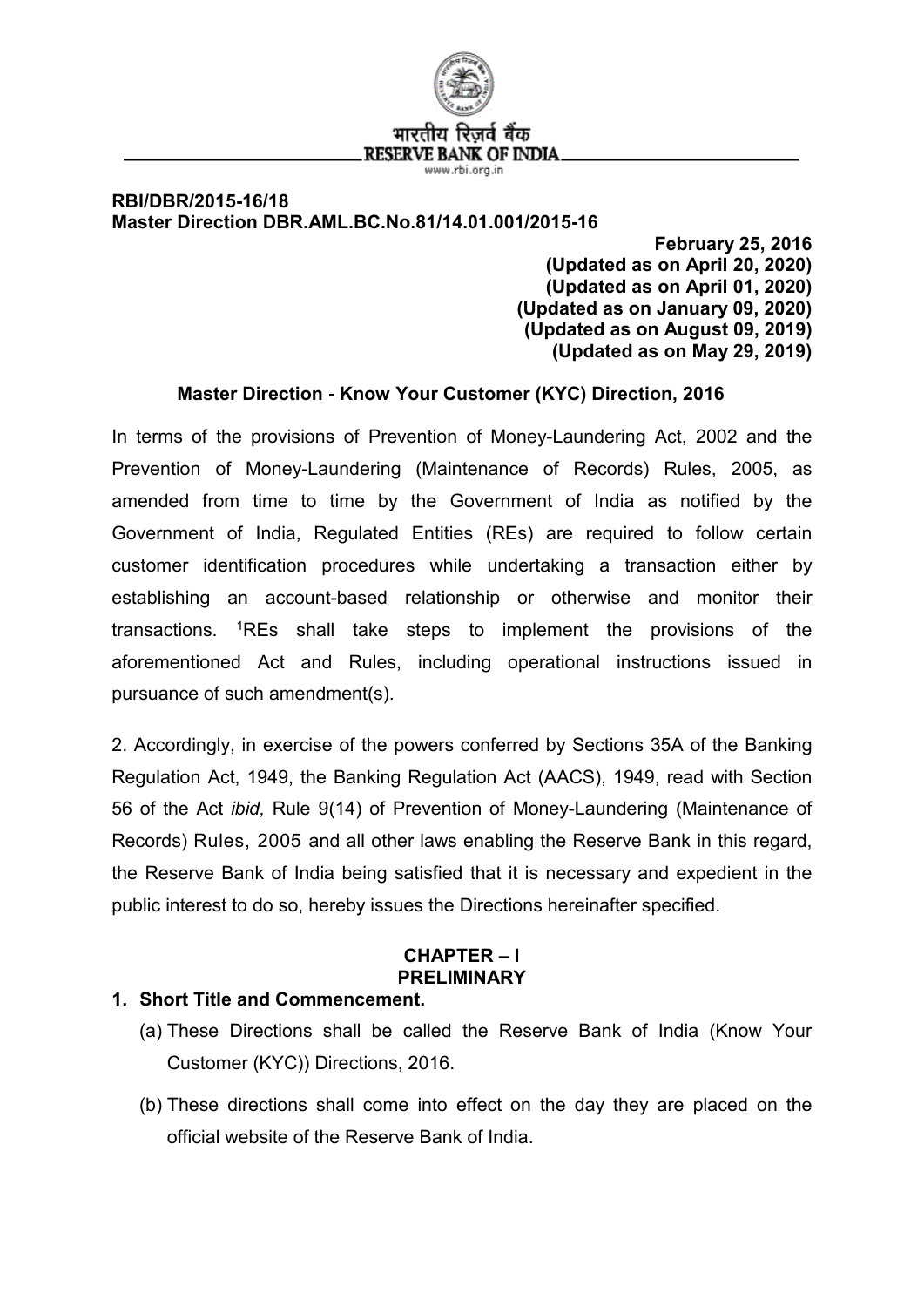भारतीय रिज़र्व बैंक
RESERVE BANK OF INDIA
www.rbi.org.in

**RBI/DBR/2015-16/18**
**Master Direction DBR.AML.BC.No.81/14.01.001/2015-16**

**February 25, 2016**
**(Updated as on April 20, 2020)**
**(Updated as on April 01, 2020)**
**(Updated as on January 09, 2020)**
**(Updated as on August 09, 2019)**
**(Updated as on May 29, 2019)**

## Master Direction - Know Your Customer (KYC) Direction, 2016

In terms of the provisions of Prevention of Money-Laundering Act, 2002 and the Prevention of Money-Laundering (Maintenance of Records) Rules, 2005, as amended from time to time by the Government of India as notified by the Government of India, Regulated Entities (REs) are required to follow certain customer identification procedures while undertaking a transaction either by establishing an account-based relationship or otherwise and monitor their transactions. [1]REs shall take steps to implement the provisions of the aforementioned Act and Rules, including operational instructions issued in pursuance of such amendment(s).

2. Accordingly, in exercise of the powers conferred by Sections 35A of the Banking Regulation Act, 1949, the Banking Regulation Act (AACS), 1949, read with Section 56 of the Act *ibid,* Rule 9(14) of Prevention of Money-Laundering (Maintenance of Records) Rules, 2005 and all other laws enabling the Reserve Bank in this regard, the Reserve Bank of India being satisfied that it is necessary and expedient in the public interest to do so, hereby issues the Directions hereinafter specified.

## CHAPTER – I
## PRELIMINARY

**1. Short Title and Commencement.**

(a) These Directions shall be called the Reserve Bank of India (Know Your Customer (KYC)) Directions, 2016.

(b) These directions shall come into effect on the day they are placed on the official website of the Reserve Bank of India.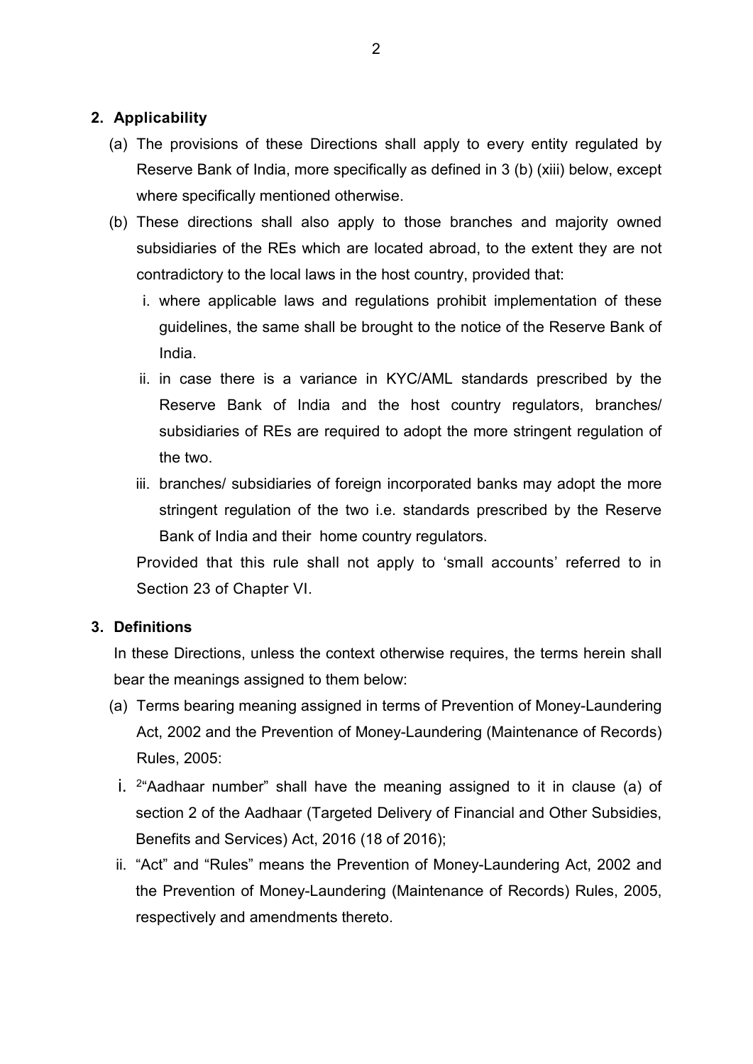**2. Applicability**

(a) The provisions of these Directions shall apply to every entity regulated by Reserve Bank of India, more specifically as defined in 3 (b) (xiii) below, except where specifically mentioned otherwise.

(b) These directions shall also apply to those branches and majority owned subsidiaries of the REs which are located abroad, to the extent they are not contradictory to the local laws in the host country, provided that:

i. where applicable laws and regulations prohibit implementation of these guidelines, the same shall be brought to the notice of the Reserve Bank of India.

ii. in case there is a variance in KYC/AML standards prescribed by the Reserve Bank of India and the host country regulators, branches/ subsidiaries of REs are required to adopt the more stringent regulation of the two.

iii. branches/ subsidiaries of foreign incorporated banks may adopt the more stringent regulation of the two i.e. standards prescribed by the Reserve Bank of India and their home country regulators.

Provided that this rule shall not apply to 'small accounts' referred to in Section 23 of Chapter VI.

**3. Definitions**

In these Directions, unless the context otherwise requires, the terms herein shall bear the meanings assigned to them below:

(a) Terms bearing meaning assigned in terms of Prevention of Money-Laundering Act, 2002 and the Prevention of Money-Laundering (Maintenance of Records) Rules, 2005:

i. [2]"Aadhaar number" shall have the meaning assigned to it in clause (a) of section 2 of the Aadhaar (Targeted Delivery of Financial and Other Subsidies, Benefits and Services) Act, 2016 (18 of 2016);

ii. "Act" and "Rules" means the Prevention of Money-Laundering Act, 2002 and the Prevention of Money-Laundering (Maintenance of Records) Rules, 2005, respectively and amendments thereto.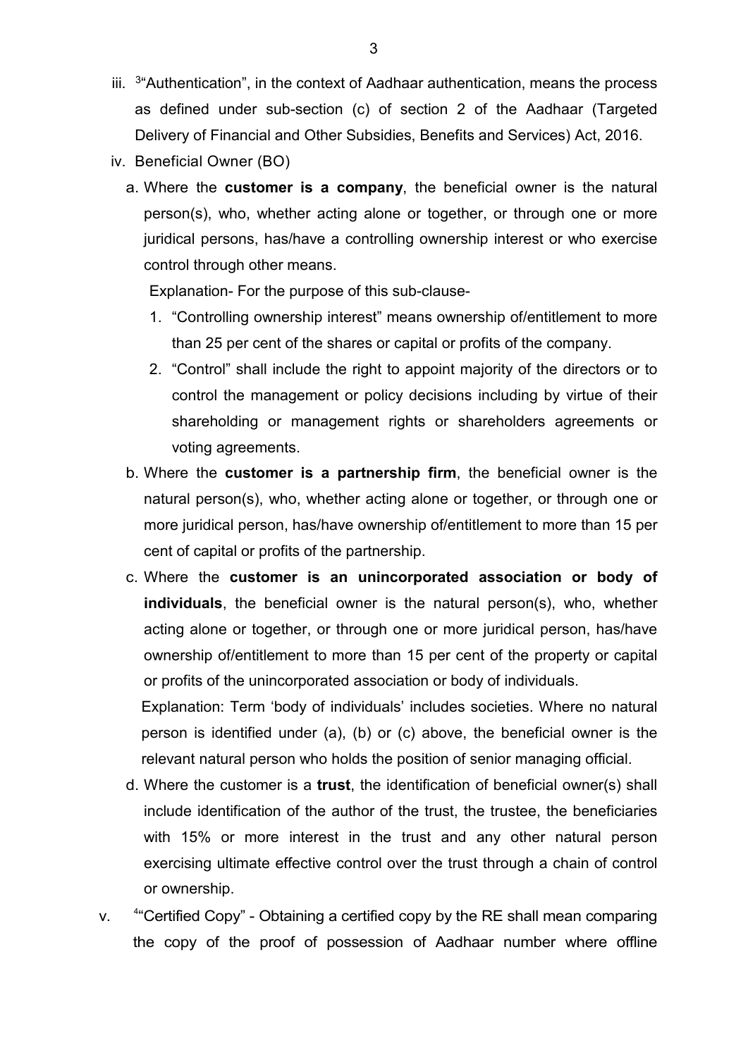iii. [3]"Authentication", in the context of Aadhaar authentication, means the process as defined under sub-section (c) of section 2 of the Aadhaar (Targeted Delivery of Financial and Other Subsidies, Benefits and Services) Act, 2016.

iv. Beneficial Owner (BO)

a. Where the **customer is a company**, the beneficial owner is the natural person(s), who, whether acting alone or together, or through one or more juridical persons, has/have a controlling ownership interest or who exercise control through other means.

Explanation- For the purpose of this sub-clause-

1. "Controlling ownership interest" means ownership of/entitlement to more than 25 per cent of the shares or capital or profits of the company.
2. "Control" shall include the right to appoint majority of the directors or to control the management or policy decisions including by virtue of their shareholding or management rights or shareholders agreements or voting agreements.

b. Where the **customer is a partnership firm**, the beneficial owner is the natural person(s), who, whether acting alone or together, or through one or more juridical person, has/have ownership of/entitlement to more than 15 per cent of capital or profits of the partnership.

c. Where the **customer is an unincorporated association or body of individuals**, the beneficial owner is the natural person(s), who, whether acting alone or together, or through one or more juridical person, has/have ownership of/entitlement to more than 15 per cent of the property or capital or profits of the unincorporated association or body of individuals.

Explanation: Term 'body of individuals' includes societies. Where no natural person is identified under (a), (b) or (c) above, the beneficial owner is the relevant natural person who holds the position of senior managing official.

d. Where the customer is a **trust**, the identification of beneficial owner(s) shall include identification of the author of the trust, the trustee, the beneficiaries with 15% or more interest in the trust and any other natural person exercising ultimate effective control over the trust through a chain of control or ownership.

v. [4]"Certified Copy" - Obtaining a certified copy by the RE shall mean comparing the copy of the proof of possession of Aadhaar number where offline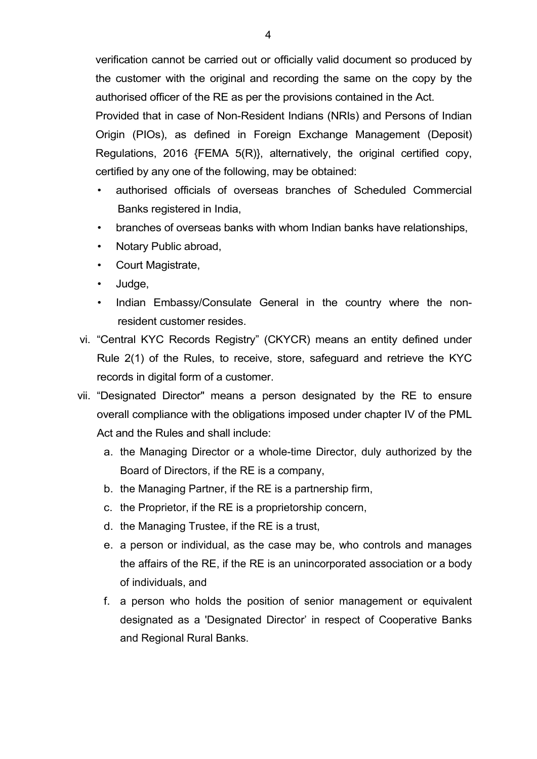verification cannot be carried out or officially valid document so produced by the customer with the original and recording the same on the copy by the authorised officer of the RE as per the provisions contained in the Act.

Provided that in case of Non-Resident Indians (NRIs) and Persons of Indian Origin (PIOs), as defined in Foreign Exchange Management (Deposit) Regulations, 2016 {FEMA 5(R)}, alternatively, the original certified copy, certified by any one of the following, may be obtained:

- authorised officials of overseas branches of Scheduled Commercial Banks registered in India,
- branches of overseas banks with whom Indian banks have relationships,
- Notary Public abroad,
- Court Magistrate,
- Judge,
- Indian Embassy/Consulate General in the country where the non-resident customer resides.

vi. "Central KYC Records Registry" (CKYCR) means an entity defined under Rule 2(1) of the Rules, to receive, store, safeguard and retrieve the KYC records in digital form of a customer.

vii. "Designated Director" means a person designated by the RE to ensure overall compliance with the obligations imposed under chapter IV of the PML Act and the Rules and shall include:

a. the Managing Director or a whole-time Director, duly authorized by the Board of Directors, if the RE is a company,

b. the Managing Partner, if the RE is a partnership firm,

c. the Proprietor, if the RE is a proprietorship concern,

d. the Managing Trustee, if the RE is a trust,

e. a person or individual, as the case may be, who controls and manages the affairs of the RE, if the RE is an unincorporated association or a body of individuals, and

f. a person who holds the position of senior management or equivalent designated as a 'Designated Director' in respect of Cooperative Banks and Regional Rural Banks.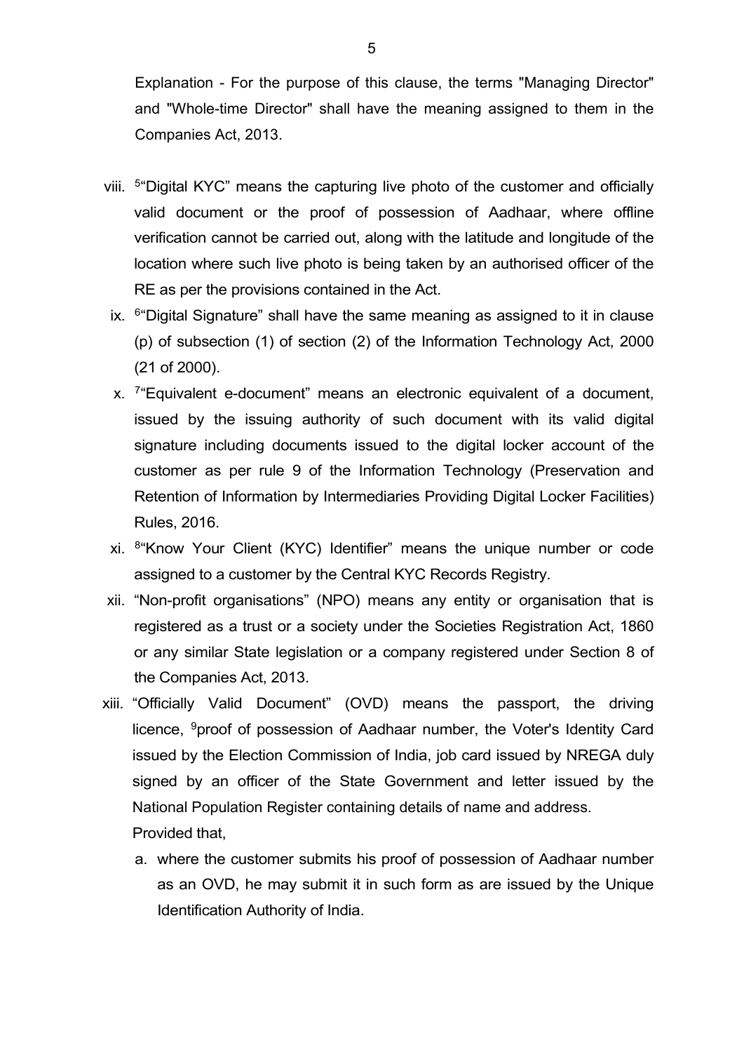Explanation - For the purpose of this clause, the terms "Managing Director" and "Whole-time Director" shall have the meaning assigned to them in the Companies Act, 2013.

viii. [5]"Digital KYC" means the capturing live photo of the customer and officially valid document or the proof of possession of Aadhaar, where offline verification cannot be carried out, along with the latitude and longitude of the location where such live photo is being taken by an authorised officer of the RE as per the provisions contained in the Act.

ix. [6]"Digital Signature" shall have the same meaning as assigned to it in clause (p) of subsection (1) of section (2) of the Information Technology Act, 2000 (21 of 2000).

x. [7]"Equivalent e-document" means an electronic equivalent of a document, issued by the issuing authority of such document with its valid digital signature including documents issued to the digital locker account of the customer as per rule 9 of the Information Technology (Preservation and Retention of Information by Intermediaries Providing Digital Locker Facilities) Rules, 2016.

xi. [8]"Know Your Client (KYC) Identifier" means the unique number or code assigned to a customer by the Central KYC Records Registry.

xii. "Non-profit organisations" (NPO) means any entity or organisation that is registered as a trust or a society under the Societies Registration Act, 1860 or any similar State legislation or a company registered under Section 8 of the Companies Act, 2013.

xiii. "Officially Valid Document" (OVD) means the passport, the driving licence, [9]proof of possession of Aadhaar number, the Voter's Identity Card issued by the Election Commission of India, job card issued by NREGA duly signed by an officer of the State Government and letter issued by the National Population Register containing details of name and address.

Provided that,

a. where the customer submits his proof of possession of Aadhaar number as an OVD, he may submit it in such form as are issued by the Unique Identification Authority of India.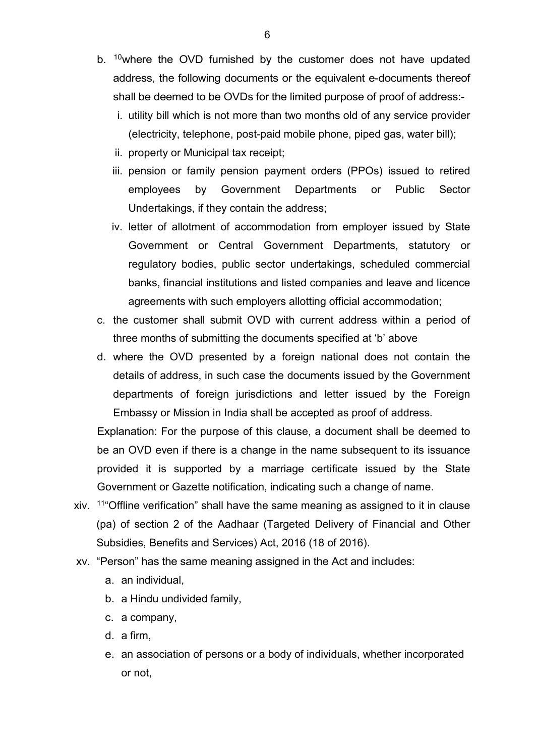b. [10]where the OVD furnished by the customer does not have updated address, the following documents or the equivalent e-documents thereof shall be deemed to be OVDs for the limited purpose of proof of address:-
   i. utility bill which is not more than two months old of any service provider (electricity, telephone, post-paid mobile phone, piped gas, water bill);
   ii. property or Municipal tax receipt;
   iii. pension or family pension payment orders (PPOs) issued to retired employees by Government Departments or Public Sector Undertakings, if they contain the address;
   iv. letter of allotment of accommodation from employer issued by State Government or Central Government Departments, statutory or regulatory bodies, public sector undertakings, scheduled commercial banks, financial institutions and listed companies and leave and licence agreements with such employers allotting official accommodation;

c. the customer shall submit OVD with current address within a period of three months of submitting the documents specified at 'b' above

d. where the OVD presented by a foreign national does not contain the details of address, in such case the documents issued by the Government departments of foreign jurisdictions and letter issued by the Foreign Embassy or Mission in India shall be accepted as proof of address.

Explanation: For the purpose of this clause, a document shall be deemed to be an OVD even if there is a change in the name subsequent to its issuance provided it is supported by a marriage certificate issued by the State Government or Gazette notification, indicating such a change of name.

xiv. [11]"Offline verification" shall have the same meaning as assigned to it in clause (pa) of section 2 of the Aadhaar (Targeted Delivery of Financial and Other Subsidies, Benefits and Services) Act, 2016 (18 of 2016).

xv. "Person" has the same meaning assigned in the Act and includes:
   a. an individual,
   b. a Hindu undivided family,
   c. a company,
   d. a firm,
   e. an association of persons or a body of individuals, whether incorporated or not,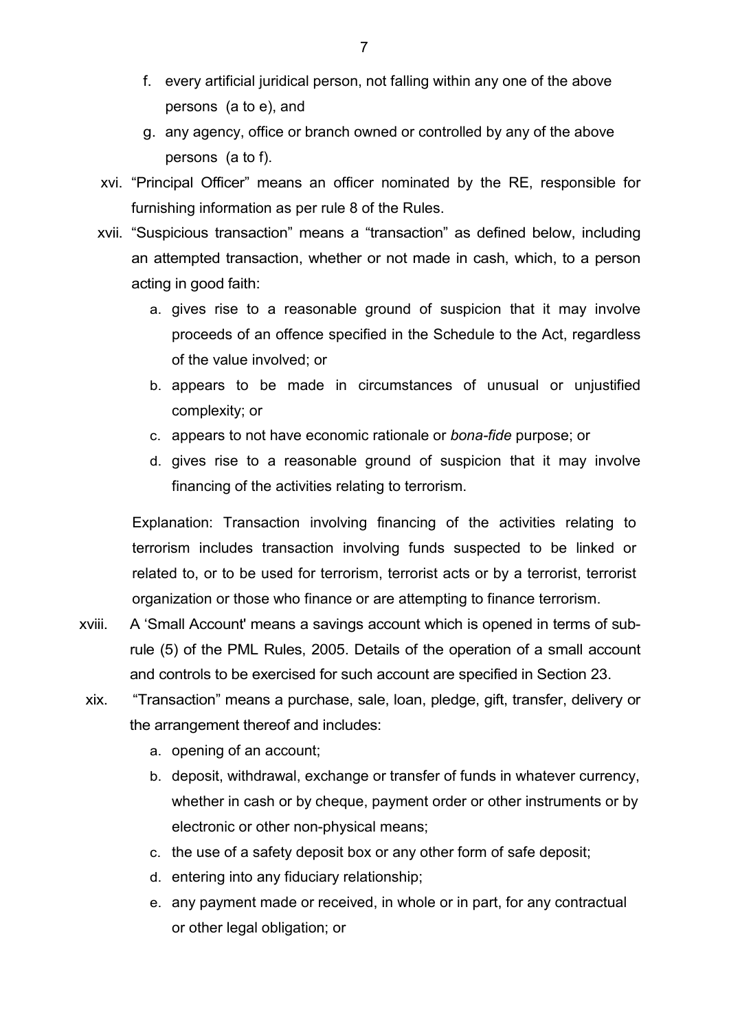f. every artificial juridical person, not falling within any one of the above persons (a to e), and

g. any agency, office or branch owned or controlled by any of the above persons (a to f).

xvi. "Principal Officer" means an officer nominated by the RE, responsible for furnishing information as per rule 8 of the Rules.

xvii. "Suspicious transaction" means a "transaction" as defined below, including an attempted transaction, whether or not made in cash, which, to a person acting in good faith:

a. gives rise to a reasonable ground of suspicion that it may involve proceeds of an offence specified in the Schedule to the Act, regardless of the value involved; or

b. appears to be made in circumstances of unusual or unjustified complexity; or

c. appears to not have economic rationale or *bona-fide* purpose; or

d. gives rise to a reasonable ground of suspicion that it may involve financing of the activities relating to terrorism.

Explanation: Transaction involving financing of the activities relating to terrorism includes transaction involving funds suspected to be linked or related to, or to be used for terrorism, terrorist acts or by a terrorist, terrorist organization or those who finance or are attempting to finance terrorism.

xviii. A 'Small Account' means a savings account which is opened in terms of sub-rule (5) of the PML Rules, 2005. Details of the operation of a small account and controls to be exercised for such account are specified in Section 23.

xix. "Transaction" means a purchase, sale, loan, pledge, gift, transfer, delivery or the arrangement thereof and includes:

a. opening of an account;

b. deposit, withdrawal, exchange or transfer of funds in whatever currency, whether in cash or by cheque, payment order or other instruments or by electronic or other non-physical means;

c. the use of a safety deposit box or any other form of safe deposit;

d. entering into any fiduciary relationship;

e. any payment made or received, in whole or in part, for any contractual or other legal obligation; or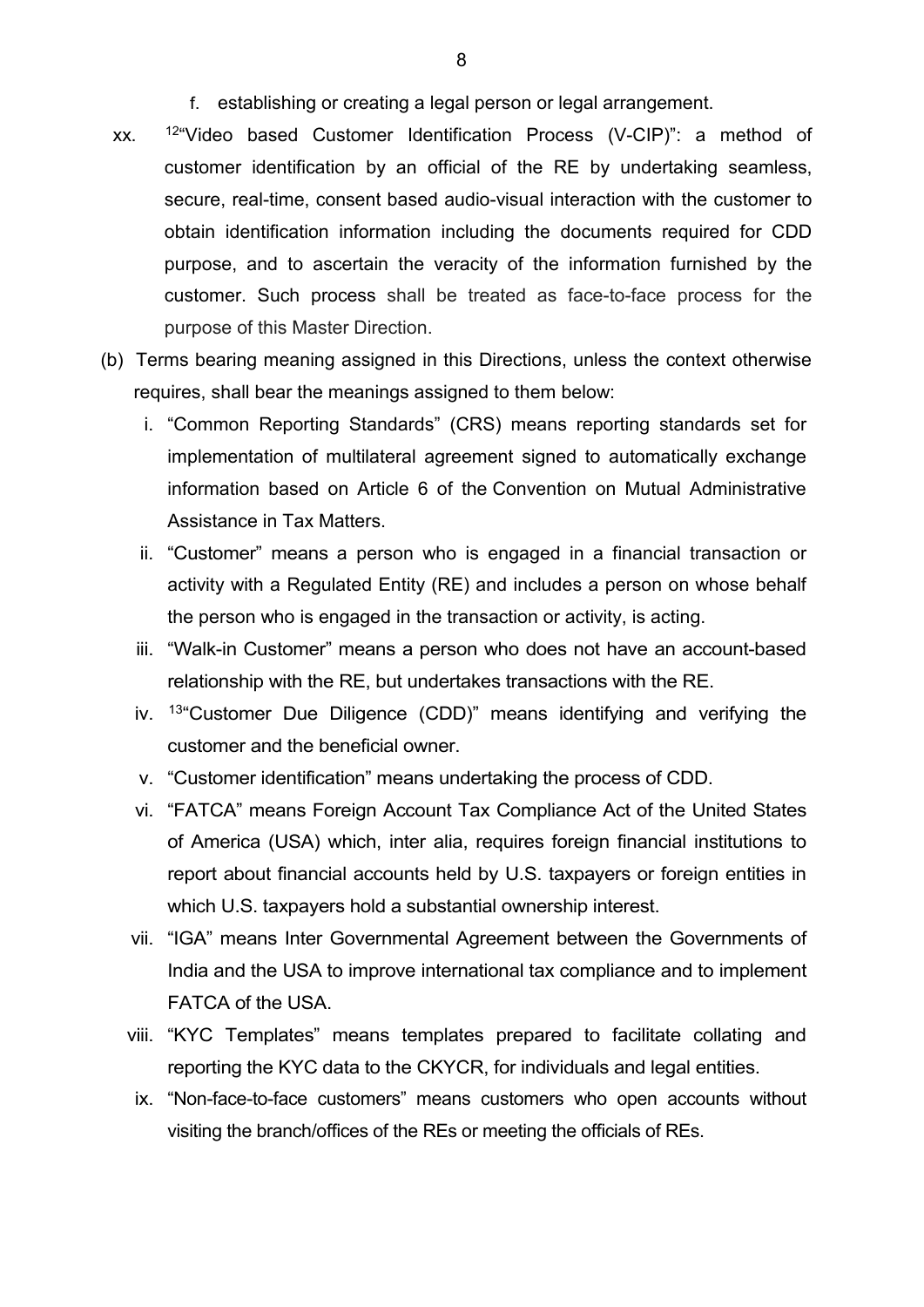f. establishing or creating a legal person or legal arrangement.

xx. [12]"Video based Customer Identification Process (V-CIP)": a method of customer identification by an official of the RE by undertaking seamless, secure, real-time, consent based audio-visual interaction with the customer to obtain identification information including the documents required for CDD purpose, and to ascertain the veracity of the information furnished by the customer. Such process shall be treated as face-to-face process for the purpose of this Master Direction.

(b) Terms bearing meaning assigned in this Directions, unless the context otherwise requires, shall bear the meanings assigned to them below:

i. "Common Reporting Standards" (CRS) means reporting standards set for implementation of multilateral agreement signed to automatically exchange information based on Article 6 of the Convention on Mutual Administrative Assistance in Tax Matters.

ii. "Customer" means a person who is engaged in a financial transaction or activity with a Regulated Entity (RE) and includes a person on whose behalf the person who is engaged in the transaction or activity, is acting.

iii. "Walk-in Customer" means a person who does not have an account-based relationship with the RE, but undertakes transactions with the RE.

iv. [13]"Customer Due Diligence (CDD)" means identifying and verifying the customer and the beneficial owner.

v. "Customer identification" means undertaking the process of CDD.

vi. "FATCA" means Foreign Account Tax Compliance Act of the United States of America (USA) which, inter alia, requires foreign financial institutions to report about financial accounts held by U.S. taxpayers or foreign entities in which U.S. taxpayers hold a substantial ownership interest.

vii. "IGA" means Inter Governmental Agreement between the Governments of India and the USA to improve international tax compliance and to implement FATCA of the USA.

viii. "KYC Templates" means templates prepared to facilitate collating and reporting the KYC data to the CKYCR, for individuals and legal entities.

ix. "Non-face-to-face customers" means customers who open accounts without visiting the branch/offices of the REs or meeting the officials of REs.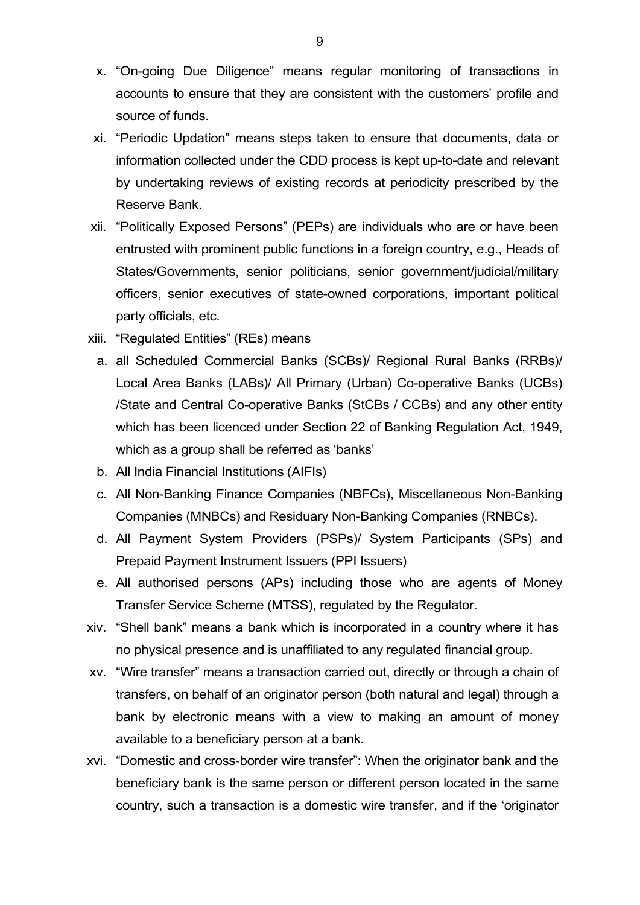x. "On-going Due Diligence" means regular monitoring of transactions in accounts to ensure that they are consistent with the customers' profile and source of funds.

xi. "Periodic Updation" means steps taken to ensure that documents, data or information collected under the CDD process is kept up-to-date and relevant by undertaking reviews of existing records at periodicity prescribed by the Reserve Bank.

xii. "Politically Exposed Persons" (PEPs) are individuals who are or have been entrusted with prominent public functions in a foreign country, e.g., Heads of States/Governments, senior politicians, senior government/judicial/military officers, senior executives of state-owned corporations, important political party officials, etc.

xiii. "Regulated Entities" (REs) means

  a. all Scheduled Commercial Banks (SCBs)/ Regional Rural Banks (RRBs)/ Local Area Banks (LABs)/ All Primary (Urban) Co-operative Banks (UCBs) /State and Central Co-operative Banks (StCBs / CCBs) and any other entity which has been licenced under Section 22 of Banking Regulation Act, 1949, which as a group shall be referred as 'banks'

  b. All India Financial Institutions (AIFIs)

  c. All Non-Banking Finance Companies (NBFCs), Miscellaneous Non-Banking Companies (MNBCs) and Residuary Non-Banking Companies (RNBCs).

  d. All Payment System Providers (PSPs)/ System Participants (SPs) and Prepaid Payment Instrument Issuers (PPI Issuers)

  e. All authorised persons (APs) including those who are agents of Money Transfer Service Scheme (MTSS), regulated by the Regulator.

xiv. "Shell bank" means a bank which is incorporated in a country where it has no physical presence and is unaffiliated to any regulated financial group.

xv. "Wire transfer" means a transaction carried out, directly or through a chain of transfers, on behalf of an originator person (both natural and legal) through a bank by electronic means with a view to making an amount of money available to a beneficiary person at a bank.

xvi. "Domestic and cross-border wire transfer": When the originator bank and the beneficiary bank is the same person or different person located in the same country, such a transaction is a domestic wire transfer, and if the 'originator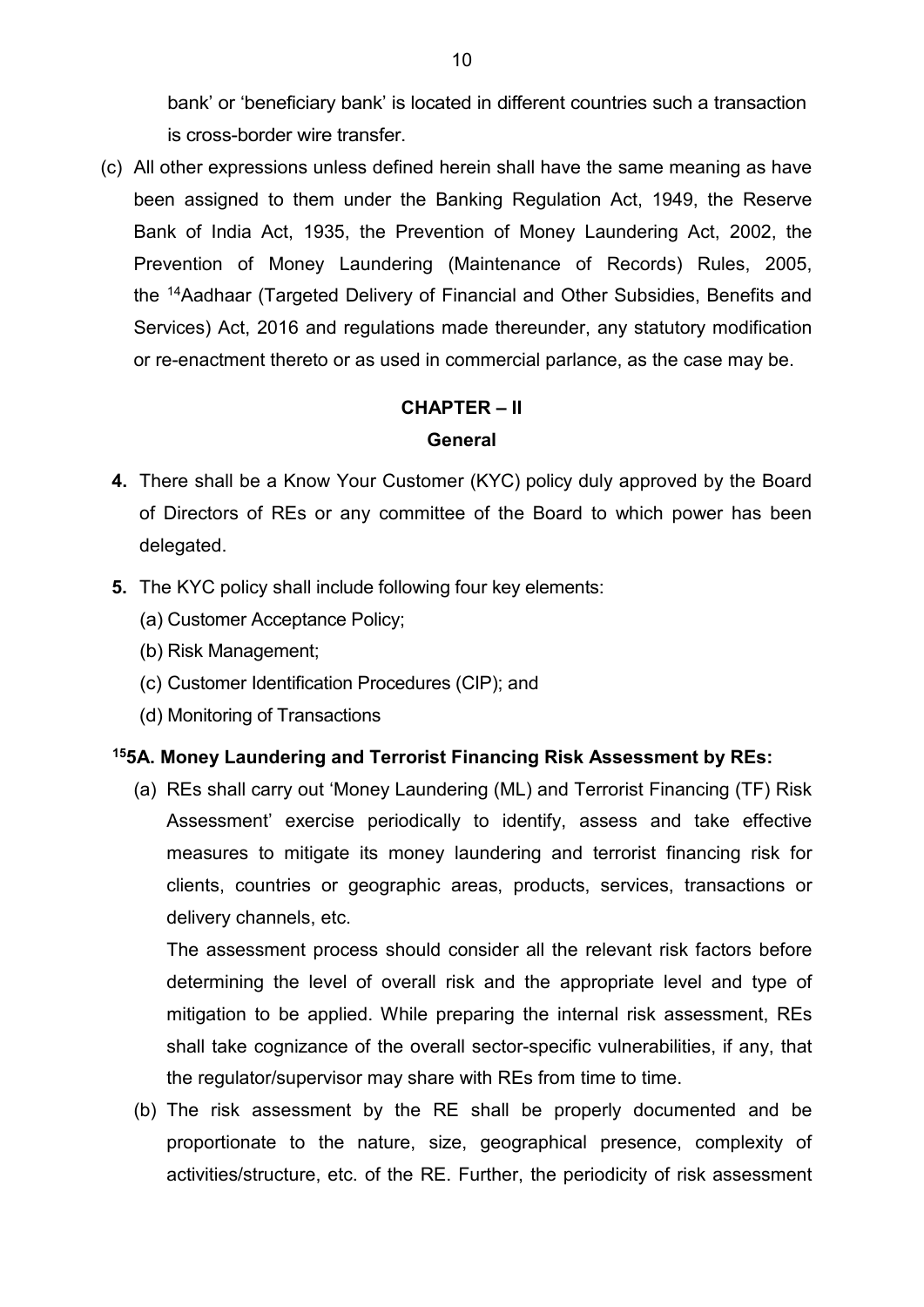bank' or 'beneficiary bank' is located in different countries such a transaction is cross-border wire transfer.

(c) All other expressions unless defined herein shall have the same meaning as have been assigned to them under the Banking Regulation Act, 1949, the Reserve Bank of India Act, 1935, the Prevention of Money Laundering Act, 2002, the Prevention of Money Laundering (Maintenance of Records) Rules, 2005, the [14]Aadhaar (Targeted Delivery of Financial and Other Subsidies, Benefits and Services) Act, 2016 and regulations made thereunder, any statutory modification or re-enactment thereto or as used in commercial parlance, as the case may be.

## CHAPTER – II

### General

**4.** There shall be a Know Your Customer (KYC) policy duly approved by the Board of Directors of REs or any committee of the Board to which power has been delegated.

**5.** The KYC policy shall include following four key elements:

(a) Customer Acceptance Policy;

(b) Risk Management;

(c) Customer Identification Procedures (CIP); and

(d) Monitoring of Transactions

**[15]5A. Money Laundering and Terrorist Financing Risk Assessment by REs:**

(a) REs shall carry out 'Money Laundering (ML) and Terrorist Financing (TF) Risk Assessment' exercise periodically to identify, assess and take effective measures to mitigate its money laundering and terrorist financing risk for clients, countries or geographic areas, products, services, transactions or delivery channels, etc.

The assessment process should consider all the relevant risk factors before determining the level of overall risk and the appropriate level and type of mitigation to be applied. While preparing the internal risk assessment, REs shall take cognizance of the overall sector-specific vulnerabilities, if any, that the regulator/supervisor may share with REs from time to time.

(b) The risk assessment by the RE shall be properly documented and be proportionate to the nature, size, geographical presence, complexity of activities/structure, etc. of the RE. Further, the periodicity of risk assessment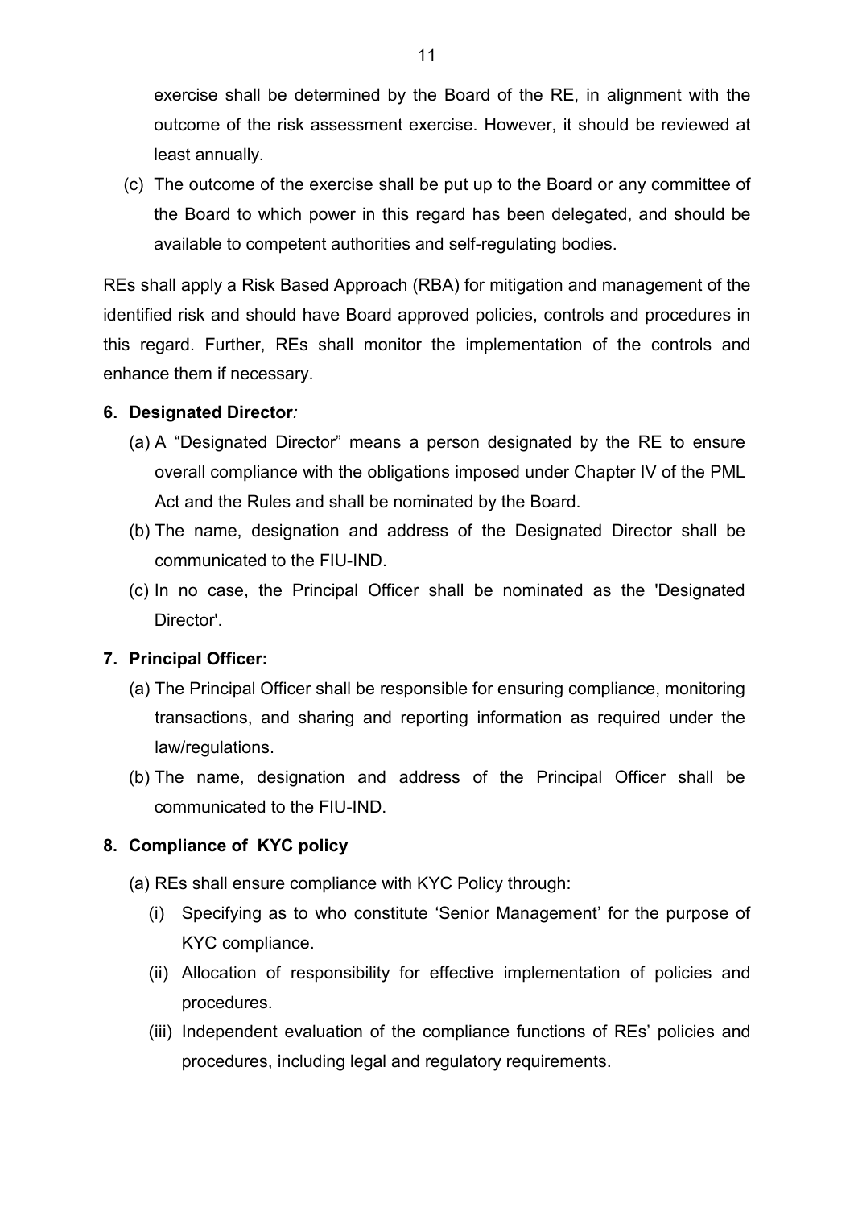exercise shall be determined by the Board of the RE, in alignment with the outcome of the risk assessment exercise. However, it should be reviewed at least annually.

(c) The outcome of the exercise shall be put up to the Board or any committee of the Board to which power in this regard has been delegated, and should be available to competent authorities and self-regulating bodies.

REs shall apply a Risk Based Approach (RBA) for mitigation and management of the identified risk and should have Board approved policies, controls and procedures in this regard. Further, REs shall monitor the implementation of the controls and enhance them if necessary.

**6. Designated Director***:*

(a) A "Designated Director" means a person designated by the RE to ensure overall compliance with the obligations imposed under Chapter IV of the PML Act and the Rules and shall be nominated by the Board.

(b) The name, designation and address of the Designated Director shall be communicated to the FIU-IND.

(c) In no case, the Principal Officer shall be nominated as the 'Designated Director'.

**7. Principal Officer:**

(a) The Principal Officer shall be responsible for ensuring compliance, monitoring transactions, and sharing and reporting information as required under the law/regulations.

(b) The name, designation and address of the Principal Officer shall be communicated to the FIU-IND.

**8. Compliance of KYC policy**

(a) REs shall ensure compliance with KYC Policy through:

(i) Specifying as to who constitute 'Senior Management' for the purpose of KYC compliance.

(ii) Allocation of responsibility for effective implementation of policies and procedures.

(iii) Independent evaluation of the compliance functions of REs' policies and procedures, including legal and regulatory requirements.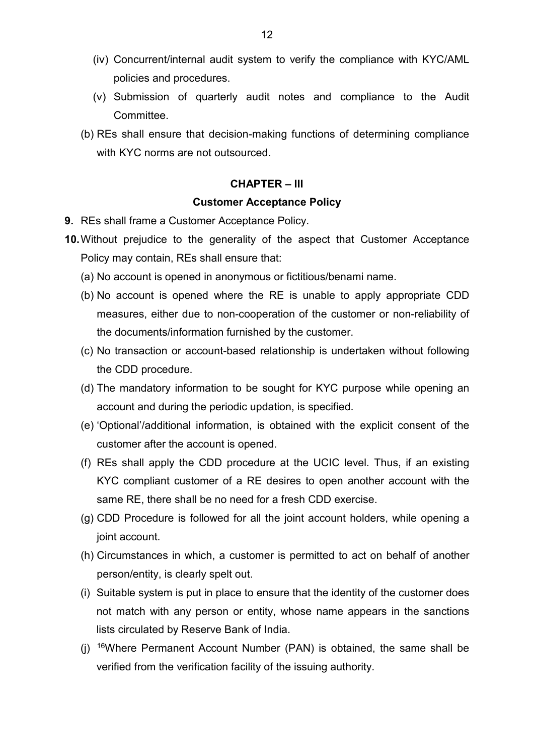(iv) Concurrent/internal audit system to verify the compliance with KYC/AML policies and procedures.

(v) Submission of quarterly audit notes and compliance to the Audit Committee.

(b) REs shall ensure that decision-making functions of determining compliance with KYC norms are not outsourced.

## CHAPTER – III

### Customer Acceptance Policy

**9.** REs shall frame a Customer Acceptance Policy.

**10.** Without prejudice to the generality of the aspect that Customer Acceptance Policy may contain, REs shall ensure that:

(a) No account is opened in anonymous or fictitious/benami name.

(b) No account is opened where the RE is unable to apply appropriate CDD measures, either due to non-cooperation of the customer or non-reliability of the documents/information furnished by the customer.

(c) No transaction or account-based relationship is undertaken without following the CDD procedure.

(d) The mandatory information to be sought for KYC purpose while opening an account and during the periodic updation, is specified.

(e) 'Optional'/additional information, is obtained with the explicit consent of the customer after the account is opened.

(f) REs shall apply the CDD procedure at the UCIC level. Thus, if an existing KYC compliant customer of a RE desires to open another account with the same RE, there shall be no need for a fresh CDD exercise.

(g) CDD Procedure is followed for all the joint account holders, while opening a joint account.

(h) Circumstances in which, a customer is permitted to act on behalf of another person/entity, is clearly spelt out.

(i) Suitable system is put in place to ensure that the identity of the customer does not match with any person or entity, whose name appears in the sanctions lists circulated by Reserve Bank of India.

(j) [16]Where Permanent Account Number (PAN) is obtained, the same shall be verified from the verification facility of the issuing authority.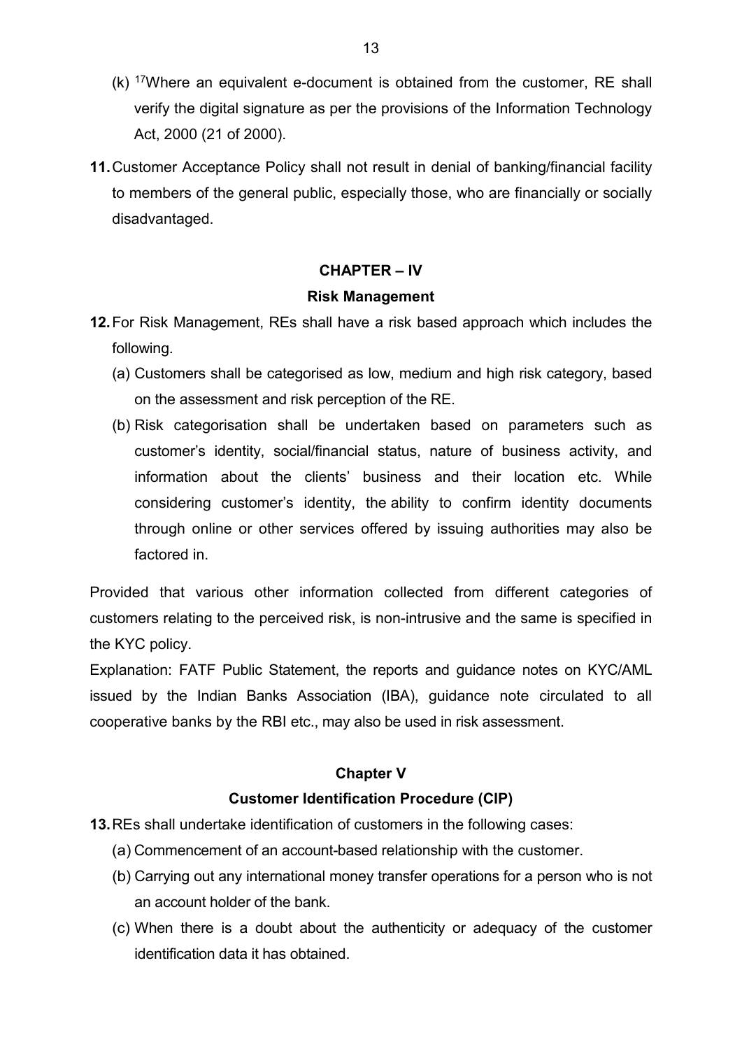(k) [17]Where an equivalent e-document is obtained from the customer, RE shall verify the digital signature as per the provisions of the Information Technology Act, 2000 (21 of 2000).

**11.** Customer Acceptance Policy shall not result in denial of banking/financial facility to members of the general public, especially those, who are financially or socially disadvantaged.

## CHAPTER – IV

### Risk Management

**12.** For Risk Management, REs shall have a risk based approach which includes the following.

(a) Customers shall be categorised as low, medium and high risk category, based on the assessment and risk perception of the RE.

(b) Risk categorisation shall be undertaken based on parameters such as customer's identity, social/financial status, nature of business activity, and information about the clients' business and their location etc. While considering customer's identity, the ability to confirm identity documents through online or other services offered by issuing authorities may also be factored in.

Provided that various other information collected from different categories of customers relating to the perceived risk, is non-intrusive and the same is specified in the KYC policy.

Explanation: FATF Public Statement, the reports and guidance notes on KYC/AML issued by the Indian Banks Association (IBA), guidance note circulated to all cooperative banks by the RBI etc., may also be used in risk assessment.

## Chapter V

### Customer Identification Procedure (CIP)

**13.** REs shall undertake identification of customers in the following cases:

(a) Commencement of an account-based relationship with the customer.

(b) Carrying out any international money transfer operations for a person who is not an account holder of the bank.

(c) When there is a doubt about the authenticity or adequacy of the customer identification data it has obtained.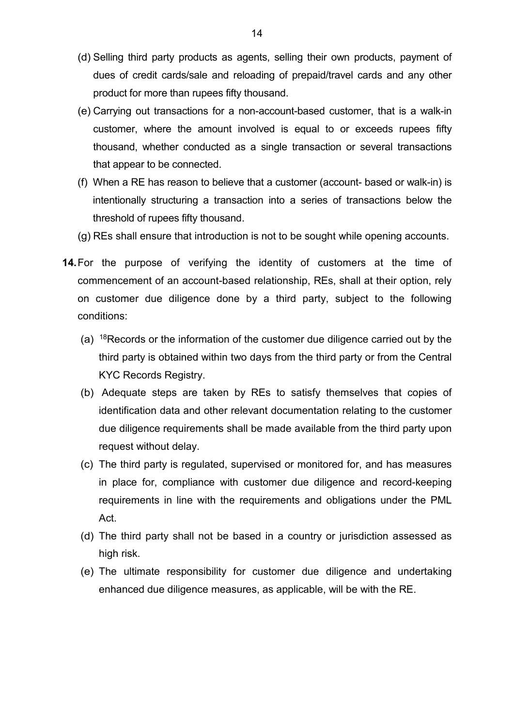(d) Selling third party products as agents, selling their own products, payment of dues of credit cards/sale and reloading of prepaid/travel cards and any other product for more than rupees fifty thousand.

(e) Carrying out transactions for a non-account-based customer, that is a walk-in customer, where the amount involved is equal to or exceeds rupees fifty thousand, whether conducted as a single transaction or several transactions that appear to be connected.

(f) When a RE has reason to believe that a customer (account- based or walk-in) is intentionally structuring a transaction into a series of transactions below the threshold of rupees fifty thousand.

(g) REs shall ensure that introduction is not to be sought while opening accounts.

**14.** For the purpose of verifying the identity of customers at the time of commencement of an account-based relationship, REs, shall at their option, rely on customer due diligence done by a third party, subject to the following conditions:

(a) [18]Records or the information of the customer due diligence carried out by the third party is obtained within two days from the third party or from the Central KYC Records Registry.

(b) Adequate steps are taken by REs to satisfy themselves that copies of identification data and other relevant documentation relating to the customer due diligence requirements shall be made available from the third party upon request without delay.

(c) The third party is regulated, supervised or monitored for, and has measures in place for, compliance with customer due diligence and record-keeping requirements in line with the requirements and obligations under the PML Act.

(d) The third party shall not be based in a country or jurisdiction assessed as high risk.

(e) The ultimate responsibility for customer due diligence and undertaking enhanced due diligence measures, as applicable, will be with the RE.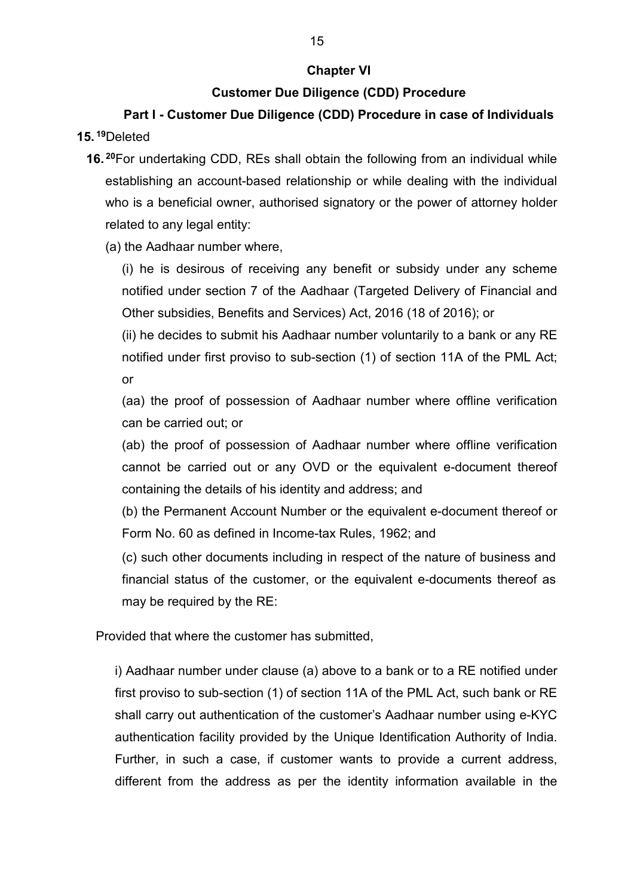## Chapter VI

## Customer Due Diligence (CDD) Procedure

### Part I - Customer Due Diligence (CDD) Procedure in case of Individuals

**15.** [19]Deleted

**16.** [20]For undertaking CDD, REs shall obtain the following from an individual while establishing an account-based relationship or while dealing with the individual who is a beneficial owner, authorised signatory or the power of attorney holder related to any legal entity:

(a) the Aadhaar number where,

(i) he is desirous of receiving any benefit or subsidy under any scheme notified under section 7 of the Aadhaar (Targeted Delivery of Financial and Other subsidies, Benefits and Services) Act, 2016 (18 of 2016); or

(ii) he decides to submit his Aadhaar number voluntarily to a bank or any RE notified under first proviso to sub-section (1) of section 11A of the PML Act; or

(aa) the proof of possession of Aadhaar number where offline verification can be carried out; or

(ab) the proof of possession of Aadhaar number where offline verification cannot be carried out or any OVD or the equivalent e-document thereof containing the details of his identity and address; and

(b) the Permanent Account Number or the equivalent e-document thereof or Form No. 60 as defined in Income-tax Rules, 1962; and

(c) such other documents including in respect of the nature of business and financial status of the customer, or the equivalent e-documents thereof as may be required by the RE:

Provided that where the customer has submitted,

i) Aadhaar number under clause (a) above to a bank or to a RE notified under first proviso to sub-section (1) of section 11A of the PML Act, such bank or RE shall carry out authentication of the customer's Aadhaar number using e-KYC authentication facility provided by the Unique Identification Authority of India. Further, in such a case, if customer wants to provide a current address, different from the address as per the identity information available in the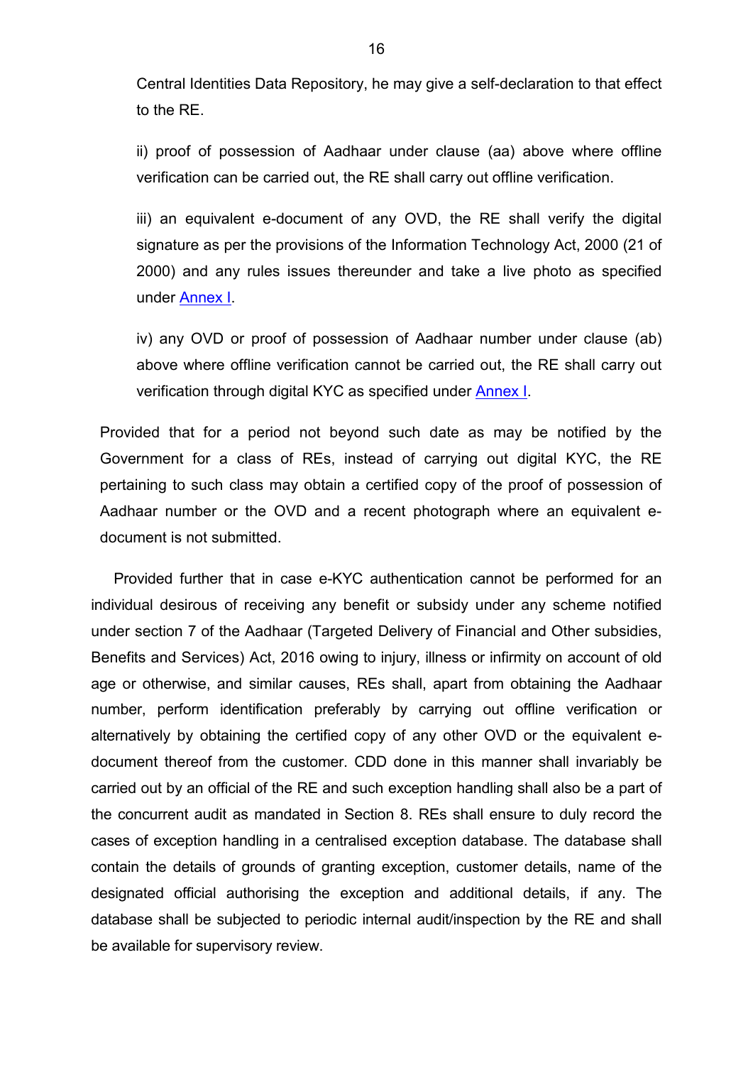Central Identities Data Repository, he may give a self-declaration to that effect to the RE.

ii) proof of possession of Aadhaar under clause (aa) above where offline verification can be carried out, the RE shall carry out offline verification.

iii) an equivalent e-document of any OVD, the RE shall verify the digital signature as per the provisions of the Information Technology Act, 2000 (21 of 2000) and any rules issues thereunder and take a live photo as specified under Annex I.

iv) any OVD or proof of possession of Aadhaar number under clause (ab) above where offline verification cannot be carried out, the RE shall carry out verification through digital KYC as specified under Annex I.

Provided that for a period not beyond such date as may be notified by the Government for a class of REs, instead of carrying out digital KYC, the RE pertaining to such class may obtain a certified copy of the proof of possession of Aadhaar number or the OVD and a recent photograph where an equivalent e-document is not submitted.

Provided further that in case e-KYC authentication cannot be performed for an individual desirous of receiving any benefit or subsidy under any scheme notified under section 7 of the Aadhaar (Targeted Delivery of Financial and Other subsidies, Benefits and Services) Act, 2016 owing to injury, illness or infirmity on account of old age or otherwise, and similar causes, REs shall, apart from obtaining the Aadhaar number, perform identification preferably by carrying out offline verification or alternatively by obtaining the certified copy of any other OVD or the equivalent e-document thereof from the customer. CDD done in this manner shall invariably be carried out by an official of the RE and such exception handling shall also be a part of the concurrent audit as mandated in Section 8. REs shall ensure to duly record the cases of exception handling in a centralised exception database. The database shall contain the details of grounds of granting exception, customer details, name of the designated official authorising the exception and additional details, if any. The database shall be subjected to periodic internal audit/inspection by the RE and shall be available for supervisory review.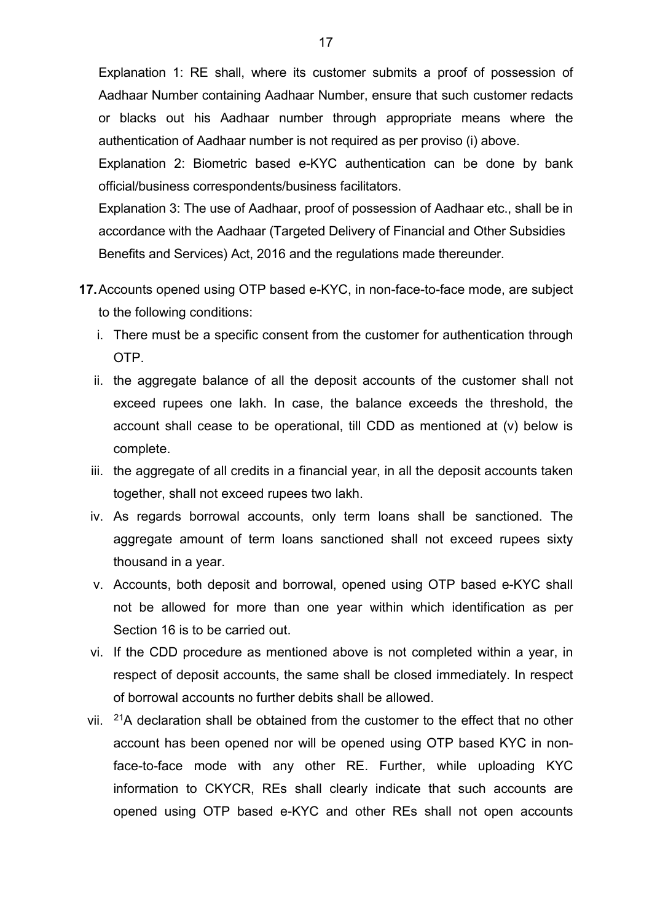Explanation 1: RE shall, where its customer submits a proof of possession of Aadhaar Number containing Aadhaar Number, ensure that such customer redacts or blacks out his Aadhaar number through appropriate means where the authentication of Aadhaar number is not required as per proviso (i) above.

Explanation 2: Biometric based e-KYC authentication can be done by bank official/business correspondents/business facilitators.

Explanation 3: The use of Aadhaar, proof of possession of Aadhaar etc., shall be in accordance with the Aadhaar (Targeted Delivery of Financial and Other Subsidies Benefits and Services) Act, 2016 and the regulations made thereunder.

**17.** Accounts opened using OTP based e-KYC, in non-face-to-face mode, are subject to the following conditions:

i. There must be a specific consent from the customer for authentication through OTP.

ii. the aggregate balance of all the deposit accounts of the customer shall not exceed rupees one lakh. In case, the balance exceeds the threshold, the account shall cease to be operational, till CDD as mentioned at (v) below is complete.

iii. the aggregate of all credits in a financial year, in all the deposit accounts taken together, shall not exceed rupees two lakh.

iv. As regards borrowal accounts, only term loans shall be sanctioned. The aggregate amount of term loans sanctioned shall not exceed rupees sixty thousand in a year.

v. Accounts, both deposit and borrowal, opened using OTP based e-KYC shall not be allowed for more than one year within which identification as per Section 16 is to be carried out.

vi. If the CDD procedure as mentioned above is not completed within a year, in respect of deposit accounts, the same shall be closed immediately. In respect of borrowal accounts no further debits shall be allowed.

vii. [21]A declaration shall be obtained from the customer to the effect that no other account has been opened nor will be opened using OTP based KYC in non-face-to-face mode with any other RE. Further, while uploading KYC information to CKYCR, REs shall clearly indicate that such accounts are opened using OTP based e-KYC and other REs shall not open accounts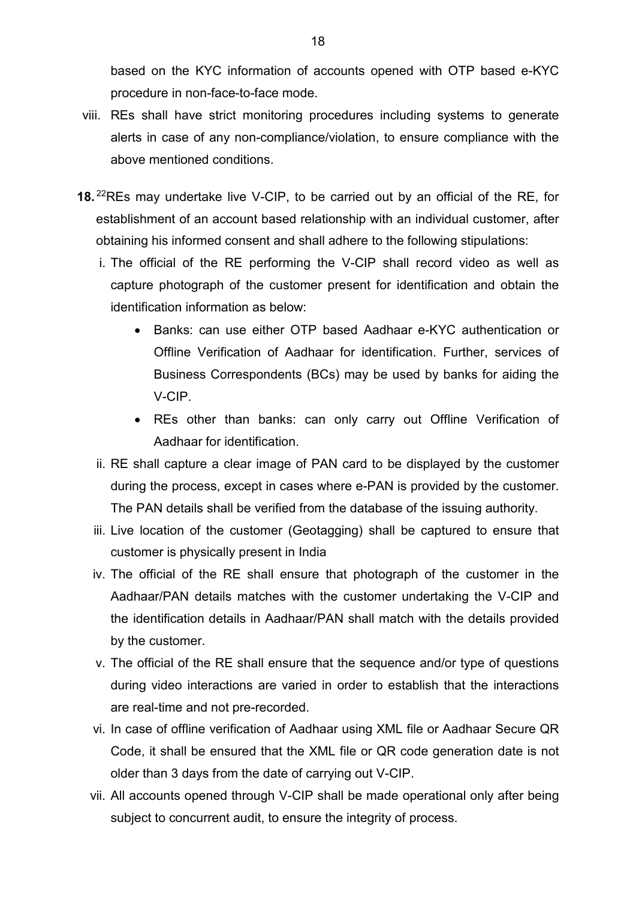based on the KYC information of accounts opened with OTP based e-KYC procedure in non-face-to-face mode.

viii. REs shall have strict monitoring procedures including systems to generate alerts in case of any non-compliance/violation, to ensure compliance with the above mentioned conditions.

**18.** [22]REs may undertake live V-CIP, to be carried out by an official of the RE, for establishment of an account based relationship with an individual customer, after obtaining his informed consent and shall adhere to the following stipulations:

i. The official of the RE performing the V-CIP shall record video as well as capture photograph of the customer present for identification and obtain the identification information as below:

- Banks: can use either OTP based Aadhaar e-KYC authentication or Offline Verification of Aadhaar for identification. Further, services of Business Correspondents (BCs) may be used by banks for aiding the V-CIP.
- REs other than banks: can only carry out Offline Verification of Aadhaar for identification.

ii. RE shall capture a clear image of PAN card to be displayed by the customer during the process, except in cases where e-PAN is provided by the customer. The PAN details shall be verified from the database of the issuing authority.

iii. Live location of the customer (Geotagging) shall be captured to ensure that customer is physically present in India

iv. The official of the RE shall ensure that photograph of the customer in the Aadhaar/PAN details matches with the customer undertaking the V-CIP and the identification details in Aadhaar/PAN shall match with the details provided by the customer.

v. The official of the RE shall ensure that the sequence and/or type of questions during video interactions are varied in order to establish that the interactions are real-time and not pre-recorded.

vi. In case of offline verification of Aadhaar using XML file or Aadhaar Secure QR Code, it shall be ensured that the XML file or QR code generation date is not older than 3 days from the date of carrying out V-CIP.

vii. All accounts opened through V-CIP shall be made operational only after being subject to concurrent audit, to ensure the integrity of process.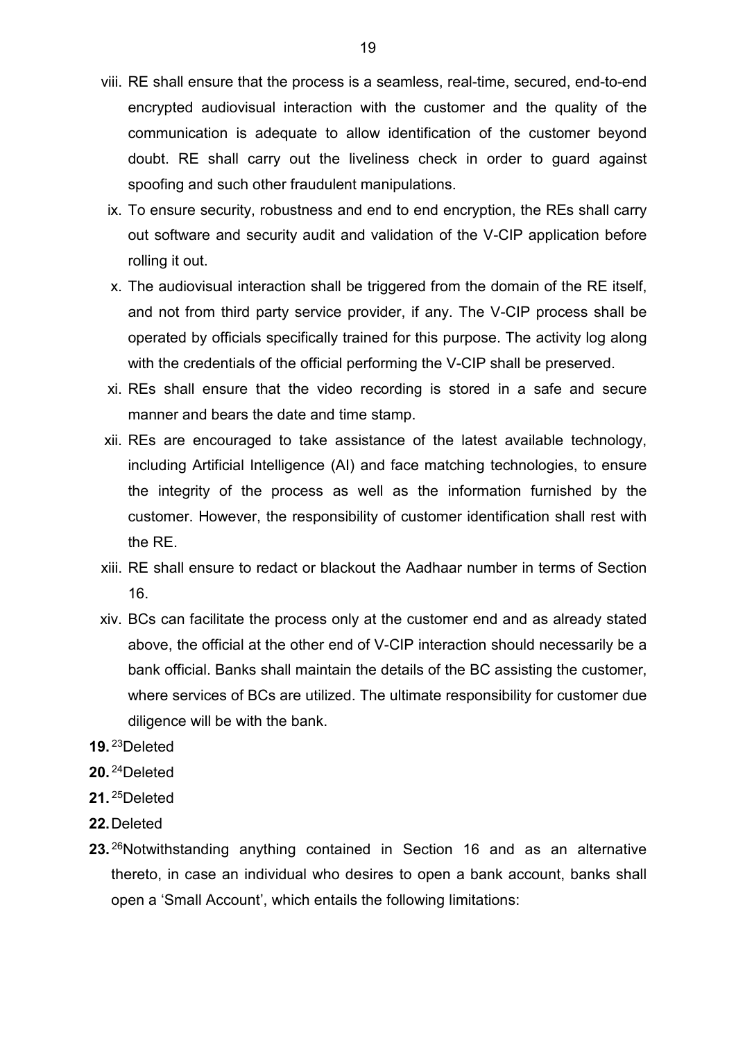viii. RE shall ensure that the process is a seamless, real-time, secured, end-to-end encrypted audiovisual interaction with the customer and the quality of the communication is adequate to allow identification of the customer beyond doubt. RE shall carry out the liveliness check in order to guard against spoofing and such other fraudulent manipulations.

ix. To ensure security, robustness and end to end encryption, the REs shall carry out software and security audit and validation of the V-CIP application before rolling it out.

x. The audiovisual interaction shall be triggered from the domain of the RE itself, and not from third party service provider, if any. The V-CIP process shall be operated by officials specifically trained for this purpose. The activity log along with the credentials of the official performing the V-CIP shall be preserved.

xi. REs shall ensure that the video recording is stored in a safe and secure manner and bears the date and time stamp.

xii. REs are encouraged to take assistance of the latest available technology, including Artificial Intelligence (AI) and face matching technologies, to ensure the integrity of the process as well as the information furnished by the customer. However, the responsibility of customer identification shall rest with the RE.

xiii. RE shall ensure to redact or blackout the Aadhaar number in terms of Section 16.

xiv. BCs can facilitate the process only at the customer end and as already stated above, the official at the other end of V-CIP interaction should necessarily be a bank official. Banks shall maintain the details of the BC assisting the customer, where services of BCs are utilized. The ultimate responsibility for customer due diligence will be with the bank.

**19.** [23]Deleted

**20.** [24]Deleted

**21.** [25]Deleted

**22.** Deleted

**23.** [26]Notwithstanding anything contained in Section 16 and as an alternative thereto, in case an individual who desires to open a bank account, banks shall open a 'Small Account', which entails the following limitations: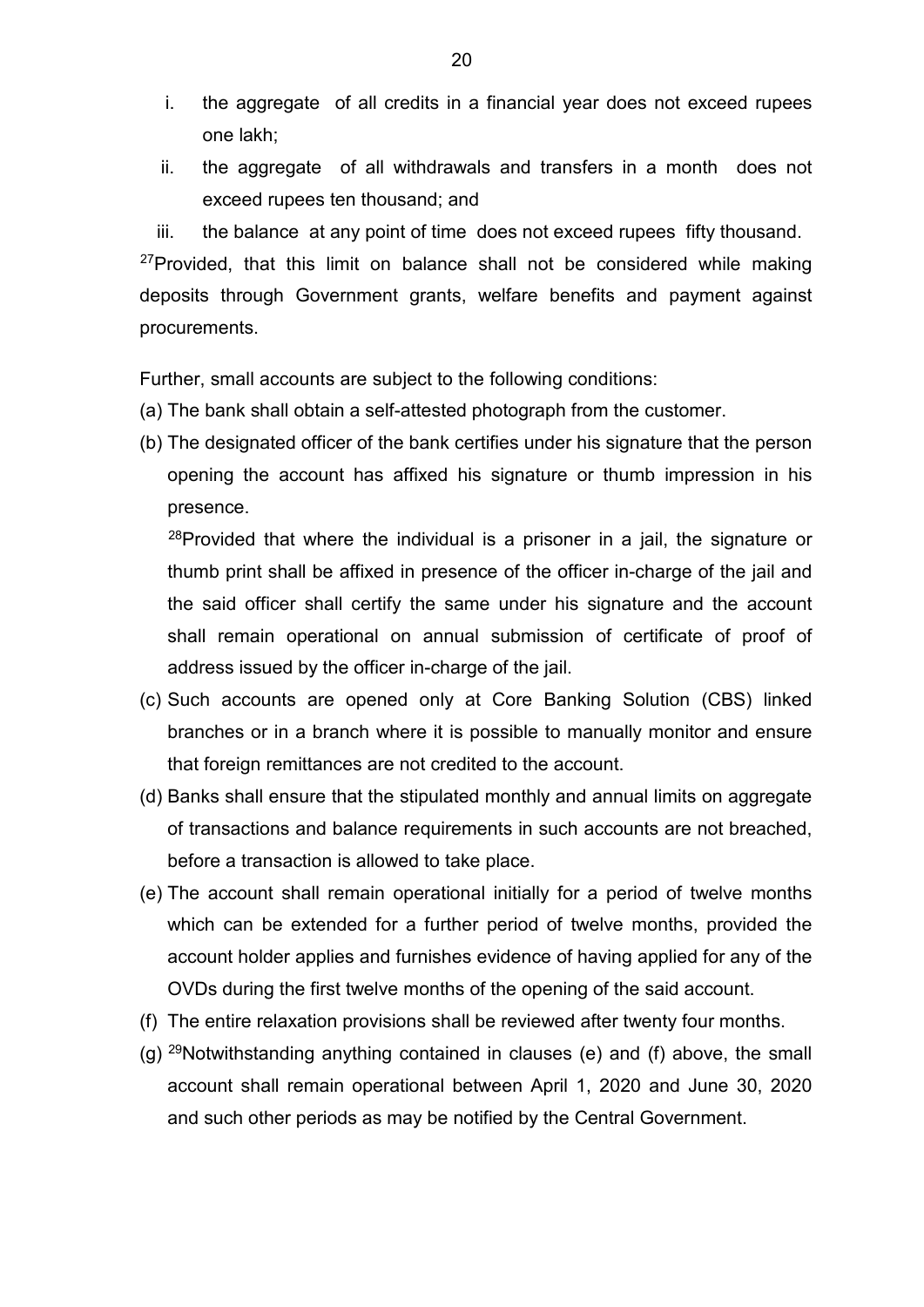i. the aggregate of all credits in a financial year does not exceed rupees one lakh;
ii. the aggregate of all withdrawals and transfers in a month does not exceed rupees ten thousand; and
iii. the balance at any point of time does not exceed rupees fifty thousand.

[27]Provided, that this limit on balance shall not be considered while making deposits through Government grants, welfare benefits and payment against procurements.

Further, small accounts are subject to the following conditions:

(a) The bank shall obtain a self-attested photograph from the customer.

(b) The designated officer of the bank certifies under his signature that the person opening the account has affixed his signature or thumb impression in his presence.

[28]Provided that where the individual is a prisoner in a jail, the signature or thumb print shall be affixed in presence of the officer in-charge of the jail and the said officer shall certify the same under his signature and the account shall remain operational on annual submission of certificate of proof of address issued by the officer in-charge of the jail.

(c) Such accounts are opened only at Core Banking Solution (CBS) linked branches or in a branch where it is possible to manually monitor and ensure that foreign remittances are not credited to the account.

(d) Banks shall ensure that the stipulated monthly and annual limits on aggregate of transactions and balance requirements in such accounts are not breached, before a transaction is allowed to take place.

(e) The account shall remain operational initially for a period of twelve months which can be extended for a further period of twelve months, provided the account holder applies and furnishes evidence of having applied for any of the OVDs during the first twelve months of the opening of the said account.

(f) The entire relaxation provisions shall be reviewed after twenty four months.

(g) [29]Notwithstanding anything contained in clauses (e) and (f) above, the small account shall remain operational between April 1, 2020 and June 30, 2020 and such other periods as may be notified by the Central Government.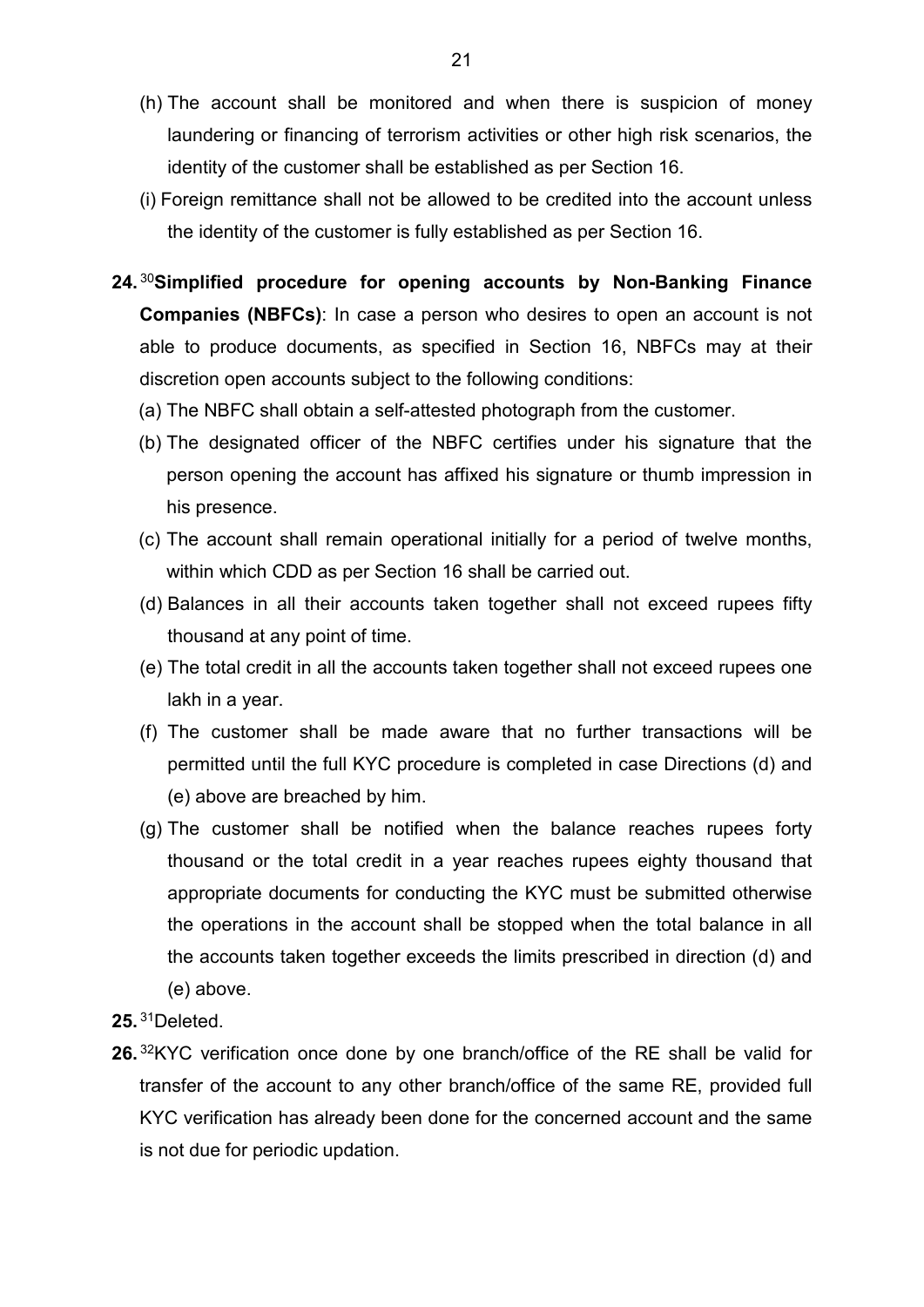(h) The account shall be monitored and when there is suspicion of money laundering or financing of terrorism activities or other high risk scenarios, the identity of the customer shall be established as per Section 16.

(i) Foreign remittance shall not be allowed to be credited into the account unless the identity of the customer is fully established as per Section 16.

**24.** [30]**Simplified procedure for opening accounts by Non-Banking Finance Companies (NBFCs)**: In case a person who desires to open an account is not able to produce documents, as specified in Section 16, NBFCs may at their discretion open accounts subject to the following conditions:

(a) The NBFC shall obtain a self-attested photograph from the customer.

(b) The designated officer of the NBFC certifies under his signature that the person opening the account has affixed his signature or thumb impression in his presence.

(c) The account shall remain operational initially for a period of twelve months, within which CDD as per Section 16 shall be carried out.

(d) Balances in all their accounts taken together shall not exceed rupees fifty thousand at any point of time.

(e) The total credit in all the accounts taken together shall not exceed rupees one lakh in a year.

(f) The customer shall be made aware that no further transactions will be permitted until the full KYC procedure is completed in case Directions (d) and (e) above are breached by him.

(g) The customer shall be notified when the balance reaches rupees forty thousand or the total credit in a year reaches rupees eighty thousand that appropriate documents for conducting the KYC must be submitted otherwise the operations in the account shall be stopped when the total balance in all the accounts taken together exceeds the limits prescribed in direction (d) and (e) above.

**25.** [31]Deleted.

**26.** [32]KYC verification once done by one branch/office of the RE shall be valid for transfer of the account to any other branch/office of the same RE, provided full KYC verification has already been done for the concerned account and the same is not due for periodic updation.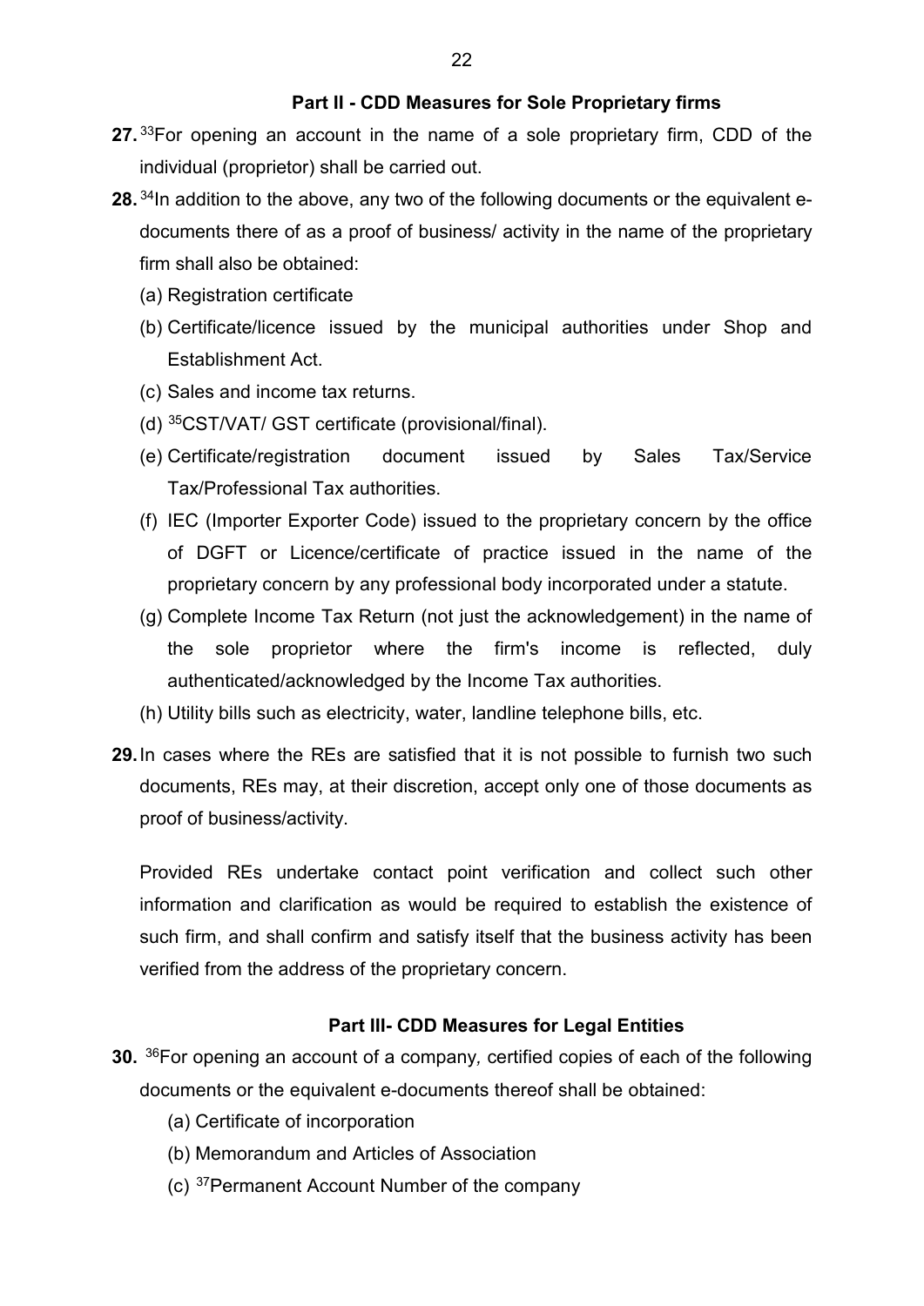### Part II - CDD Measures for Sole Proprietary firms

**27.** [33]For opening an account in the name of a sole proprietary firm, CDD of the individual (proprietor) shall be carried out.

**28.** [34]In addition to the above, any two of the following documents or the equivalent e-documents there of as a proof of business/ activity in the name of the proprietary firm shall also be obtained:

(a) Registration certificate

(b) Certificate/licence issued by the municipal authorities under Shop and Establishment Act.

(c) Sales and income tax returns.

(d) [35]CST/VAT/ GST certificate (provisional/final).

(e) Certificate/registration document issued by Sales Tax/Service Tax/Professional Tax authorities.

(f) IEC (Importer Exporter Code) issued to the proprietary concern by the office of DGFT or Licence/certificate of practice issued in the name of the proprietary concern by any professional body incorporated under a statute.

(g) Complete Income Tax Return (not just the acknowledgement) in the name of the sole proprietor where the firm's income is reflected, duly authenticated/acknowledged by the Income Tax authorities.

(h) Utility bills such as electricity, water, landline telephone bills, etc.

**29.** In cases where the REs are satisfied that it is not possible to furnish two such documents, REs may, at their discretion, accept only one of those documents as proof of business/activity.

Provided REs undertake contact point verification and collect such other information and clarification as would be required to establish the existence of such firm, and shall confirm and satisfy itself that the business activity has been verified from the address of the proprietary concern.

### Part III- CDD Measures for Legal Entities

**30.** [36]For opening an account of a company*,* certified copies of each of the following documents or the equivalent e-documents thereof shall be obtained:

(a) Certificate of incorporation

(b) Memorandum and Articles of Association

(c) [37]Permanent Account Number of the company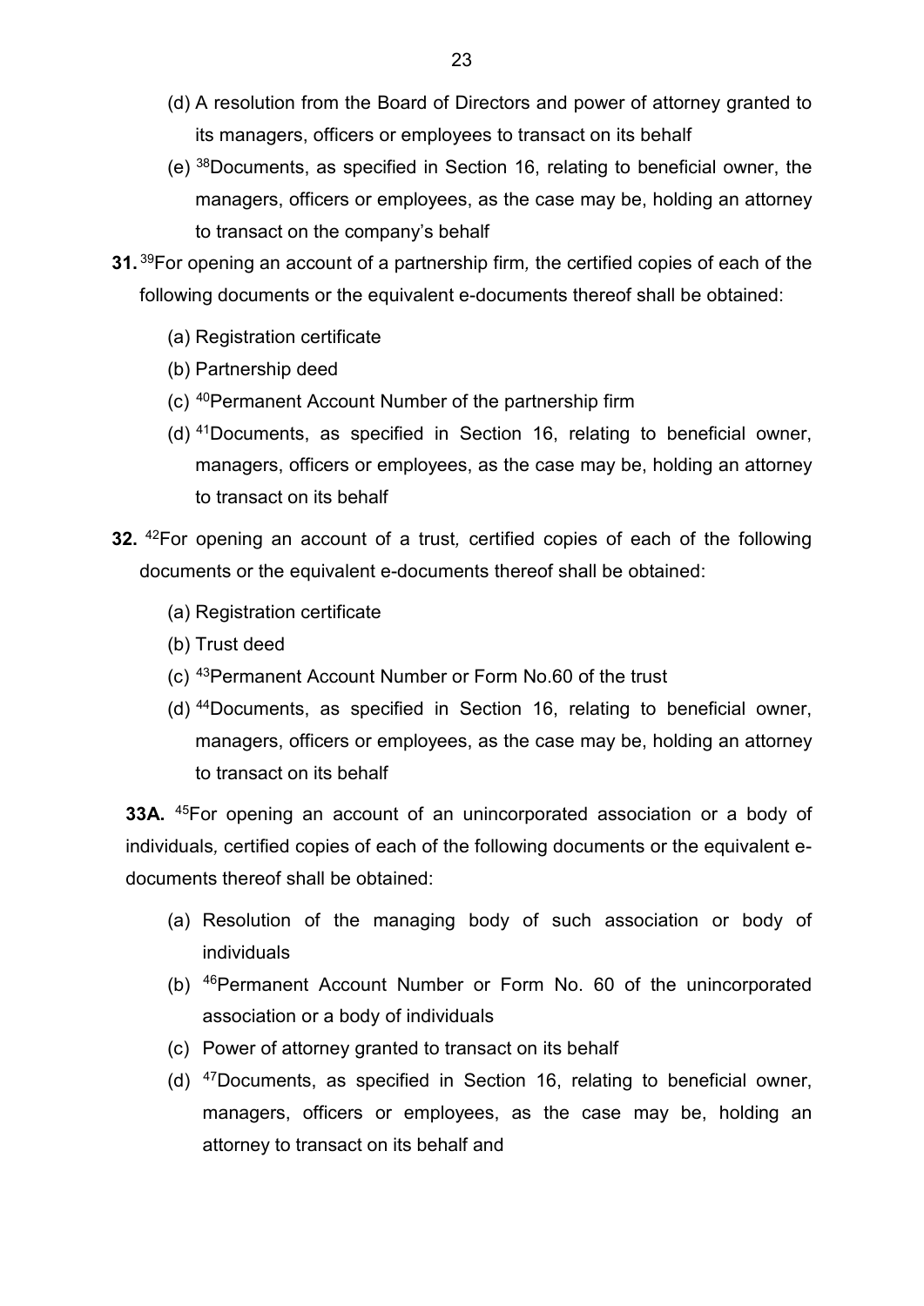(d) A resolution from the Board of Directors and power of attorney granted to its managers, officers or employees to transact on its behalf

(e) [38]Documents, as specified in Section 16, relating to beneficial owner, the managers, officers or employees, as the case may be, holding an attorney to transact on the company's behalf

**31.** [39]For opening an account of a partnership firm*,* the certified copies of each of the following documents or the equivalent e-documents thereof shall be obtained:

(a) Registration certificate

(b) Partnership deed

(c) [40]Permanent Account Number of the partnership firm

(d) [41]Documents, as specified in Section 16, relating to beneficial owner, managers, officers or employees, as the case may be, holding an attorney to transact on its behalf

**32.** [42]For opening an account of a trust*,* certified copies of each of the following documents or the equivalent e-documents thereof shall be obtained:

(a) Registration certificate

(b) Trust deed

(c) [43]Permanent Account Number or Form No.60 of the trust

(d) [44]Documents, as specified in Section 16, relating to beneficial owner, managers, officers or employees, as the case may be, holding an attorney to transact on its behalf

**33A.** [45]For opening an account of an unincorporated association or a body of individuals*,* certified copies of each of the following documents or the equivalent e-documents thereof shall be obtained:

(a) Resolution of the managing body of such association or body of individuals

(b) [46]Permanent Account Number or Form No. 60 of the unincorporated association or a body of individuals

(c) Power of attorney granted to transact on its behalf

(d) [47]Documents, as specified in Section 16, relating to beneficial owner, managers, officers or employees, as the case may be, holding an attorney to transact on its behalf and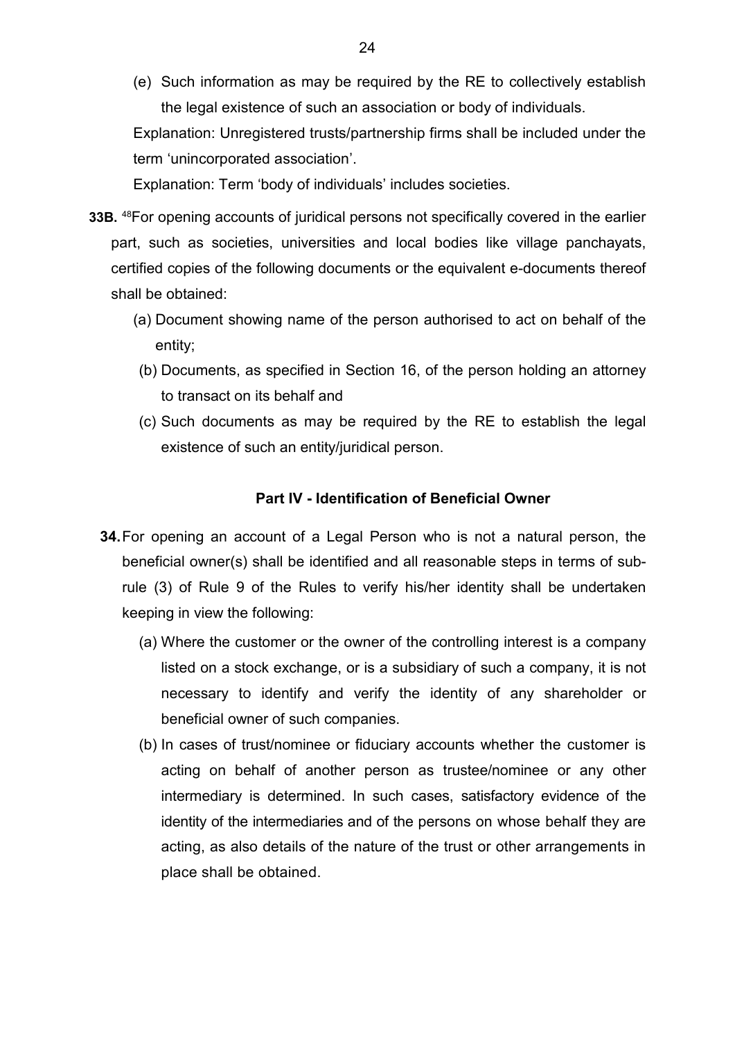(e) Such information as may be required by the RE to collectively establish the legal existence of such an association or body of individuals.

Explanation: Unregistered trusts/partnership firms shall be included under the term 'unincorporated association'.

Explanation: Term 'body of individuals' includes societies.

**33B.** [48]For opening accounts of juridical persons not specifically covered in the earlier part, such as societies, universities and local bodies like village panchayats, certified copies of the following documents or the equivalent e-documents thereof shall be obtained:

(a) Document showing name of the person authorised to act on behalf of the entity;

(b) Documents, as specified in Section 16, of the person holding an attorney to transact on its behalf and

(c) Such documents as may be required by the RE to establish the legal existence of such an entity/juridical person.

### Part IV - Identification of Beneficial Owner

**34.** For opening an account of a Legal Person who is not a natural person, the beneficial owner(s) shall be identified and all reasonable steps in terms of sub-rule (3) of Rule 9 of the Rules to verify his/her identity shall be undertaken keeping in view the following:

(a) Where the customer or the owner of the controlling interest is a company listed on a stock exchange, or is a subsidiary of such a company, it is not necessary to identify and verify the identity of any shareholder or beneficial owner of such companies.

(b) In cases of trust/nominee or fiduciary accounts whether the customer is acting on behalf of another person as trustee/nominee or any other intermediary is determined. In such cases, satisfactory evidence of the identity of the intermediaries and of the persons on whose behalf they are acting, as also details of the nature of the trust or other arrangements in place shall be obtained.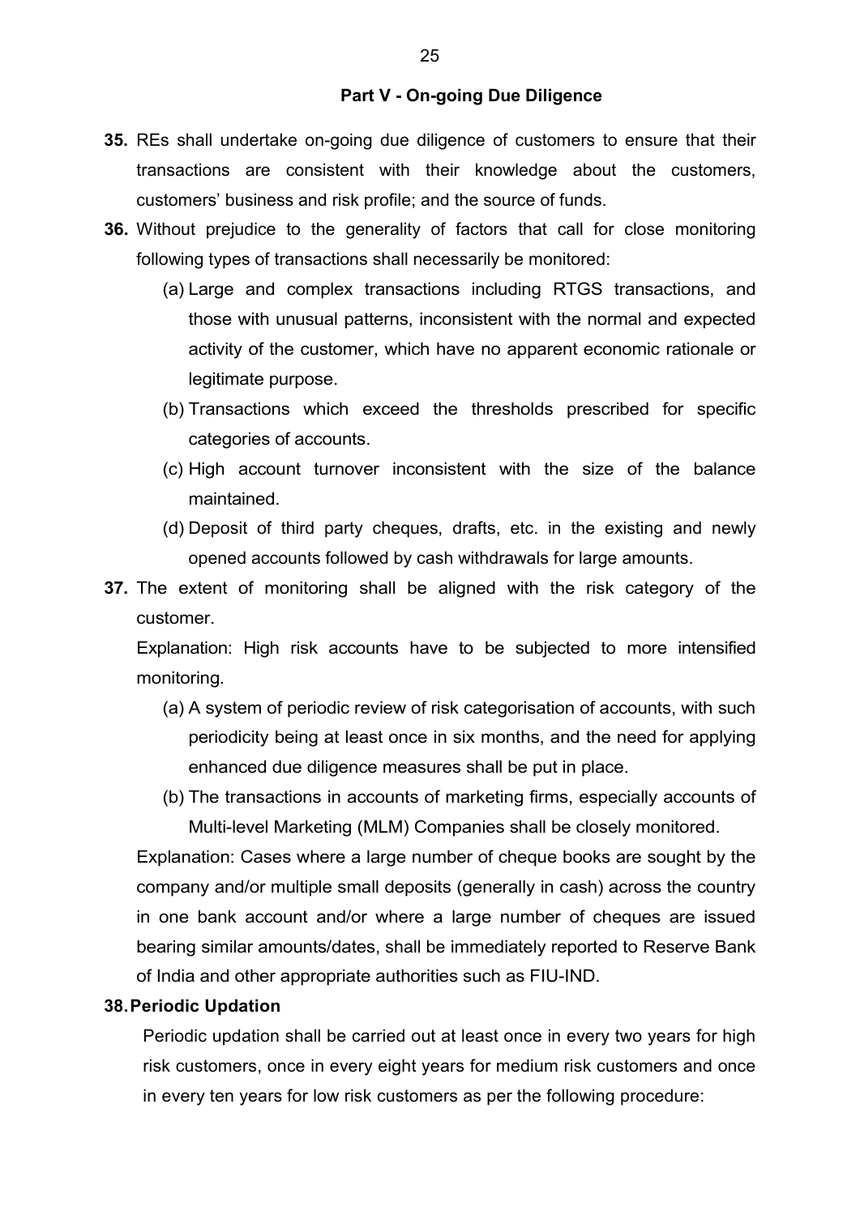## Part V - On-going Due Diligence

**35.** REs shall undertake on-going due diligence of customers to ensure that their transactions are consistent with their knowledge about the customers, customers' business and risk profile; and the source of funds.

**36.** Without prejudice to the generality of factors that call for close monitoring following types of transactions shall necessarily be monitored:

(a) Large and complex transactions including RTGS transactions, and those with unusual patterns, inconsistent with the normal and expected activity of the customer, which have no apparent economic rationale or legitimate purpose.

(b) Transactions which exceed the thresholds prescribed for specific categories of accounts.

(c) High account turnover inconsistent with the size of the balance maintained.

(d) Deposit of third party cheques, drafts, etc. in the existing and newly opened accounts followed by cash withdrawals for large amounts.

**37.** The extent of monitoring shall be aligned with the risk category of the customer.

Explanation: High risk accounts have to be subjected to more intensified monitoring.

(a) A system of periodic review of risk categorisation of accounts, with such periodicity being at least once in six months, and the need for applying enhanced due diligence measures shall be put in place.

(b) The transactions in accounts of marketing firms, especially accounts of Multi-level Marketing (MLM) Companies shall be closely monitored.

Explanation: Cases where a large number of cheque books are sought by the company and/or multiple small deposits (generally in cash) across the country in one bank account and/or where a large number of cheques are issued bearing similar amounts/dates, shall be immediately reported to Reserve Bank of India and other appropriate authorities such as FIU-IND.

**38. Periodic Updation**

Periodic updation shall be carried out at least once in every two years for high risk customers, once in every eight years for medium risk customers and once in every ten years for low risk customers as per the following procedure: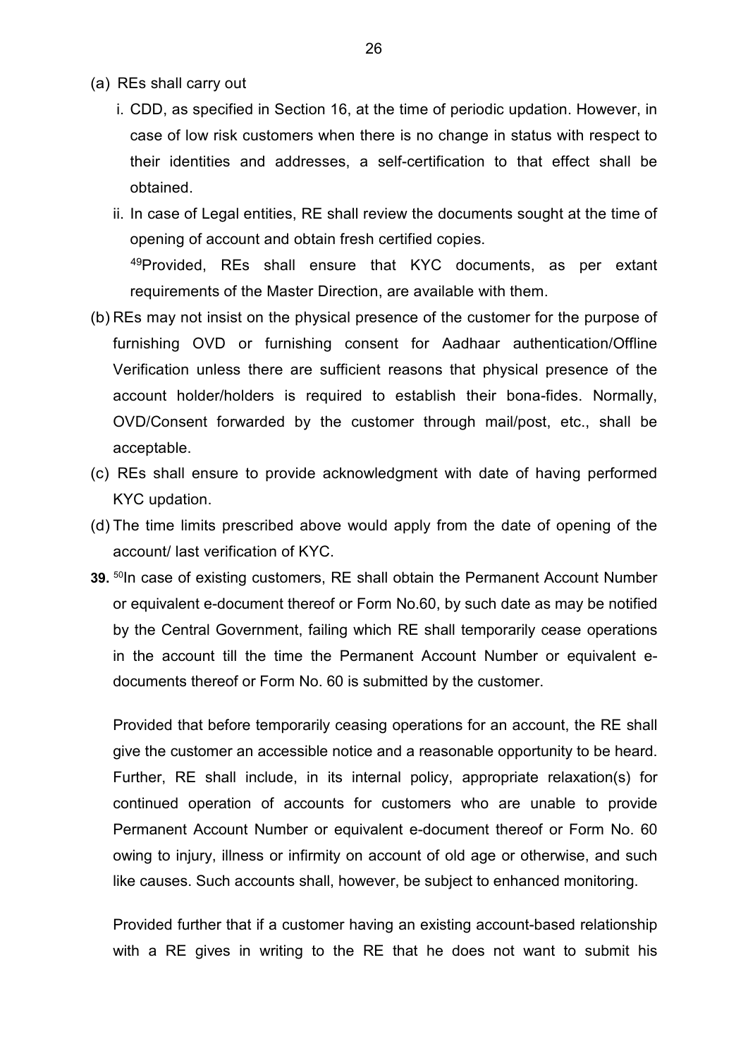(a) REs shall carry out

   i. CDD, as specified in Section 16, at the time of periodic updation. However, in case of low risk customers when there is no change in status with respect to their identities and addresses, a self-certification to that effect shall be obtained.

   ii. In case of Legal entities, RE shall review the documents sought at the time of opening of account and obtain fresh certified copies.

   [49]Provided, REs shall ensure that KYC documents, as per extant requirements of the Master Direction, are available with them.

(b) REs may not insist on the physical presence of the customer for the purpose of furnishing OVD or furnishing consent for Aadhaar authentication/Offline Verification unless there are sufficient reasons that physical presence of the account holder/holders is required to establish their bona-fides. Normally, OVD/Consent forwarded by the customer through mail/post, etc., shall be acceptable.

(c) REs shall ensure to provide acknowledgment with date of having performed KYC updation.

(d) The time limits prescribed above would apply from the date of opening of the account/ last verification of KYC.

**39.** [50]In case of existing customers, RE shall obtain the Permanent Account Number or equivalent e-document thereof or Form No.60, by such date as may be notified by the Central Government, failing which RE shall temporarily cease operations in the account till the time the Permanent Account Number or equivalent e-documents thereof or Form No. 60 is submitted by the customer.

Provided that before temporarily ceasing operations for an account, the RE shall give the customer an accessible notice and a reasonable opportunity to be heard. Further, RE shall include, in its internal policy, appropriate relaxation(s) for continued operation of accounts for customers who are unable to provide Permanent Account Number or equivalent e-document thereof or Form No. 60 owing to injury, illness or infirmity on account of old age or otherwise, and such like causes. Such accounts shall, however, be subject to enhanced monitoring.

Provided further that if a customer having an existing account-based relationship with a RE gives in writing to the RE that he does not want to submit his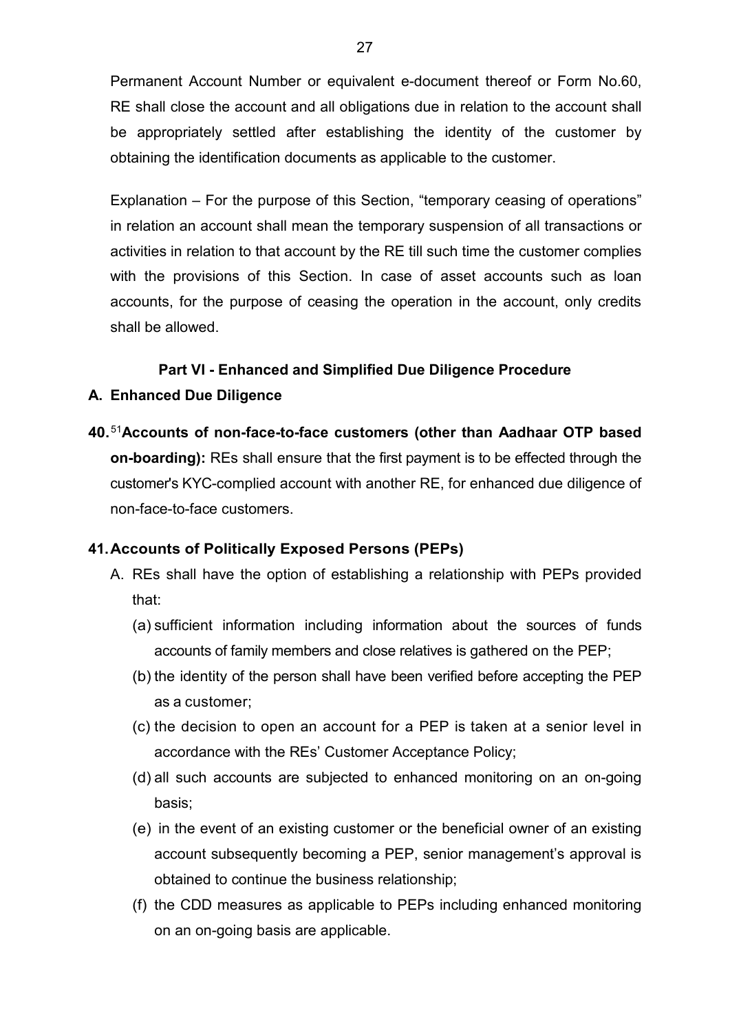Permanent Account Number or equivalent e-document thereof or Form No.60, RE shall close the account and all obligations due in relation to the account shall be appropriately settled after establishing the identity of the customer by obtaining the identification documents as applicable to the customer.

Explanation – For the purpose of this Section, "temporary ceasing of operations" in relation an account shall mean the temporary suspension of all transactions or activities in relation to that account by the RE till such time the customer complies with the provisions of this Section. In case of asset accounts such as loan accounts, for the purpose of ceasing the operation in the account, only credits shall be allowed.

## Part VI - Enhanced and Simplified Due Diligence Procedure

### A. Enhanced Due Diligence

**40.**[51]**Accounts of non-face-to-face customers (other than Aadhaar OTP based on-boarding):** REs shall ensure that the first payment is to be effected through the customer's KYC-complied account with another RE, for enhanced due diligence of non-face-to-face customers.

**41. Accounts of Politically Exposed Persons (PEPs)**

A. REs shall have the option of establishing a relationship with PEPs provided that:

(a) sufficient information including information about the sources of funds accounts of family members and close relatives is gathered on the PEP;

(b) the identity of the person shall have been verified before accepting the PEP as a customer;

(c) the decision to open an account for a PEP is taken at a senior level in accordance with the REs' Customer Acceptance Policy;

(d) all such accounts are subjected to enhanced monitoring on an on-going basis;

(e) in the event of an existing customer or the beneficial owner of an existing account subsequently becoming a PEP, senior management's approval is obtained to continue the business relationship;

(f) the CDD measures as applicable to PEPs including enhanced monitoring on an on-going basis are applicable.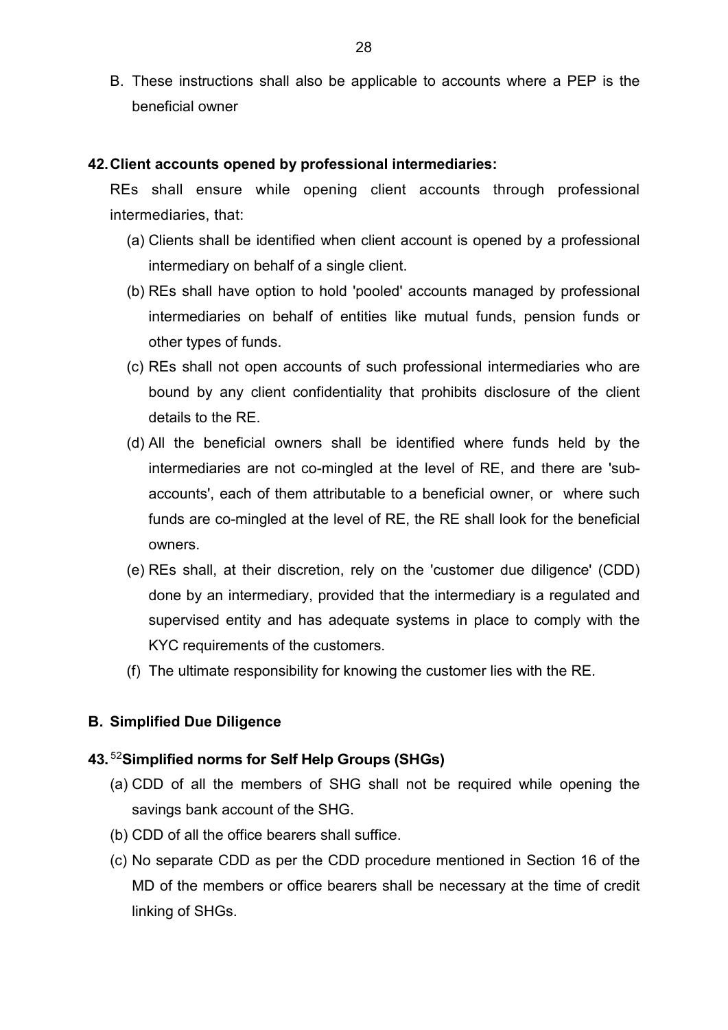B. These instructions shall also be applicable to accounts where a PEP is the beneficial owner

**42. Client accounts opened by professional intermediaries:**

REs shall ensure while opening client accounts through professional intermediaries, that:

(a) Clients shall be identified when client account is opened by a professional intermediary on behalf of a single client.

(b) REs shall have option to hold 'pooled' accounts managed by professional intermediaries on behalf of entities like mutual funds, pension funds or other types of funds.

(c) REs shall not open accounts of such professional intermediaries who are bound by any client confidentiality that prohibits disclosure of the client details to the RE.

(d) All the beneficial owners shall be identified where funds held by the intermediaries are not co-mingled at the level of RE, and there are 'sub-accounts', each of them attributable to a beneficial owner, or where such funds are co-mingled at the level of RE, the RE shall look for the beneficial owners.

(e) REs shall, at their discretion, rely on the 'customer due diligence' (CDD) done by an intermediary, provided that the intermediary is a regulated and supervised entity and has adequate systems in place to comply with the KYC requirements of the customers.

(f) The ultimate responsibility for knowing the customer lies with the RE.

**B. Simplified Due Diligence**

**43.** [52]**Simplified norms for Self Help Groups (SHGs)**

(a) CDD of all the members of SHG shall not be required while opening the savings bank account of the SHG.

(b) CDD of all the office bearers shall suffice.

(c) No separate CDD as per the CDD procedure mentioned in Section 16 of the MD of the members or office bearers shall be necessary at the time of credit linking of SHGs.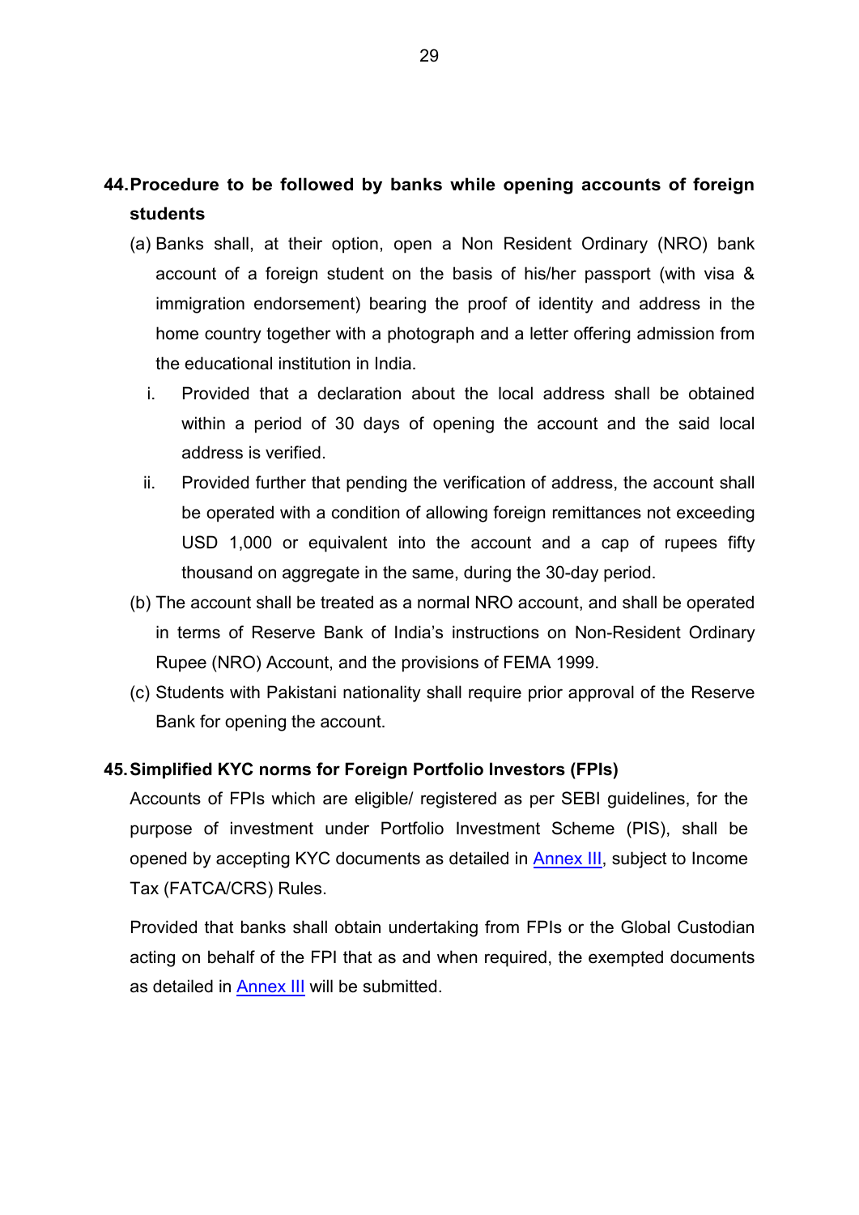## 44. Procedure to be followed by banks while opening accounts of foreign students

(a) Banks shall, at their option, open a Non Resident Ordinary (NRO) bank account of a foreign student on the basis of his/her passport (with visa & immigration endorsement) bearing the proof of identity and address in the home country together with a photograph and a letter offering admission from the educational institution in India.

   i. Provided that a declaration about the local address shall be obtained within a period of 30 days of opening the account and the said local address is verified.

   ii. Provided further that pending the verification of address, the account shall be operated with a condition of allowing foreign remittances not exceeding USD 1,000 or equivalent into the account and a cap of rupees fifty thousand on aggregate in the same, during the 30-day period.

(b) The account shall be treated as a normal NRO account, and shall be operated in terms of Reserve Bank of India's instructions on Non-Resident Ordinary Rupee (NRO) Account, and the provisions of FEMA 1999.

(c) Students with Pakistani nationality shall require prior approval of the Reserve Bank for opening the account.

## 45. Simplified KYC norms for Foreign Portfolio Investors (FPIs)

Accounts of FPIs which are eligible/ registered as per SEBI guidelines, for the purpose of investment under Portfolio Investment Scheme (PIS), shall be opened by accepting KYC documents as detailed in Annex III, subject to Income Tax (FATCA/CRS) Rules.

Provided that banks shall obtain undertaking from FPIs or the Global Custodian acting on behalf of the FPI that as and when required, the exempted documents as detailed in Annex III will be submitted.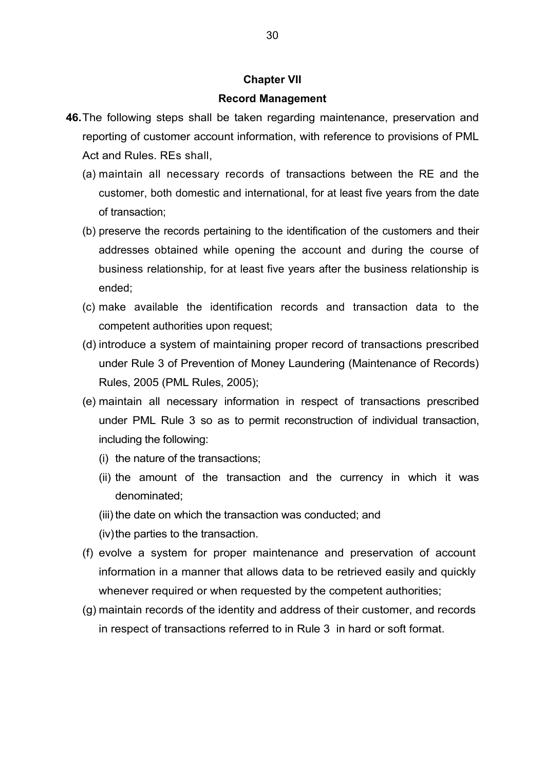## Chapter VII

## Record Management

**46.** The following steps shall be taken regarding maintenance, preservation and reporting of customer account information, with reference to provisions of PML Act and Rules. REs shall,

(a) maintain all necessary records of transactions between the RE and the customer, both domestic and international, for at least five years from the date of transaction;

(b) preserve the records pertaining to the identification of the customers and their addresses obtained while opening the account and during the course of business relationship, for at least five years after the business relationship is ended;

(c) make available the identification records and transaction data to the competent authorities upon request;

(d) introduce a system of maintaining proper record of transactions prescribed under Rule 3 of Prevention of Money Laundering (Maintenance of Records) Rules, 2005 (PML Rules, 2005);

(e) maintain all necessary information in respect of transactions prescribed under PML Rule 3 so as to permit reconstruction of individual transaction, including the following:

   (i) the nature of the transactions;

   (ii) the amount of the transaction and the currency in which it was denominated;

   (iii) the date on which the transaction was conducted; and

   (iv) the parties to the transaction.

(f) evolve a system for proper maintenance and preservation of account information in a manner that allows data to be retrieved easily and quickly whenever required or when requested by the competent authorities;

(g) maintain records of the identity and address of their customer, and records in respect of transactions referred to in Rule 3 in hard or soft format.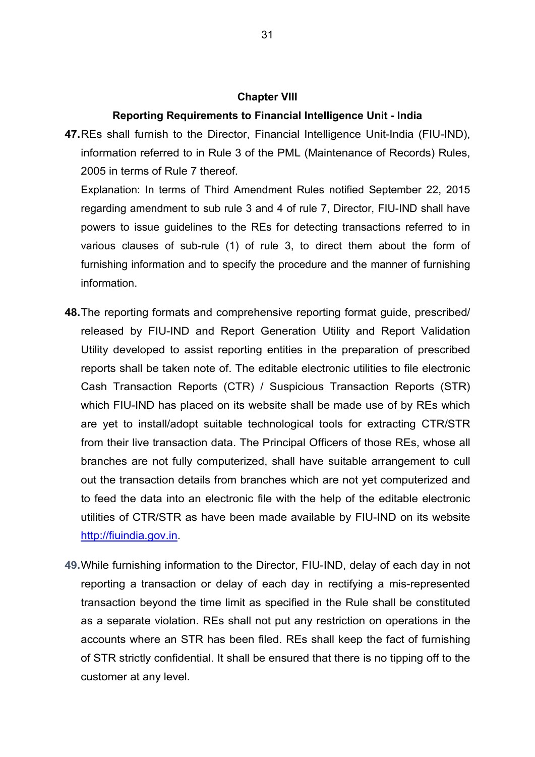## Chapter VIII

### Reporting Requirements to Financial Intelligence Unit - India

**47.** REs shall furnish to the Director, Financial Intelligence Unit-India (FIU-IND), information referred to in Rule 3 of the PML (Maintenance of Records) Rules, 2005 in terms of Rule 7 thereof.

Explanation: In terms of Third Amendment Rules notified September 22, 2015 regarding amendment to sub rule 3 and 4 of rule 7, Director, FIU-IND shall have powers to issue guidelines to the REs for detecting transactions referred to in various clauses of sub-rule (1) of rule 3, to direct them about the form of furnishing information and to specify the procedure and the manner of furnishing information.

**48.** The reporting formats and comprehensive reporting format guide, prescribed/ released by FIU-IND and Report Generation Utility and Report Validation Utility developed to assist reporting entities in the preparation of prescribed reports shall be taken note of. The editable electronic utilities to file electronic Cash Transaction Reports (CTR) / Suspicious Transaction Reports (STR) which FIU-IND has placed on its website shall be made use of by REs which are yet to install/adopt suitable technological tools for extracting CTR/STR from their live transaction data. The Principal Officers of those REs, whose all branches are not fully computerized, shall have suitable arrangement to cull out the transaction details from branches which are not yet computerized and to feed the data into an electronic file with the help of the editable electronic utilities of CTR/STR as have been made available by FIU-IND on its website [http://fiuindia.gov.in](http://fiuindia.gov.in).

**49.** While furnishing information to the Director, FIU-IND, delay of each day in not reporting a transaction or delay of each day in rectifying a mis-represented transaction beyond the time limit as specified in the Rule shall be constituted as a separate violation. REs shall not put any restriction on operations in the accounts where an STR has been filed. REs shall keep the fact of furnishing of STR strictly confidential. It shall be ensured that there is no tipping off to the customer at any level.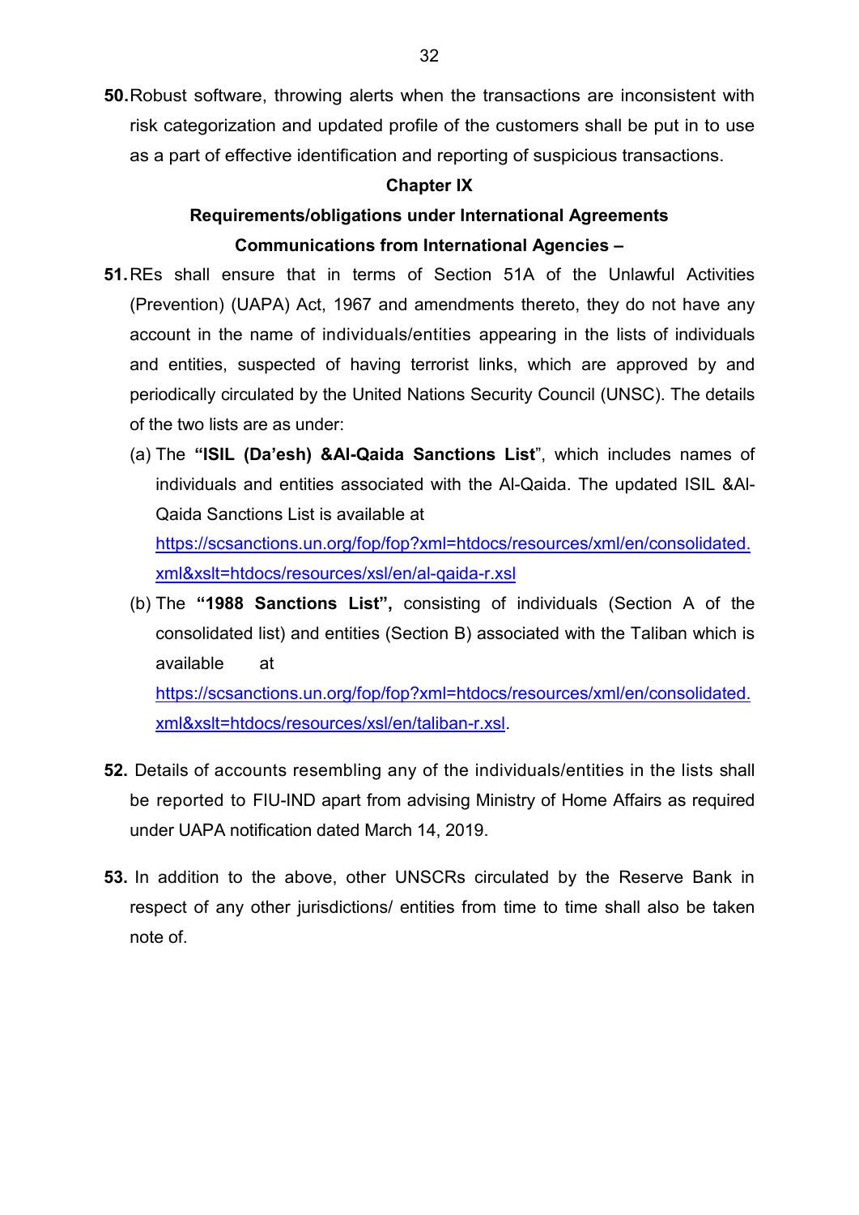**50.** Robust software, throwing alerts when the transactions are inconsistent with risk categorization and updated profile of the customers shall be put in to use as a part of effective identification and reporting of suspicious transactions.

## Chapter IX

### Requirements/obligations under International Agreements

### Communications from International Agencies –

**51.** REs shall ensure that in terms of Section 51A of the Unlawful Activities (Prevention) (UAPA) Act, 1967 and amendments thereto, they do not have any account in the name of individuals/entities appearing in the lists of individuals and entities, suspected of having terrorist links, which are approved by and periodically circulated by the United Nations Security Council (UNSC). The details of the two lists are as under:

(a) The **"ISIL (Da'esh) &Al-Qaida Sanctions List**", which includes names of individuals and entities associated with the Al-Qaida. The updated ISIL &Al-Qaida Sanctions List is available at https://scsanctions.un.org/fop/fop?xml=htdocs/resources/xml/en/consolidated.xml&xslt=htdocs/resources/xsl/en/al-qaida-r.xsl

(b) The **"1988 Sanctions List",** consisting of individuals (Section A of the consolidated list) and entities (Section B) associated with the Taliban which is available at https://scsanctions.un.org/fop/fop?xml=htdocs/resources/xml/en/consolidated.xml&xslt=htdocs/resources/xsl/en/taliban-r.xsl.

**52.** Details of accounts resembling any of the individuals/entities in the lists shall be reported to FIU-IND apart from advising Ministry of Home Affairs as required under UAPA notification dated March 14, 2019.

**53.** In addition to the above, other UNSCRs circulated by the Reserve Bank in respect of any other jurisdictions/ entities from time to time shall also be taken note of.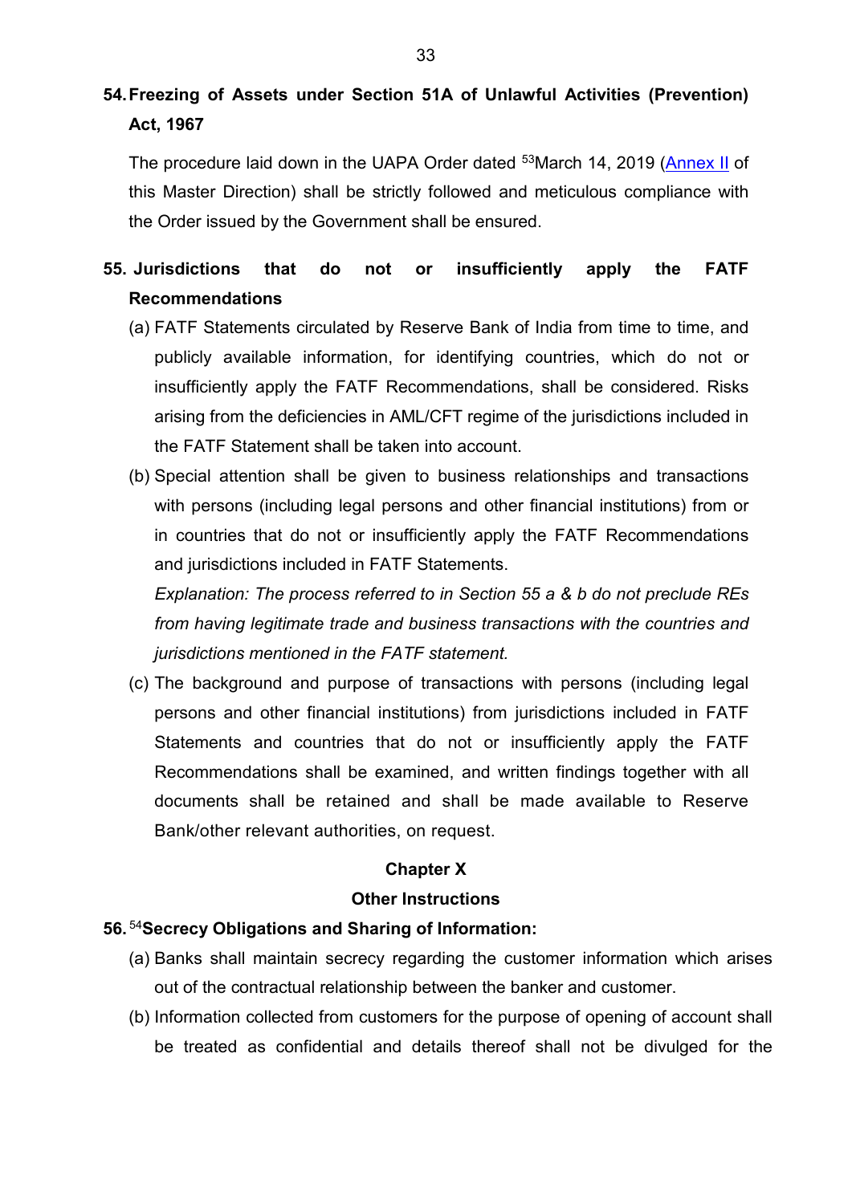## 54. Freezing of Assets under Section 51A of Unlawful Activities (Prevention) Act, 1967

The procedure laid down in the UAPA Order dated [53]March 14, 2019 (Annex II of this Master Direction) shall be strictly followed and meticulous compliance with the Order issued by the Government shall be ensured.

## 55. Jurisdictions that do not or insufficiently apply the FATF Recommendations

(a) FATF Statements circulated by Reserve Bank of India from time to time, and publicly available information, for identifying countries, which do not or insufficiently apply the FATF Recommendations, shall be considered. Risks arising from the deficiencies in AML/CFT regime of the jurisdictions included in the FATF Statement shall be taken into account.

(b) Special attention shall be given to business relationships and transactions with persons (including legal persons and other financial institutions) from or in countries that do not or insufficiently apply the FATF Recommendations and jurisdictions included in FATF Statements.

*Explanation: The process referred to in Section 55 a & b do not preclude REs from having legitimate trade and business transactions with the countries and jurisdictions mentioned in the FATF statement.*

(c) The background and purpose of transactions with persons (including legal persons and other financial institutions) from jurisdictions included in FATF Statements and countries that do not or insufficiently apply the FATF Recommendations shall be examined, and written findings together with all documents shall be retained and shall be made available to Reserve Bank/other relevant authorities, on request.

# Chapter X

# Other Instructions

## 56. [54]Secrecy Obligations and Sharing of Information:

(a) Banks shall maintain secrecy regarding the customer information which arises out of the contractual relationship between the banker and customer.

(b) Information collected from customers for the purpose of opening of account shall be treated as confidential and details thereof shall not be divulged for the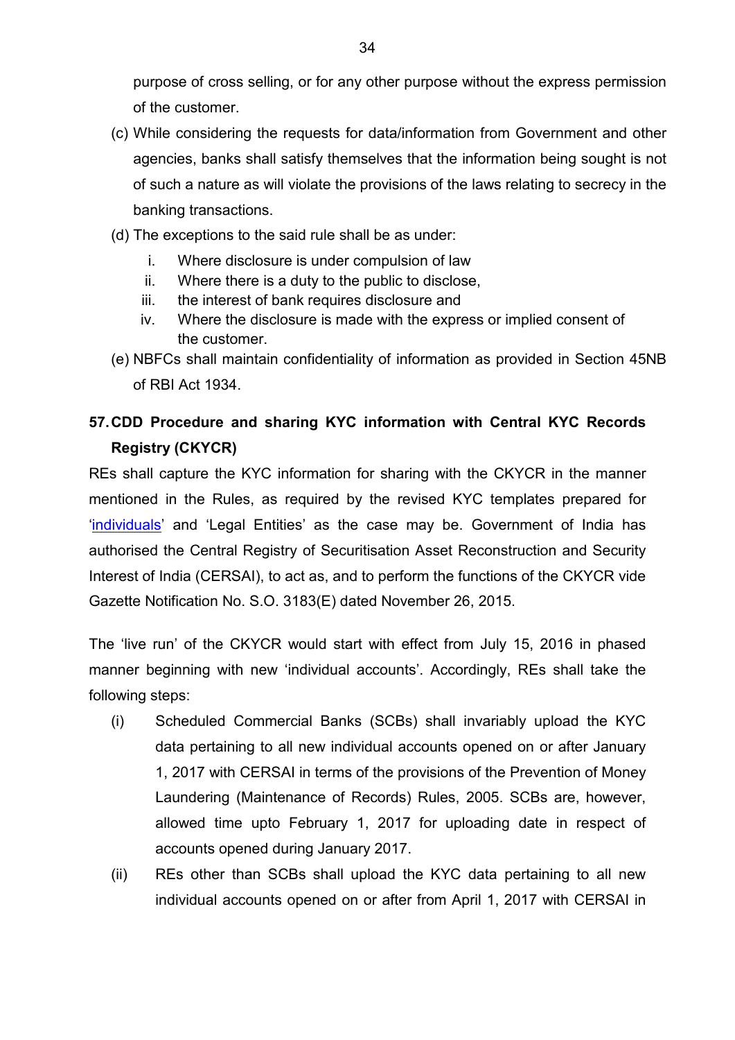purpose of cross selling, or for any other purpose without the express permission of the customer.

(c) While considering the requests for data/information from Government and other agencies, banks shall satisfy themselves that the information being sought is not of such a nature as will violate the provisions of the laws relating to secrecy in the banking transactions.

(d) The exceptions to the said rule shall be as under:

   i. Where disclosure is under compulsion of law
   ii. Where there is a duty to the public to disclose,
   iii. the interest of bank requires disclosure and
   iv. Where the disclosure is made with the express or implied consent of the customer.

(e) NBFCs shall maintain confidentiality of information as provided in Section 45NB of RBI Act 1934.

## 57. CDD Procedure and sharing KYC information with Central KYC Records Registry (CKYCR)

REs shall capture the KYC information for sharing with the CKYCR in the manner mentioned in the Rules, as required by the revised KYC templates prepared for 'individuals' and 'Legal Entities' as the case may be. Government of India has authorised the Central Registry of Securitisation Asset Reconstruction and Security Interest of India (CERSAI), to act as, and to perform the functions of the CKYCR vide Gazette Notification No. S.O. 3183(E) dated November 26, 2015.

The 'live run' of the CKYCR would start with effect from July 15, 2016 in phased manner beginning with new 'individual accounts'. Accordingly, REs shall take the following steps:

(i) Scheduled Commercial Banks (SCBs) shall invariably upload the KYC data pertaining to all new individual accounts opened on or after January 1, 2017 with CERSAI in terms of the provisions of the Prevention of Money Laundering (Maintenance of Records) Rules, 2005. SCBs are, however, allowed time upto February 1, 2017 for uploading date in respect of accounts opened during January 2017.

(ii) REs other than SCBs shall upload the KYC data pertaining to all new individual accounts opened on or after from April 1, 2017 with CERSAI in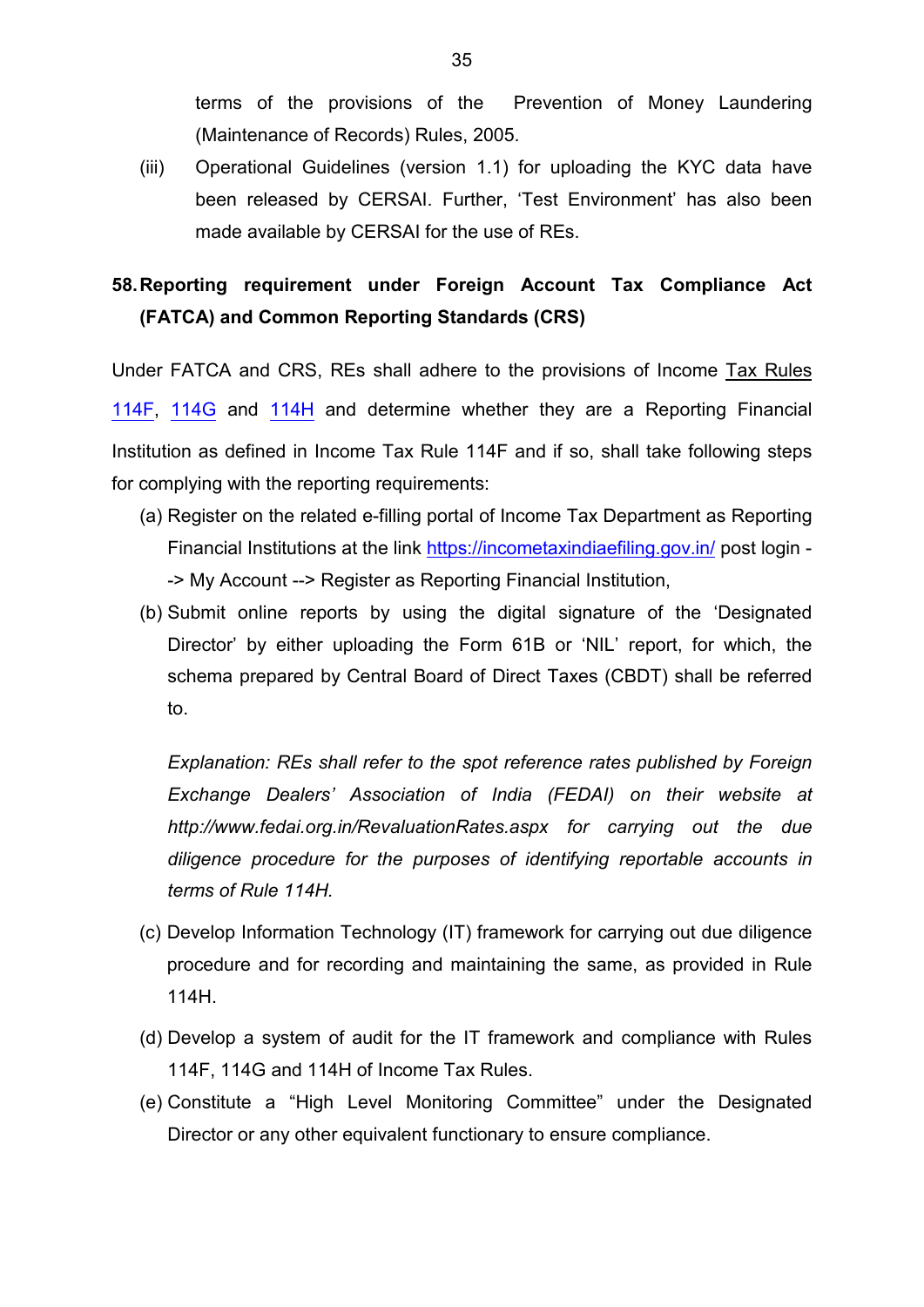terms of the provisions of the Prevention of Money Laundering (Maintenance of Records) Rules, 2005.

(iii) Operational Guidelines (version 1.1) for uploading the KYC data have been released by CERSAI. Further, 'Test Environment' has also been made available by CERSAI for the use of REs.

## 58. Reporting requirement under Foreign Account Tax Compliance Act (FATCA) and Common Reporting Standards (CRS)

Under FATCA and CRS, REs shall adhere to the provisions of Income Tax Rules 114F, 114G and 114H and determine whether they are a Reporting Financial Institution as defined in Income Tax Rule 114F and if so, shall take following steps for complying with the reporting requirements:

(a) Register on the related e-filling portal of Income Tax Department as Reporting Financial Institutions at the link https://incometaxindiaefiling.gov.in/ post login --> My Account --> Register as Reporting Financial Institution,

(b) Submit online reports by using the digital signature of the 'Designated Director' by either uploading the Form 61B or 'NIL' report, for which, the schema prepared by Central Board of Direct Taxes (CBDT) shall be referred to.

*Explanation: REs shall refer to the spot reference rates published by Foreign Exchange Dealers' Association of India (FEDAI) on their website at http://www.fedai.org.in/RevaluationRates.aspx for carrying out the due diligence procedure for the purposes of identifying reportable accounts in terms of Rule 114H.*

(c) Develop Information Technology (IT) framework for carrying out due diligence procedure and for recording and maintaining the same, as provided in Rule 114H.

(d) Develop a system of audit for the IT framework and compliance with Rules 114F, 114G and 114H of Income Tax Rules.

(e) Constitute a "High Level Monitoring Committee" under the Designated Director or any other equivalent functionary to ensure compliance.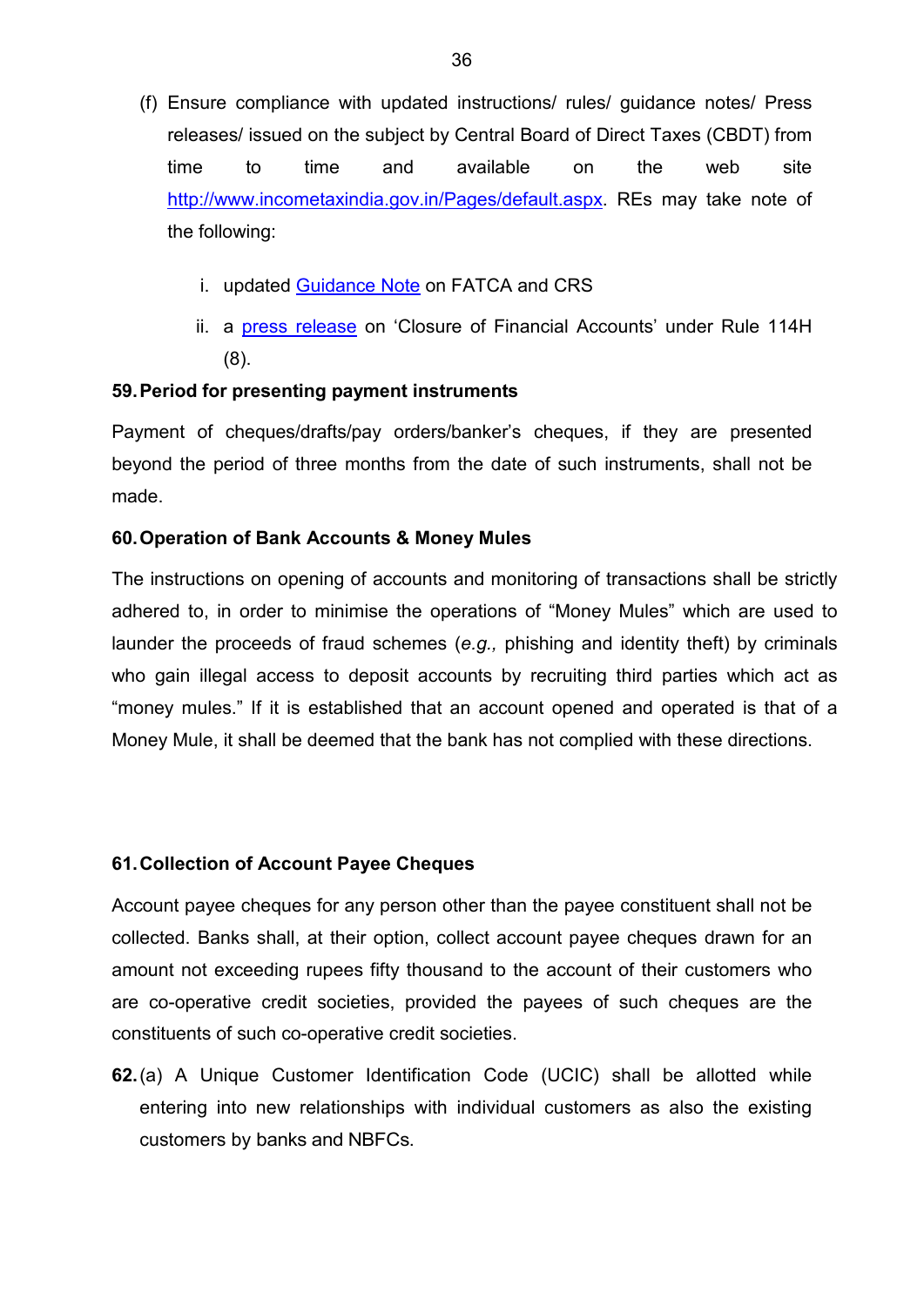(f) Ensure compliance with updated instructions/ rules/ guidance notes/ Press releases/ issued on the subject by Central Board of Direct Taxes (CBDT) from time to time and available on the web site [http://www.incometaxindia.gov.in/Pages/default.aspx](http://www.incometaxindia.gov.in/Pages/default.aspx). REs may take note of the following:

   i. updated Guidance Note on FATCA and CRS

   ii. a press release on 'Closure of Financial Accounts' under Rule 114H (8).

**59. Period for presenting payment instruments**

Payment of cheques/drafts/pay orders/banker's cheques, if they are presented beyond the period of three months from the date of such instruments, shall not be made.

**60. Operation of Bank Accounts & Money Mules**

The instructions on opening of accounts and monitoring of transactions shall be strictly adhered to, in order to minimise the operations of "Money Mules" which are used to launder the proceeds of fraud schemes (*e.g.,* phishing and identity theft) by criminals who gain illegal access to deposit accounts by recruiting third parties which act as "money mules." If it is established that an account opened and operated is that of a Money Mule, it shall be deemed that the bank has not complied with these directions.

**61. Collection of Account Payee Cheques**

Account payee cheques for any person other than the payee constituent shall not be collected. Banks shall, at their option, collect account payee cheques drawn for an amount not exceeding rupees fifty thousand to the account of their customers who are co-operative credit societies, provided the payees of such cheques are the constituents of such co-operative credit societies.

**62.** (a) A Unique Customer Identification Code (UCIC) shall be allotted while entering into new relationships with individual customers as also the existing customers by banks and NBFCs.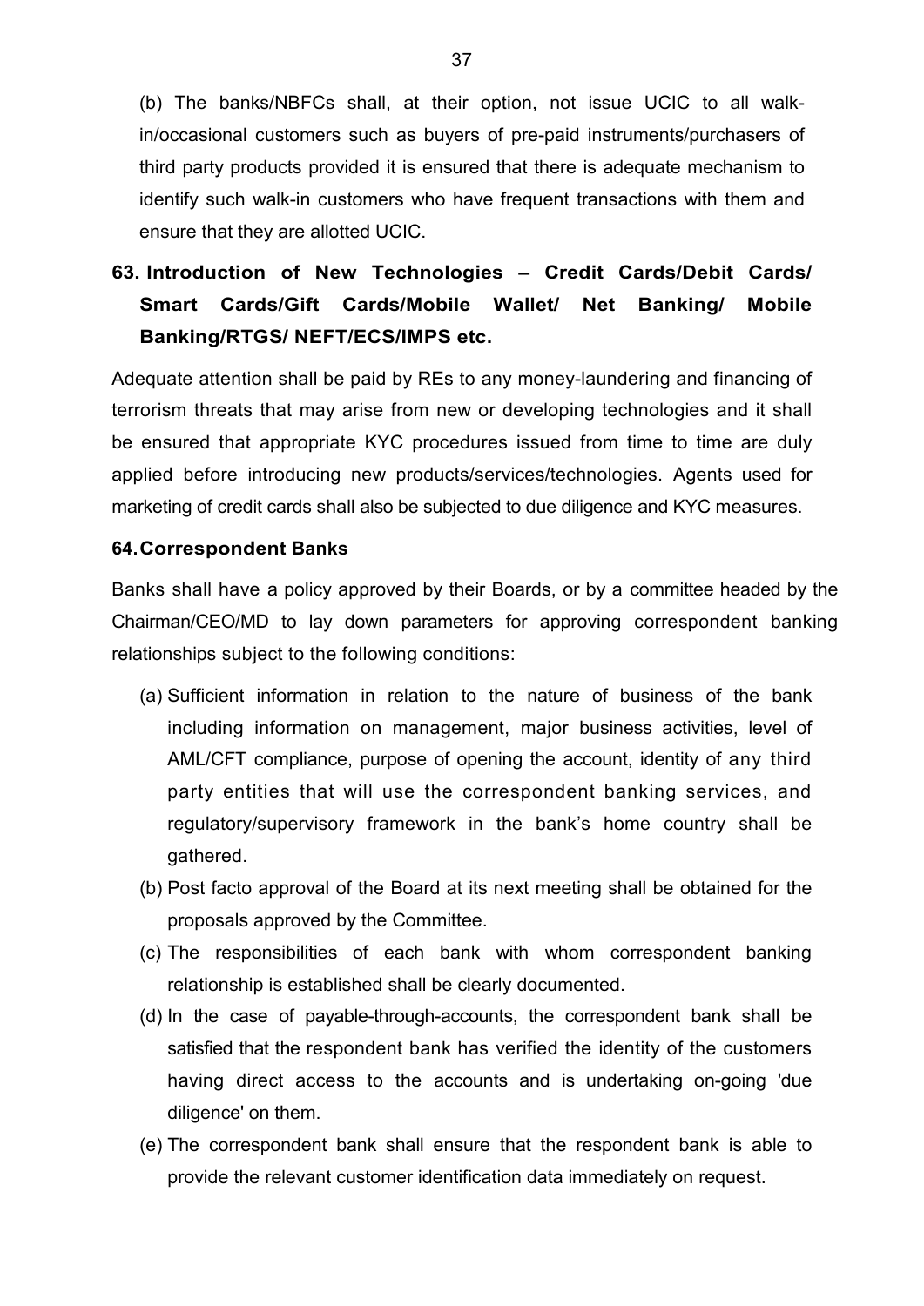(b) The banks/NBFCs shall, at their option, not issue UCIC to all walk-in/occasional customers such as buyers of pre-paid instruments/purchasers of third party products provided it is ensured that there is adequate mechanism to identify such walk-in customers who have frequent transactions with them and ensure that they are allotted UCIC.

## 63. Introduction of New Technologies – Credit Cards/Debit Cards/ Smart Cards/Gift Cards/Mobile Wallet/ Net Banking/ Mobile Banking/RTGS/ NEFT/ECS/IMPS etc.

Adequate attention shall be paid by REs to any money-laundering and financing of terrorism threats that may arise from new or developing technologies and it shall be ensured that appropriate KYC procedures issued from time to time are duly applied before introducing new products/services/technologies. Agents used for marketing of credit cards shall also be subjected to due diligence and KYC measures.

## 64. Correspondent Banks

Banks shall have a policy approved by their Boards, or by a committee headed by the Chairman/CEO/MD to lay down parameters for approving correspondent banking relationships subject to the following conditions:

(a) Sufficient information in relation to the nature of business of the bank including information on management, major business activities, level of AML/CFT compliance, purpose of opening the account, identity of any third party entities that will use the correspondent banking services, and regulatory/supervisory framework in the bank's home country shall be gathered.

(b) Post facto approval of the Board at its next meeting shall be obtained for the proposals approved by the Committee.

(c) The responsibilities of each bank with whom correspondent banking relationship is established shall be clearly documented.

(d) In the case of payable-through-accounts, the correspondent bank shall be satisfied that the respondent bank has verified the identity of the customers having direct access to the accounts and is undertaking on-going 'due diligence' on them.

(e) The correspondent bank shall ensure that the respondent bank is able to provide the relevant customer identification data immediately on request.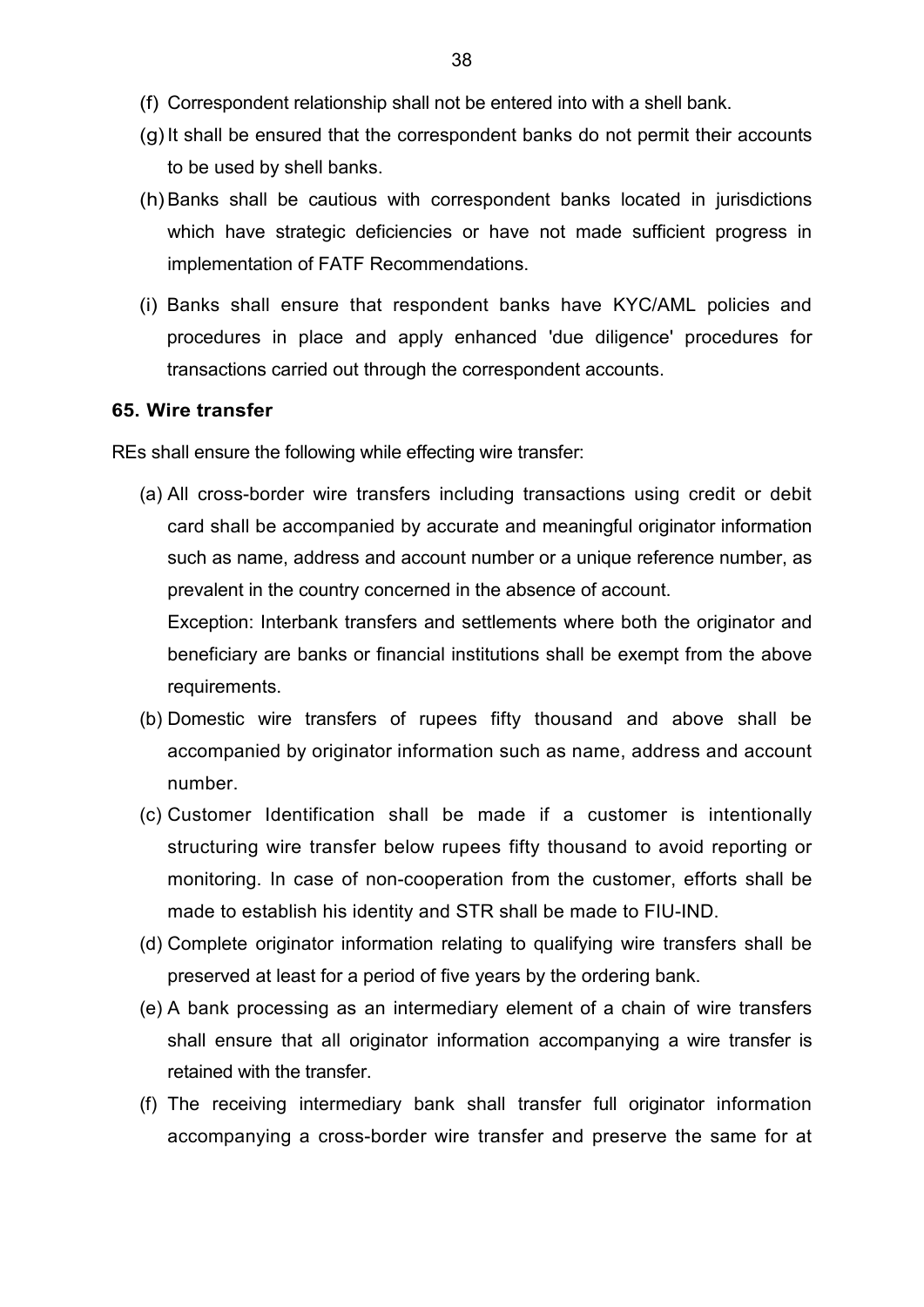(f) Correspondent relationship shall not be entered into with a shell bank.

(g) It shall be ensured that the correspondent banks do not permit their accounts to be used by shell banks.

(h) Banks shall be cautious with correspondent banks located in jurisdictions which have strategic deficiencies or have not made sufficient progress in implementation of FATF Recommendations.

(i) Banks shall ensure that respondent banks have KYC/AML policies and procedures in place and apply enhanced 'due diligence' procedures for transactions carried out through the correspondent accounts.

**65. Wire transfer**

REs shall ensure the following while effecting wire transfer:

(a) All cross-border wire transfers including transactions using credit or debit card shall be accompanied by accurate and meaningful originator information such as name, address and account number or a unique reference number, as prevalent in the country concerned in the absence of account.

Exception: Interbank transfers and settlements where both the originator and beneficiary are banks or financial institutions shall be exempt from the above requirements.

(b) Domestic wire transfers of rupees fifty thousand and above shall be accompanied by originator information such as name, address and account number.

(c) Customer Identification shall be made if a customer is intentionally structuring wire transfer below rupees fifty thousand to avoid reporting or monitoring. In case of non-cooperation from the customer, efforts shall be made to establish his identity and STR shall be made to FIU-IND.

(d) Complete originator information relating to qualifying wire transfers shall be preserved at least for a period of five years by the ordering bank.

(e) A bank processing as an intermediary element of a chain of wire transfers shall ensure that all originator information accompanying a wire transfer is retained with the transfer.

(f) The receiving intermediary bank shall transfer full originator information accompanying a cross-border wire transfer and preserve the same for at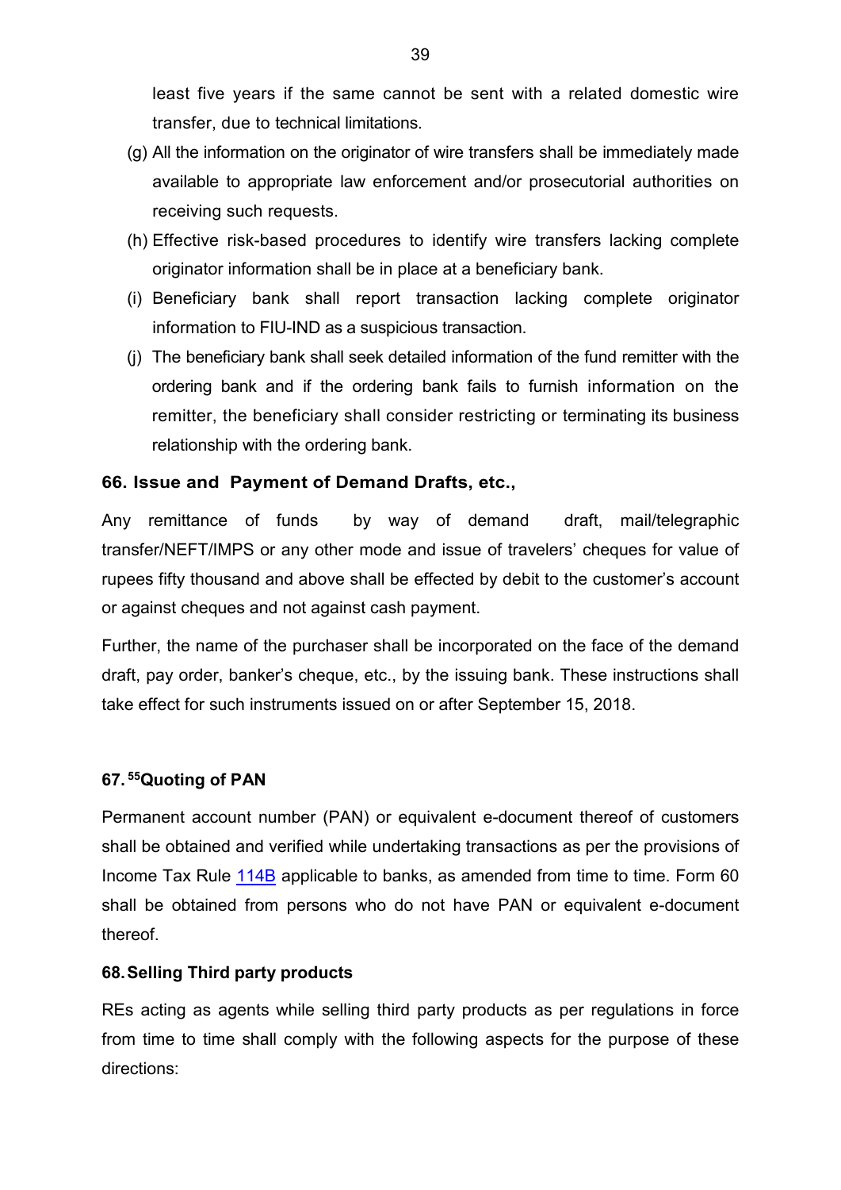least five years if the same cannot be sent with a related domestic wire transfer, due to technical limitations.

(g) All the information on the originator of wire transfers shall be immediately made available to appropriate law enforcement and/or prosecutorial authorities on receiving such requests.

(h) Effective risk-based procedures to identify wire transfers lacking complete originator information shall be in place at a beneficiary bank.

(i) Beneficiary bank shall report transaction lacking complete originator information to FIU-IND as a suspicious transaction.

(j) The beneficiary bank shall seek detailed information of the fund remitter with the ordering bank and if the ordering bank fails to furnish information on the remitter, the beneficiary shall consider restricting or terminating its business relationship with the ordering bank.

**66. Issue and Payment of Demand Drafts, etc.,**

Any remittance of funds by way of demand draft, mail/telegraphic transfer/NEFT/IMPS or any other mode and issue of travelers' cheques for value of rupees fifty thousand and above shall be effected by debit to the customer's account or against cheques and not against cash payment.

Further, the name of the purchaser shall be incorporated on the face of the demand draft, pay order, banker's cheque, etc., by the issuing bank. These instructions shall take effect for such instruments issued on or after September 15, 2018.

**67. [55]Quoting of PAN**

Permanent account number (PAN) or equivalent e-document thereof of customers shall be obtained and verified while undertaking transactions as per the provisions of Income Tax Rule 114B applicable to banks, as amended from time to time. Form 60 shall be obtained from persons who do not have PAN or equivalent e-document thereof.

**68. Selling Third party products**

REs acting as agents while selling third party products as per regulations in force from time to time shall comply with the following aspects for the purpose of these directions: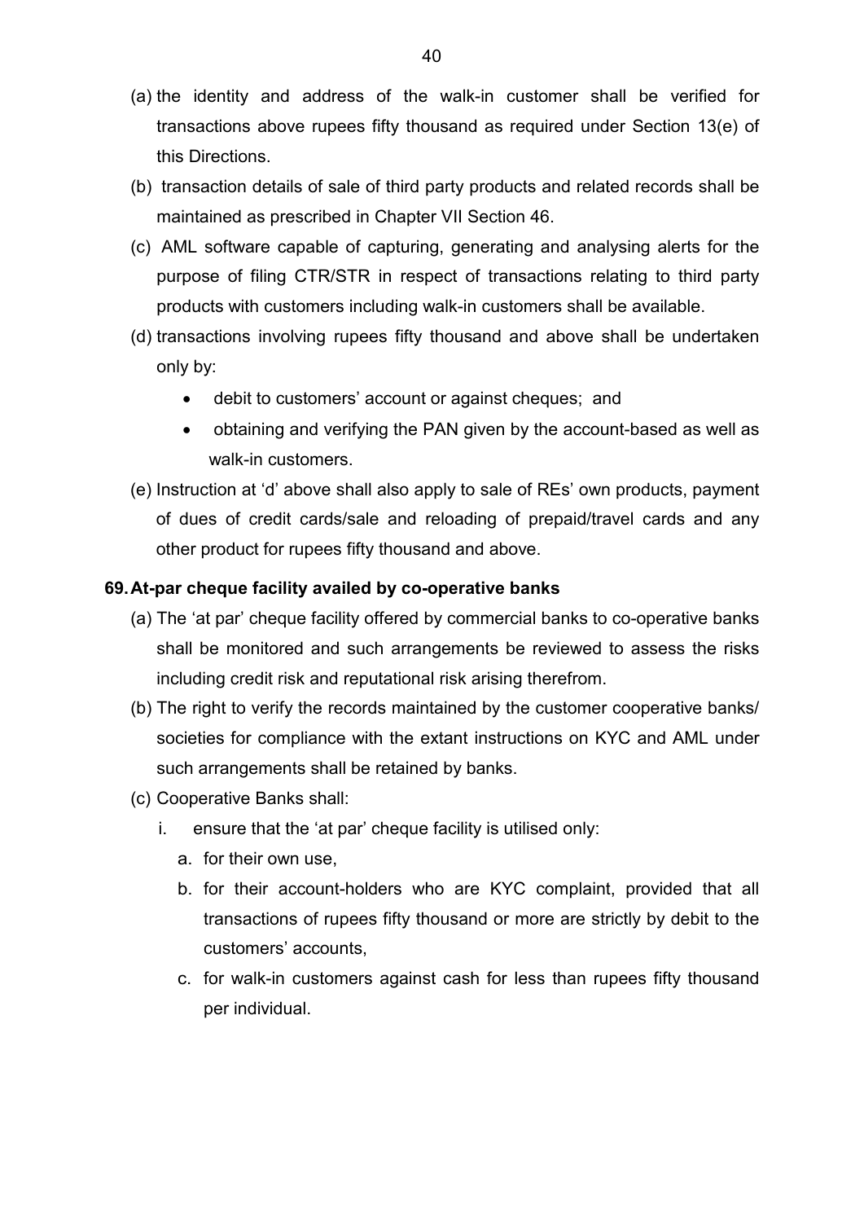(a) the identity and address of the walk-in customer shall be verified for transactions above rupees fifty thousand as required under Section 13(e) of this Directions.

(b) transaction details of sale of third party products and related records shall be maintained as prescribed in Chapter VII Section 46.

(c) AML software capable of capturing, generating and analysing alerts for the purpose of filing CTR/STR in respect of transactions relating to third party products with customers including walk-in customers shall be available.

(d) transactions involving rupees fifty thousand and above shall be undertaken only by:

- debit to customers' account or against cheques; and
- obtaining and verifying the PAN given by the account-based as well as walk-in customers.

(e) Instruction at 'd' above shall also apply to sale of REs' own products, payment of dues of credit cards/sale and reloading of prepaid/travel cards and any other product for rupees fifty thousand and above.

**69. At-par cheque facility availed by co-operative banks**

(a) The 'at par' cheque facility offered by commercial banks to co-operative banks shall be monitored and such arrangements be reviewed to assess the risks including credit risk and reputational risk arising therefrom.

(b) The right to verify the records maintained by the customer cooperative banks/ societies for compliance with the extant instructions on KYC and AML under such arrangements shall be retained by banks.

(c) Cooperative Banks shall:

i. ensure that the 'at par' cheque facility is utilised only:

a. for their own use,

b. for their account-holders who are KYC complaint, provided that all transactions of rupees fifty thousand or more are strictly by debit to the customers' accounts,

c. for walk-in customers against cash for less than rupees fifty thousand per individual.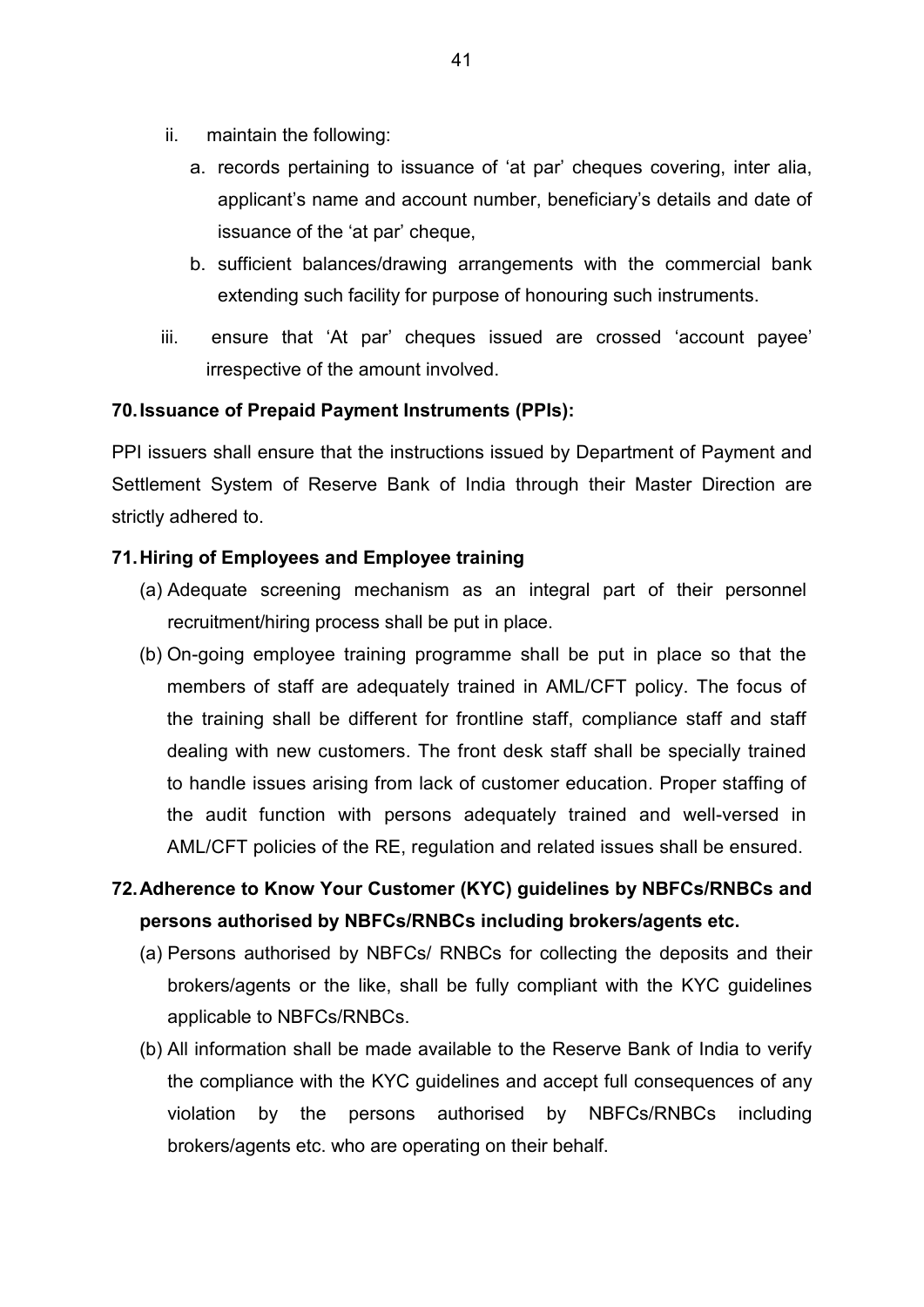ii. maintain the following:

   a. records pertaining to issuance of 'at par' cheques covering, inter alia, applicant's name and account number, beneficiary's details and date of issuance of the 'at par' cheque,

   b. sufficient balances/drawing arrangements with the commercial bank extending such facility for purpose of honouring such instruments.

iii. ensure that 'At par' cheques issued are crossed 'account payee' irrespective of the amount involved.

**70. Issuance of Prepaid Payment Instruments (PPIs):**

PPI issuers shall ensure that the instructions issued by Department of Payment and Settlement System of Reserve Bank of India through their Master Direction are strictly adhered to.

**71. Hiring of Employees and Employee training**

(a) Adequate screening mechanism as an integral part of their personnel recruitment/hiring process shall be put in place.

(b) On-going employee training programme shall be put in place so that the members of staff are adequately trained in AML/CFT policy. The focus of the training shall be different for frontline staff, compliance staff and staff dealing with new customers. The front desk staff shall be specially trained to handle issues arising from lack of customer education. Proper staffing of the audit function with persons adequately trained and well-versed in AML/CFT policies of the RE, regulation and related issues shall be ensured.

**72. Adherence to Know Your Customer (KYC) guidelines by NBFCs/RNBCs and persons authorised by NBFCs/RNBCs including brokers/agents etc.**

(a) Persons authorised by NBFCs/ RNBCs for collecting the deposits and their brokers/agents or the like, shall be fully compliant with the KYC guidelines applicable to NBFCs/RNBCs.

(b) All information shall be made available to the Reserve Bank of India to verify the compliance with the KYC guidelines and accept full consequences of any violation by the persons authorised by NBFCs/RNBCs including brokers/agents etc. who are operating on their behalf.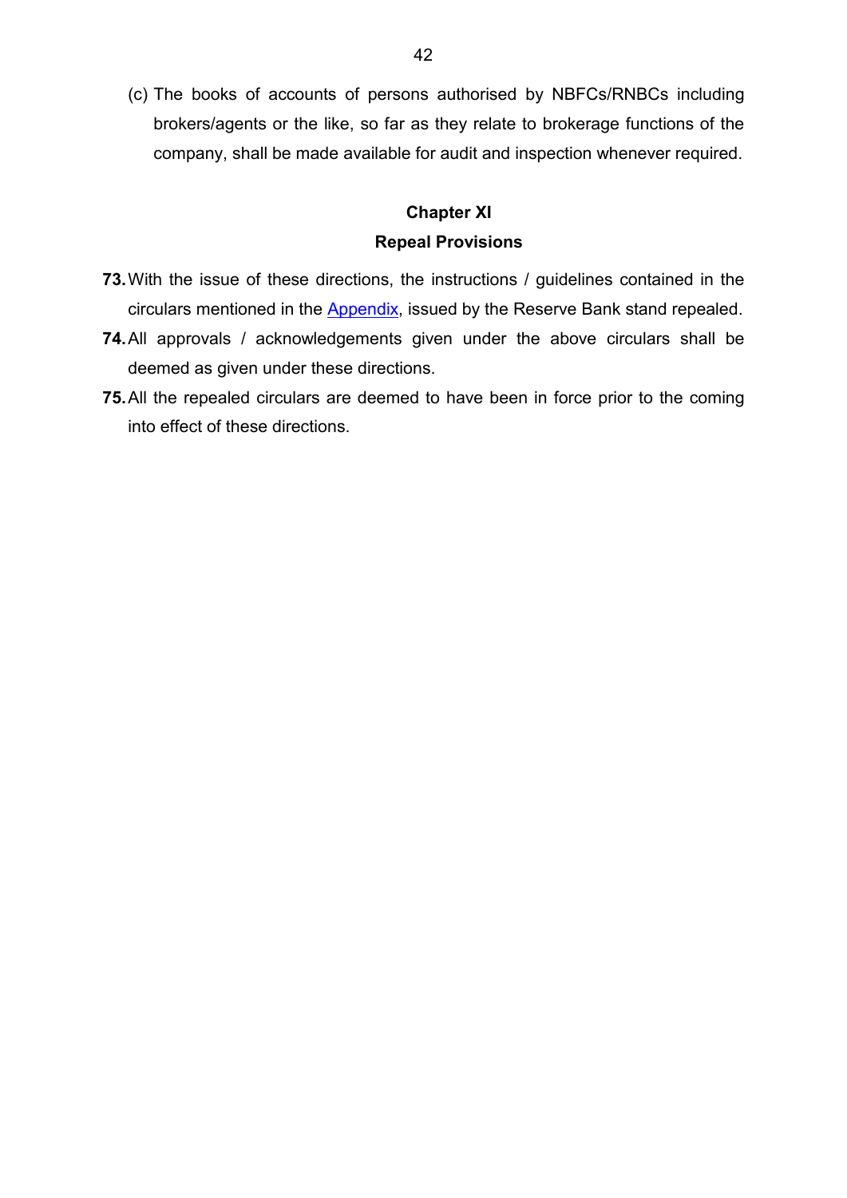(c) The books of accounts of persons authorised by NBFCs/RNBCs including brokers/agents or the like, so far as they relate to brokerage functions of the company, shall be made available for audit and inspection whenever required.

## Chapter XI

## Repeal Provisions

**73.** With the issue of these directions, the instructions / guidelines contained in the circulars mentioned in the Appendix, issued by the Reserve Bank stand repealed.

**74.** All approvals / acknowledgements given under the above circulars shall be deemed as given under these directions.

**75.** All the repealed circulars are deemed to have been in force prior to the coming into effect of these directions.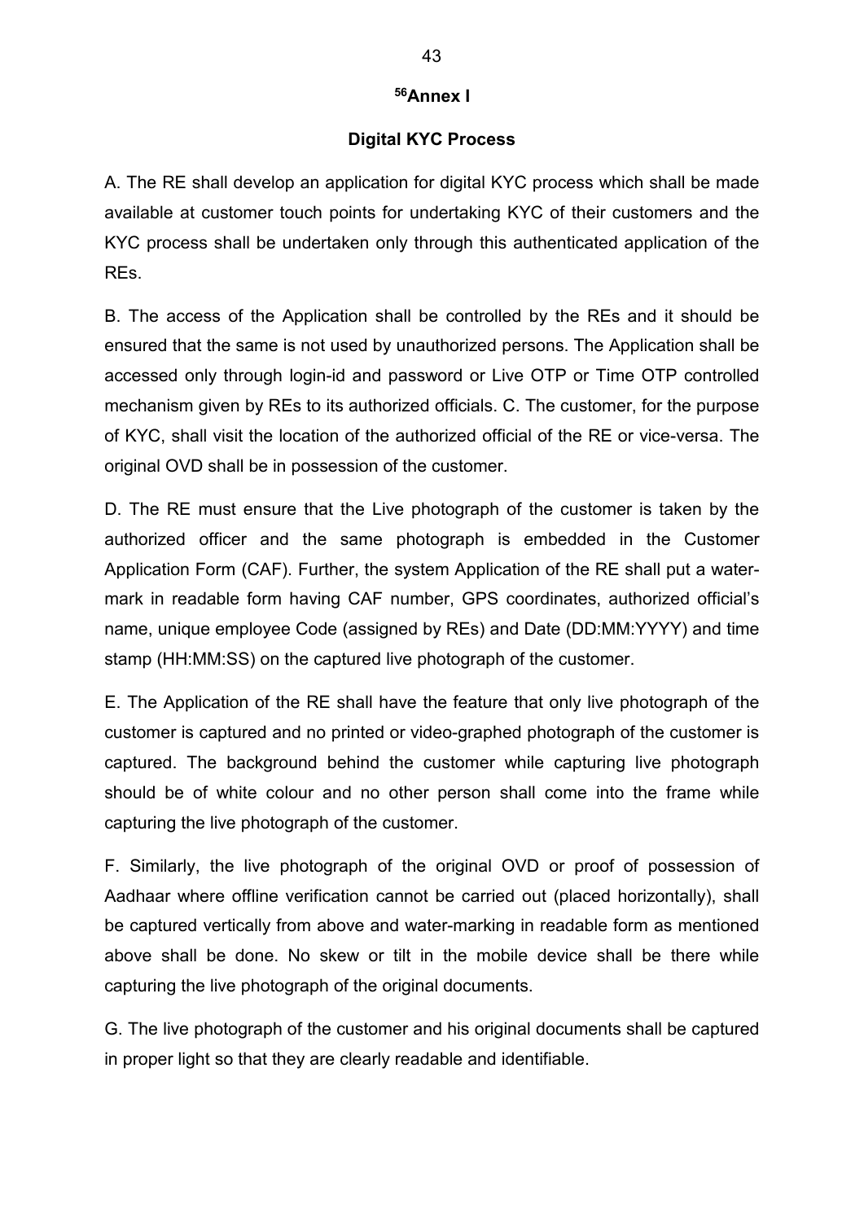# [56]Annex I

## Digital KYC Process

A. The RE shall develop an application for digital KYC process which shall be made available at customer touch points for undertaking KYC of their customers and the KYC process shall be undertaken only through this authenticated application of the REs.

B. The access of the Application shall be controlled by the REs and it should be ensured that the same is not used by unauthorized persons. The Application shall be accessed only through login-id and password or Live OTP or Time OTP controlled mechanism given by REs to its authorized officials. C. The customer, for the purpose of KYC, shall visit the location of the authorized official of the RE or vice-versa. The original OVD shall be in possession of the customer.

D. The RE must ensure that the Live photograph of the customer is taken by the authorized officer and the same photograph is embedded in the Customer Application Form (CAF). Further, the system Application of the RE shall put a water-mark in readable form having CAF number, GPS coordinates, authorized official's name, unique employee Code (assigned by REs) and Date (DD:MM:YYYY) and time stamp (HH:MM:SS) on the captured live photograph of the customer.

E. The Application of the RE shall have the feature that only live photograph of the customer is captured and no printed or video-graphed photograph of the customer is captured. The background behind the customer while capturing live photograph should be of white colour and no other person shall come into the frame while capturing the live photograph of the customer.

F. Similarly, the live photograph of the original OVD or proof of possession of Aadhaar where offline verification cannot be carried out (placed horizontally), shall be captured vertically from above and water-marking in readable form as mentioned above shall be done. No skew or tilt in the mobile device shall be there while capturing the live photograph of the original documents.

G. The live photograph of the customer and his original documents shall be captured in proper light so that they are clearly readable and identifiable.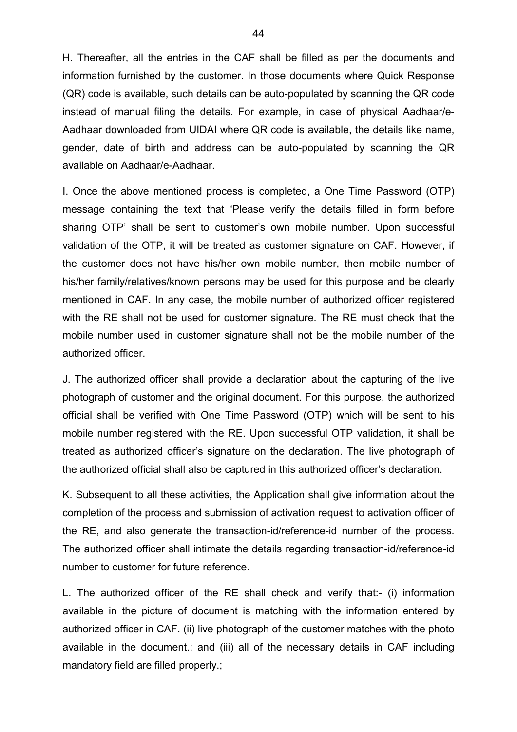H. Thereafter, all the entries in the CAF shall be filled as per the documents and information furnished by the customer. In those documents where Quick Response (QR) code is available, such details can be auto-populated by scanning the QR code instead of manual filing the details. For example, in case of physical Aadhaar/e-Aadhaar downloaded from UIDAI where QR code is available, the details like name, gender, date of birth and address can be auto-populated by scanning the QR available on Aadhaar/e-Aadhaar.

I. Once the above mentioned process is completed, a One Time Password (OTP) message containing the text that 'Please verify the details filled in form before sharing OTP' shall be sent to customer's own mobile number. Upon successful validation of the OTP, it will be treated as customer signature on CAF. However, if the customer does not have his/her own mobile number, then mobile number of his/her family/relatives/known persons may be used for this purpose and be clearly mentioned in CAF. In any case, the mobile number of authorized officer registered with the RE shall not be used for customer signature. The RE must check that the mobile number used in customer signature shall not be the mobile number of the authorized officer.

J. The authorized officer shall provide a declaration about the capturing of the live photograph of customer and the original document. For this purpose, the authorized official shall be verified with One Time Password (OTP) which will be sent to his mobile number registered with the RE. Upon successful OTP validation, it shall be treated as authorized officer's signature on the declaration. The live photograph of the authorized official shall also be captured in this authorized officer's declaration.

K. Subsequent to all these activities, the Application shall give information about the completion of the process and submission of activation request to activation officer of the RE, and also generate the transaction-id/reference-id number of the process. The authorized officer shall intimate the details regarding transaction-id/reference-id number to customer for future reference.

L. The authorized officer of the RE shall check and verify that:- (i) information available in the picture of document is matching with the information entered by authorized officer in CAF. (ii) live photograph of the customer matches with the photo available in the document.; and (iii) all of the necessary details in CAF including mandatory field are filled properly.;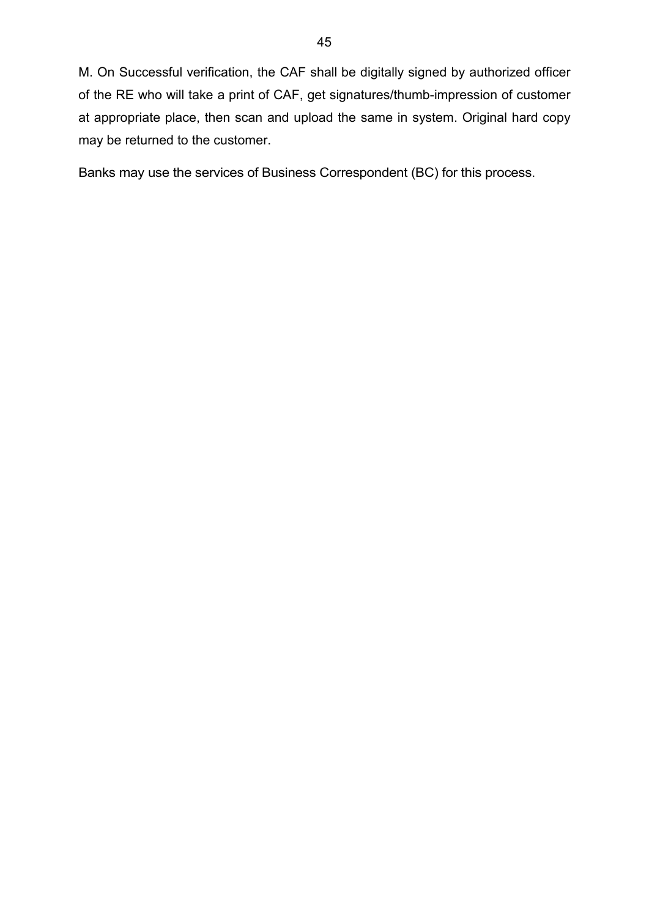M. On Successful verification, the CAF shall be digitally signed by authorized officer of the RE who will take a print of CAF, get signatures/thumb-impression of customer at appropriate place, then scan and upload the same in system. Original hard copy may be returned to the customer.

Banks may use the services of Business Correspondent (BC) for this process.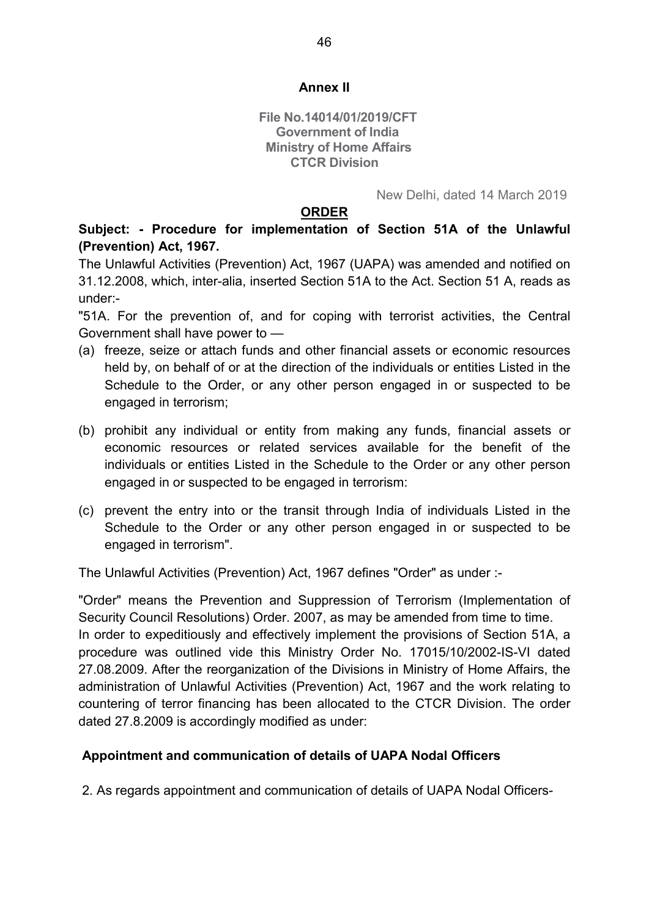## Annex II

**File No.14014/01/2019/CFT**
**Government of India**
**Ministry of Home Affairs**
**CTCR Division**

New Delhi, dated 14 March 2019

**ORDER**

**Subject: - Procedure for implementation of Section 51A of the Unlawful (Prevention) Act, 1967.**

The Unlawful Activities (Prevention) Act, 1967 (UAPA) was amended and notified on 31.12.2008, which, inter-alia, inserted Section 51A to the Act. Section 51 A, reads as under:-

"51A. For the prevention of, and for coping with terrorist activities, the Central Government shall have power to —

(a) freeze, seize or attach funds and other financial assets or economic resources held by, on behalf of or at the direction of the individuals or entities Listed in the Schedule to the Order, or any other person engaged in or suspected to be engaged in terrorism;

(b) prohibit any individual or entity from making any funds, financial assets or economic resources or related services available for the benefit of the individuals or entities Listed in the Schedule to the Order or any other person engaged in or suspected to be engaged in terrorism:

(c) prevent the entry into or the transit through India of individuals Listed in the Schedule to the Order or any other person engaged in or suspected to be engaged in terrorism".

The Unlawful Activities (Prevention) Act, 1967 defines "Order" as under :-

"Order" means the Prevention and Suppression of Terrorism (Implementation of Security Council Resolutions) Order. 2007, as may be amended from time to time.

In order to expeditiously and effectively implement the provisions of Section 51A, a procedure was outlined vide this Ministry Order No. 17015/10/2002-IS-VI dated 27.08.2009. After the reorganization of the Divisions in Ministry of Home Affairs, the administration of Unlawful Activities (Prevention) Act, 1967 and the work relating to countering of terror financing has been allocated to the CTCR Division. The order dated 27.8.2009 is accordingly modified as under:

### Appointment and communication of details of UAPA Nodal Officers

2. As regards appointment and communication of details of UAPA Nodal Officers-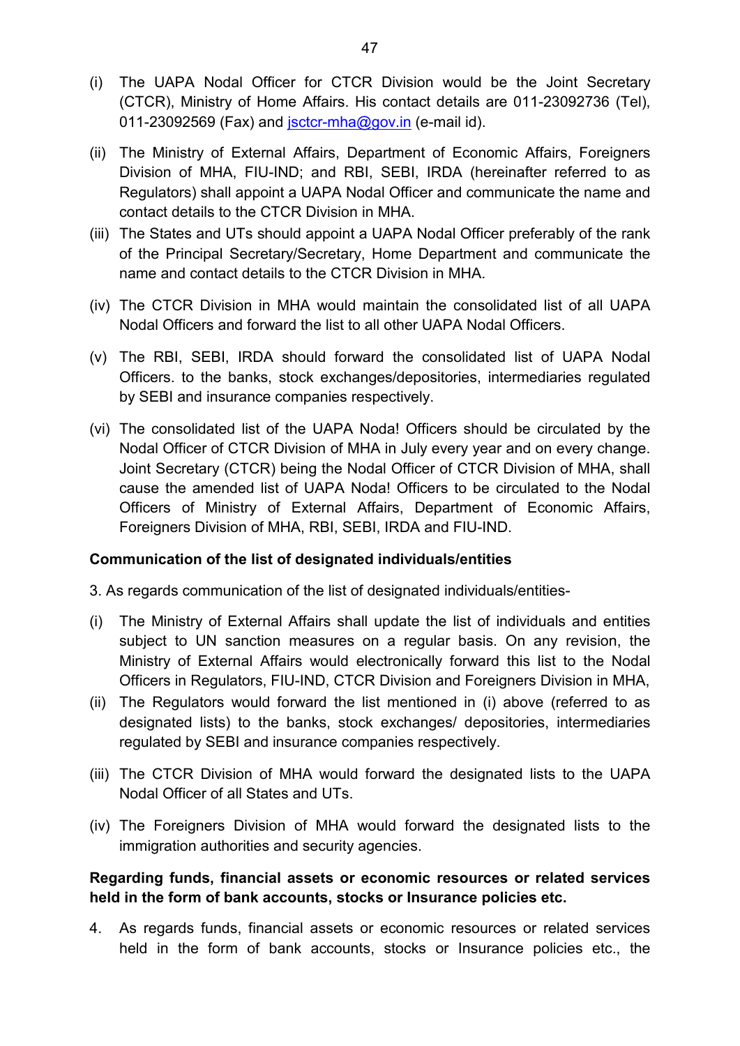(i) The UAPA Nodal Officer for CTCR Division would be the Joint Secretary (CTCR), Ministry of Home Affairs. His contact details are 011-23092736 (Tel), 011-23092569 (Fax) and jsctcr-mha@gov.in (e-mail id).

(ii) The Ministry of External Affairs, Department of Economic Affairs, Foreigners Division of MHA, FIU-IND; and RBI, SEBI, IRDA (hereinafter referred to as Regulators) shall appoint a UAPA Nodal Officer and communicate the name and contact details to the CTCR Division in MHA.

(iii) The States and UTs should appoint a UAPA Nodal Officer preferably of the rank of the Principal Secretary/Secretary, Home Department and communicate the name and contact details to the CTCR Division in MHA.

(iv) The CTCR Division in MHA would maintain the consolidated list of all UAPA Nodal Officers and forward the list to all other UAPA Nodal Officers.

(v) The RBI, SEBI, IRDA should forward the consolidated list of UAPA Nodal Officers. to the banks, stock exchanges/depositories, intermediaries regulated by SEBI and insurance companies respectively.

(vi) The consolidated list of the UAPA Noda! Officers should be circulated by the Nodal Officer of CTCR Division of MHA in July every year and on every change. Joint Secretary (CTCR) being the Nodal Officer of CTCR Division of MHA, shall cause the amended list of UAPA Noda! Officers to be circulated to the Nodal Officers of Ministry of External Affairs, Department of Economic Affairs, Foreigners Division of MHA, RBI, SEBI, IRDA and FIU-IND.

**Communication of the list of designated individuals/entities**

3. As regards communication of the list of designated individuals/entities-

(i) The Ministry of External Affairs shall update the list of individuals and entities subject to UN sanction measures on a regular basis. On any revision, the Ministry of External Affairs would electronically forward this list to the Nodal Officers in Regulators, FIU-IND, CTCR Division and Foreigners Division in MHA,

(ii) The Regulators would forward the list mentioned in (i) above (referred to as designated lists) to the banks, stock exchanges/ depositories, intermediaries regulated by SEBI and insurance companies respectively.

(iii) The CTCR Division of MHA would forward the designated lists to the UAPA Nodal Officer of all States and UTs.

(iv) The Foreigners Division of MHA would forward the designated lists to the immigration authorities and security agencies.

**Regarding funds, financial assets or economic resources or related services held in the form of bank accounts, stocks or Insurance policies etc.**

4. As regards funds, financial assets or economic resources or related services held in the form of bank accounts, stocks or Insurance policies etc., the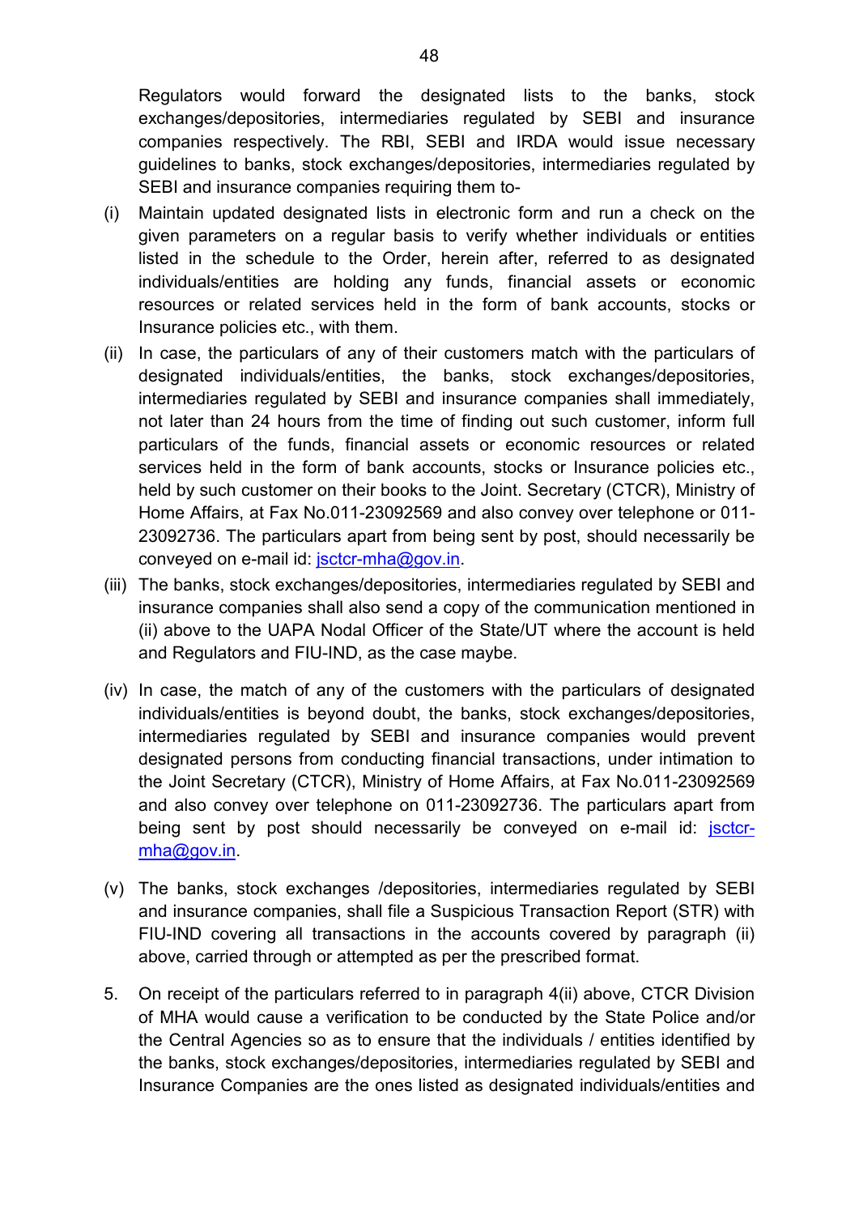Regulators would forward the designated lists to the banks, stock exchanges/depositories, intermediaries regulated by SEBI and insurance companies respectively. The RBI, SEBI and IRDA would issue necessary guidelines to banks, stock exchanges/depositories, intermediaries regulated by SEBI and insurance companies requiring them to-

(i) Maintain updated designated lists in electronic form and run a check on the given parameters on a regular basis to verify whether individuals or entities listed in the schedule to the Order, herein after, referred to as designated individuals/entities are holding any funds, financial assets or economic resources or related services held in the form of bank accounts, stocks or Insurance policies etc., with them.

(ii) In case, the particulars of any of their customers match with the particulars of designated individuals/entities, the banks, stock exchanges/depositories, intermediaries regulated by SEBI and insurance companies shall immediately, not later than 24 hours from the time of finding out such customer, inform full particulars of the funds, financial assets or economic resources or related services held in the form of bank accounts, stocks or Insurance policies etc., held by such customer on their books to the Joint. Secretary (CTCR), Ministry of Home Affairs, at Fax No.011-23092569 and also convey over telephone or 011-23092736. The particulars apart from being sent by post, should necessarily be conveyed on e-mail id: jsctcr-mha@gov.in.

(iii) The banks, stock exchanges/depositories, intermediaries regulated by SEBI and insurance companies shall also send a copy of the communication mentioned in (ii) above to the UAPA Nodal Officer of the State/UT where the account is held and Regulators and FIU-IND, as the case maybe.

(iv) In case, the match of any of the customers with the particulars of designated individuals/entities is beyond doubt, the banks, stock exchanges/depositories, intermediaries regulated by SEBI and insurance companies would prevent designated persons from conducting financial transactions, under intimation to the Joint Secretary (CTCR), Ministry of Home Affairs, at Fax No.011-23092569 and also convey over telephone on 011-23092736. The particulars apart from being sent by post should necessarily be conveyed on e-mail id: jsctcr-mha@gov.in.

(v) The banks, stock exchanges /depositories, intermediaries regulated by SEBI and insurance companies, shall file a Suspicious Transaction Report (STR) with FIU-IND covering all transactions in the accounts covered by paragraph (ii) above, carried through or attempted as per the prescribed format.

5. On receipt of the particulars referred to in paragraph 4(ii) above, CTCR Division of MHA would cause a verification to be conducted by the State Police and/or the Central Agencies so as to ensure that the individuals / entities identified by the banks, stock exchanges/depositories, intermediaries regulated by SEBI and Insurance Companies are the ones listed as designated individuals/entities and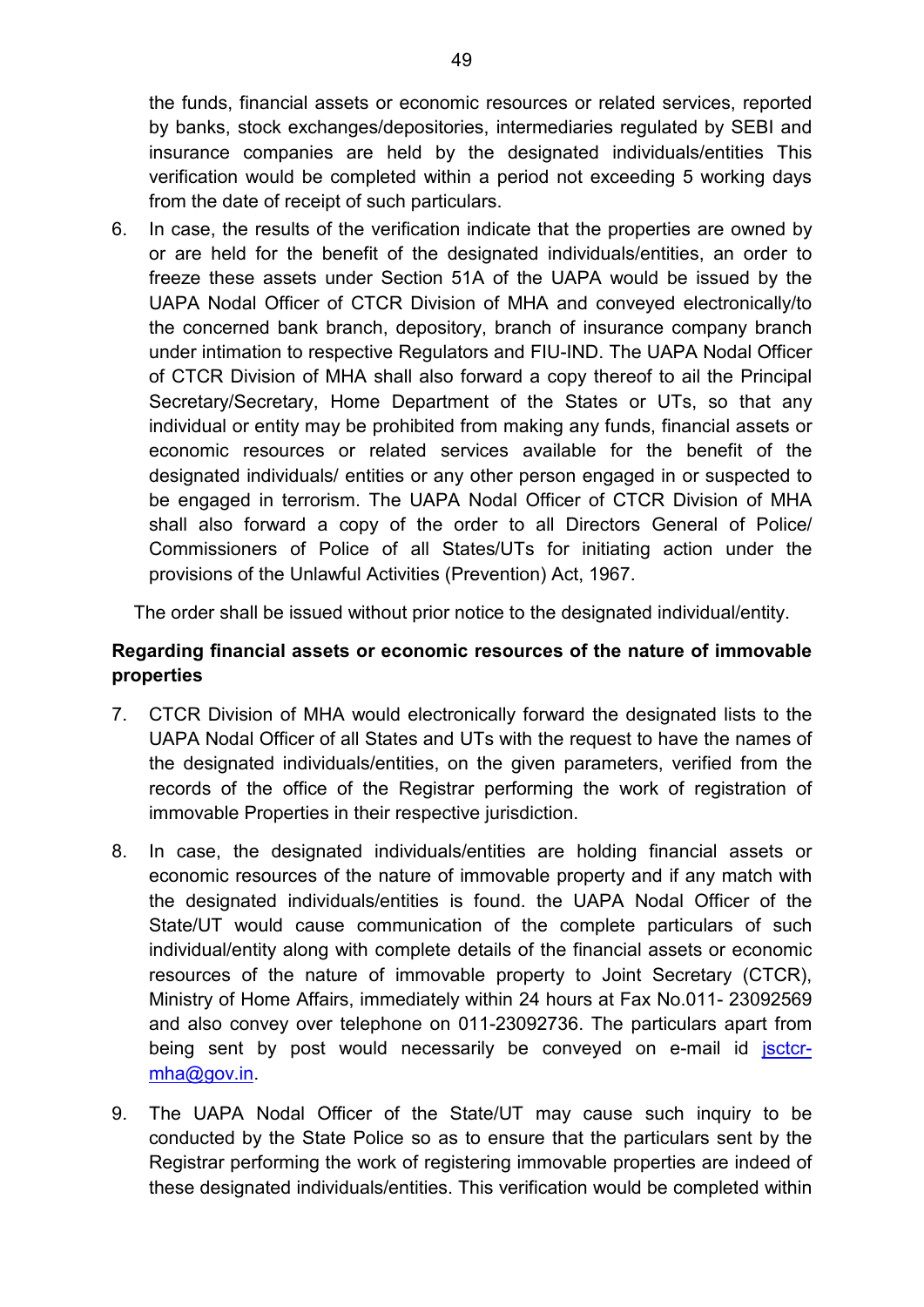the funds, financial assets or economic resources or related services, reported by banks, stock exchanges/depositories, intermediaries regulated by SEBI and insurance companies are held by the designated individuals/entities This verification would be completed within a period not exceeding 5 working days from the date of receipt of such particulars.

6. In case, the results of the verification indicate that the properties are owned by or are held for the benefit of the designated individuals/entities, an order to freeze these assets under Section 51A of the UAPA would be issued by the UAPA Nodal Officer of CTCR Division of MHA and conveyed electronically/to the concerned bank branch, depository, branch of insurance company branch under intimation to respective Regulators and FIU-IND. The UAPA Nodal Officer of CTCR Division of MHA shall also forward a copy thereof to ail the Principal Secretary/Secretary, Home Department of the States or UTs, so that any individual or entity may be prohibited from making any funds, financial assets or economic resources or related services available for the benefit of the designated individuals/ entities or any other person engaged in or suspected to be engaged in terrorism. The UAPA Nodal Officer of CTCR Division of MHA shall also forward a copy of the order to all Directors General of Police/ Commissioners of Police of all States/UTs for initiating action under the provisions of the Unlawful Activities (Prevention) Act, 1967.

The order shall be issued without prior notice to the designated individual/entity.

**Regarding financial assets or economic resources of the nature of immovable properties**

7. CTCR Division of MHA would electronically forward the designated lists to the UAPA Nodal Officer of all States and UTs with the request to have the names of the designated individuals/entities, on the given parameters, verified from the records of the office of the Registrar performing the work of registration of immovable Properties in their respective jurisdiction.

8. In case, the designated individuals/entities are holding financial assets or economic resources of the nature of immovable property and if any match with the designated individuals/entities is found. the UAPA Nodal Officer of the State/UT would cause communication of the complete particulars of such individual/entity along with complete details of the financial assets or economic resources of the nature of immovable property to Joint Secretary (CTCR), Ministry of Home Affairs, immediately within 24 hours at Fax No.011- 23092569 and also convey over telephone on 011-23092736. The particulars apart from being sent by post would necessarily be conveyed on e-mail id jsctcr-mha@gov.in.

9. The UAPA Nodal Officer of the State/UT may cause such inquiry to be conducted by the State Police so as to ensure that the particulars sent by the Registrar performing the work of registering immovable properties are indeed of these designated individuals/entities. This verification would be completed within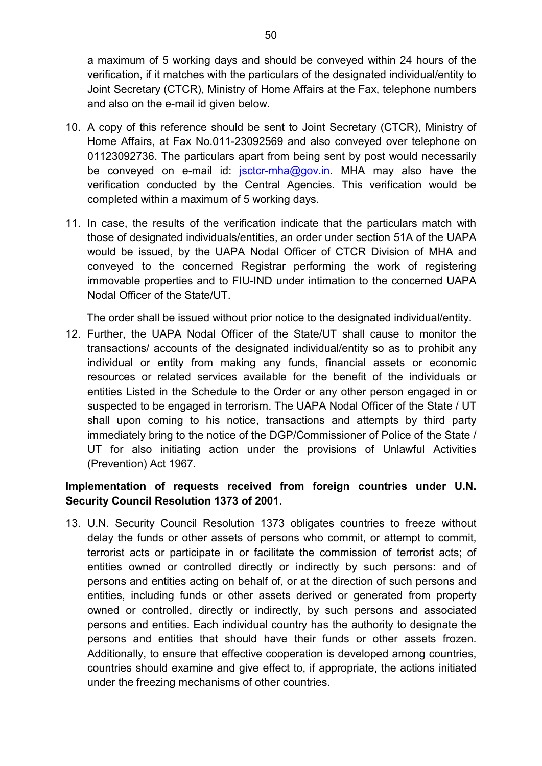a maximum of 5 working days and should be conveyed within 24 hours of the verification, if it matches with the particulars of the designated individual/entity to Joint Secretary (CTCR), Ministry of Home Affairs at the Fax, telephone numbers and also on the e-mail id given below.

10. A copy of this reference should be sent to Joint Secretary (CTCR), Ministry of Home Affairs, at Fax No.011-23092569 and also conveyed over telephone on 01123092736. The particulars apart from being sent by post would necessarily be conveyed on e-mail id: jsctcr-mha@gov.in. MHA may also have the verification conducted by the Central Agencies. This verification would be completed within a maximum of 5 working days.

11. In case, the results of the verification indicate that the particulars match with those of designated individuals/entities, an order under section 51A of the UAPA would be issued, by the UAPA Nodal Officer of CTCR Division of MHA and conveyed to the concerned Registrar performing the work of registering immovable properties and to FIU-IND under intimation to the concerned UAPA Nodal Officer of the State/UT.

    The order shall be issued without prior notice to the designated individual/entity.

12. Further, the UAPA Nodal Officer of the State/UT shall cause to monitor the transactions/ accounts of the designated individual/entity so as to prohibit any individual or entity from making any funds, financial assets or economic resources or related services available for the benefit of the individuals or entities Listed in the Schedule to the Order or any other person engaged in or suspected to be engaged in terrorism. The UAPA Nodal Officer of the State / UT shall upon coming to his notice, transactions and attempts by third party immediately bring to the notice of the DGP/Commissioner of Police of the State / UT for also initiating action under the provisions of Unlawful Activities (Prevention) Act 1967.

**Implementation of requests received from foreign countries under U.N. Security Council Resolution 1373 of 2001.**

13. U.N. Security Council Resolution 1373 obligates countries to freeze without delay the funds or other assets of persons who commit, or attempt to commit, terrorist acts or participate in or facilitate the commission of terrorist acts; of entities owned or controlled directly or indirectly by such persons: and of persons and entities acting on behalf of, or at the direction of such persons and entities, including funds or other assets derived or generated from property owned or controlled, directly or indirectly, by such persons and associated persons and entities. Each individual country has the authority to designate the persons and entities that should have their funds or other assets frozen. Additionally, to ensure that effective cooperation is developed among countries, countries should examine and give effect to, if appropriate, the actions initiated under the freezing mechanisms of other countries.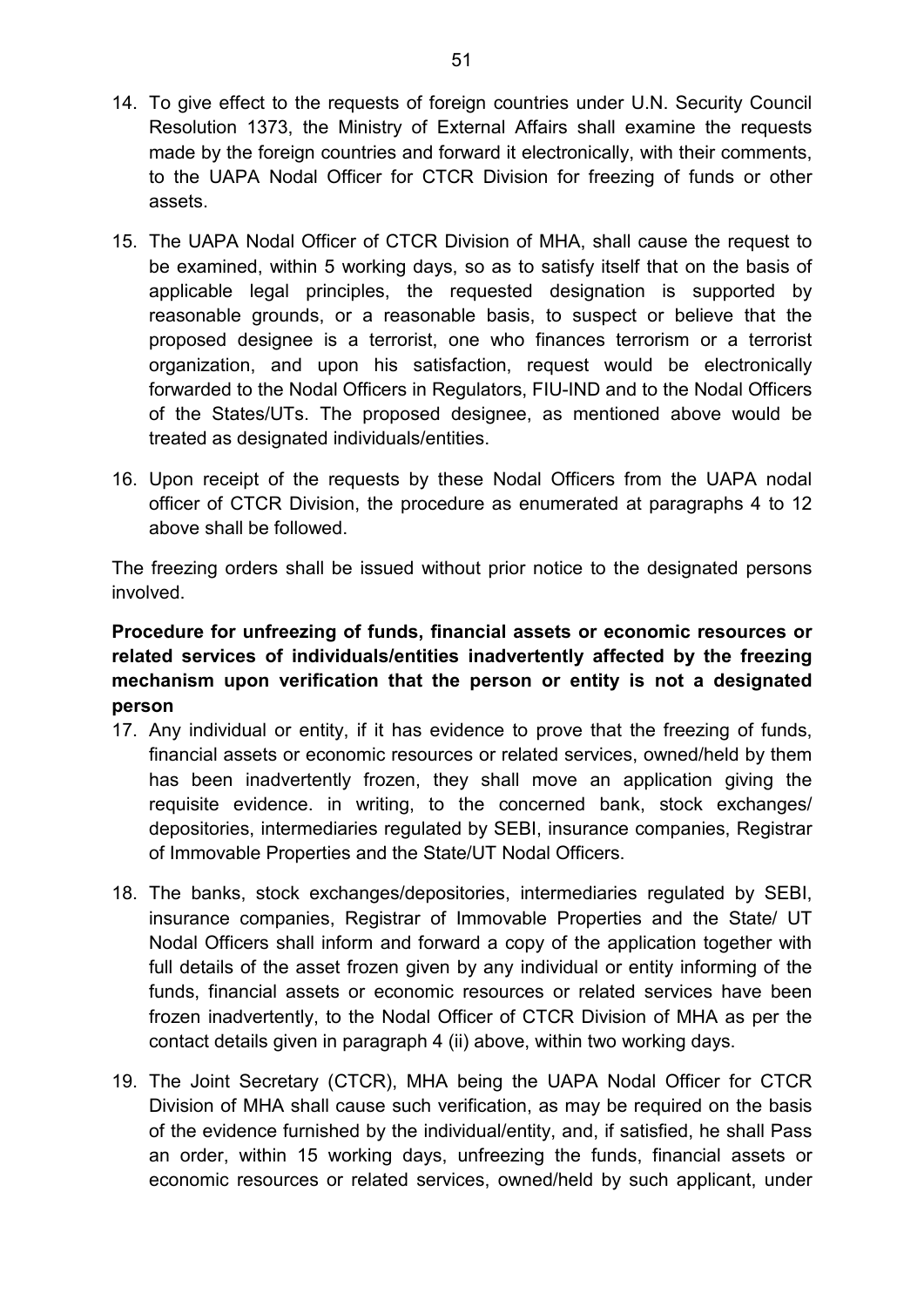14. To give effect to the requests of foreign countries under U.N. Security Council Resolution 1373, the Ministry of External Affairs shall examine the requests made by the foreign countries and forward it electronically, with their comments, to the UAPA Nodal Officer for CTCR Division for freezing of funds or other assets.

15. The UAPA Nodal Officer of CTCR Division of MHA, shall cause the request to be examined, within 5 working days, so as to satisfy itself that on the basis of applicable legal principles, the requested designation is supported by reasonable grounds, or a reasonable basis, to suspect or believe that the proposed designee is a terrorist, one who finances terrorism or a terrorist organization, and upon his satisfaction, request would be electronically forwarded to the Nodal Officers in Regulators, FIU-IND and to the Nodal Officers of the States/UTs. The proposed designee, as mentioned above would be treated as designated individuals/entities.

16. Upon receipt of the requests by these Nodal Officers from the UAPA nodal officer of CTCR Division, the procedure as enumerated at paragraphs 4 to 12 above shall be followed.

The freezing orders shall be issued without prior notice to the designated persons involved.

**Procedure for unfreezing of funds, financial assets or economic resources or related services of individuals/entities inadvertently affected by the freezing mechanism upon verification that the person or entity is not a designated person**

17. Any individual or entity, if it has evidence to prove that the freezing of funds, financial assets or economic resources or related services, owned/held by them has been inadvertently frozen, they shall move an application giving the requisite evidence. in writing, to the concerned bank, stock exchanges/ depositories, intermediaries regulated by SEBI, insurance companies, Registrar of Immovable Properties and the State/UT Nodal Officers.

18. The banks, stock exchanges/depositories, intermediaries regulated by SEBI, insurance companies, Registrar of Immovable Properties and the State/ UT Nodal Officers shall inform and forward a copy of the application together with full details of the asset frozen given by any individual or entity informing of the funds, financial assets or economic resources or related services have been frozen inadvertently, to the Nodal Officer of CTCR Division of MHA as per the contact details given in paragraph 4 (ii) above, within two working days.

19. The Joint Secretary (CTCR), MHA being the UAPA Nodal Officer for CTCR Division of MHA shall cause such verification, as may be required on the basis of the evidence furnished by the individual/entity, and, if satisfied, he shall Pass an order, within 15 working days, unfreezing the funds, financial assets or economic resources or related services, owned/held by such applicant, under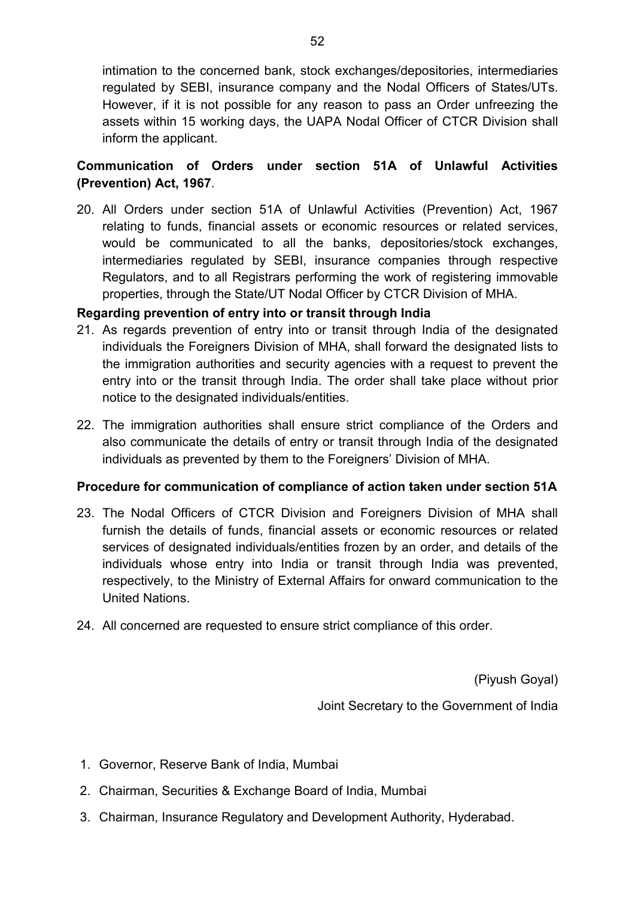intimation to the concerned bank, stock exchanges/depositories, intermediaries regulated by SEBI, insurance company and the Nodal Officers of States/UTs. However, if it is not possible for any reason to pass an Order unfreezing the assets within 15 working days, the UAPA Nodal Officer of CTCR Division shall inform the applicant.

**Communication of Orders under section 51A of Unlawful Activities (Prevention) Act, 1967**.

20. All Orders under section 51A of Unlawful Activities (Prevention) Act, 1967 relating to funds, financial assets or economic resources or related services, would be communicated to all the banks, depositories/stock exchanges, intermediaries regulated by SEBI, insurance companies through respective Regulators, and to all Registrars performing the work of registering immovable properties, through the State/UT Nodal Officer by CTCR Division of MHA.

**Regarding prevention of entry into or transit through India**

21. As regards prevention of entry into or transit through India of the designated individuals the Foreigners Division of MHA, shall forward the designated lists to the immigration authorities and security agencies with a request to prevent the entry into or the transit through India. The order shall take place without prior notice to the designated individuals/entities.

22. The immigration authorities shall ensure strict compliance of the Orders and also communicate the details of entry or transit through India of the designated individuals as prevented by them to the Foreigners' Division of MHA.

**Procedure for communication of compliance of action taken under section 51A**

23. The Nodal Officers of CTCR Division and Foreigners Division of MHA shall furnish the details of funds, financial assets or economic resources or related services of designated individuals/entities frozen by an order, and details of the individuals whose entry into India or transit through India was prevented, respectively, to the Ministry of External Affairs for onward communication to the United Nations.

24. All concerned are requested to ensure strict compliance of this order.

(Piyush Goyal)

Joint Secretary to the Government of India

1. Governor, Reserve Bank of India, Mumbai
2. Chairman, Securities & Exchange Board of India, Mumbai
3. Chairman, Insurance Regulatory and Development Authority, Hyderabad.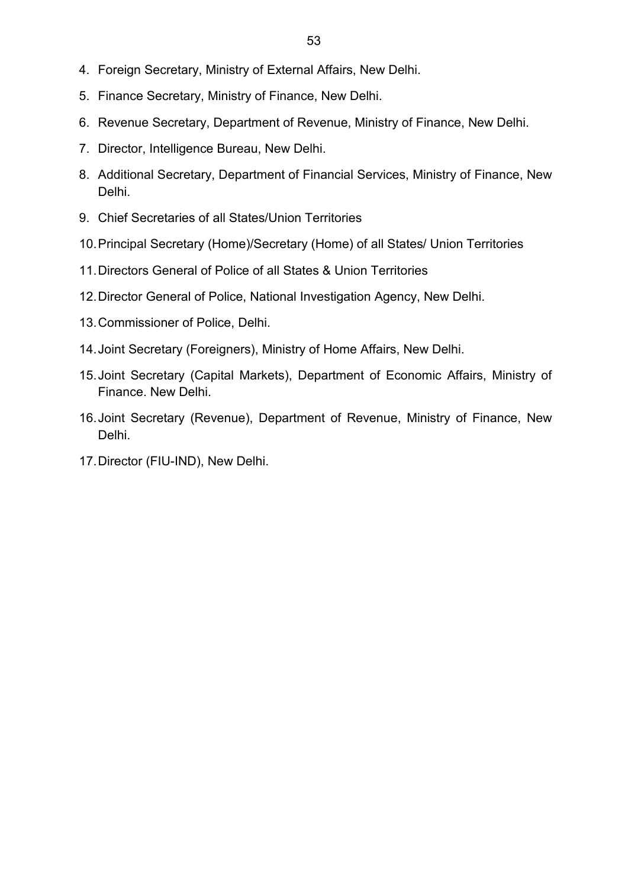4. Foreign Secretary, Ministry of External Affairs, New Delhi.
5. Finance Secretary, Ministry of Finance, New Delhi.
6. Revenue Secretary, Department of Revenue, Ministry of Finance, New Delhi.
7. Director, Intelligence Bureau, New Delhi.
8. Additional Secretary, Department of Financial Services, Ministry of Finance, New Delhi.
9. Chief Secretaries of all States/Union Territories
10. Principal Secretary (Home)/Secretary (Home) of all States/ Union Territories
11. Directors General of Police of all States & Union Territories
12. Director General of Police, National Investigation Agency, New Delhi.
13. Commissioner of Police, Delhi.
14. Joint Secretary (Foreigners), Ministry of Home Affairs, New Delhi.
15. Joint Secretary (Capital Markets), Department of Economic Affairs, Ministry of Finance. New Delhi.
16. Joint Secretary (Revenue), Department of Revenue, Ministry of Finance, New Delhi.
17. Director (FIU-IND), New Delhi.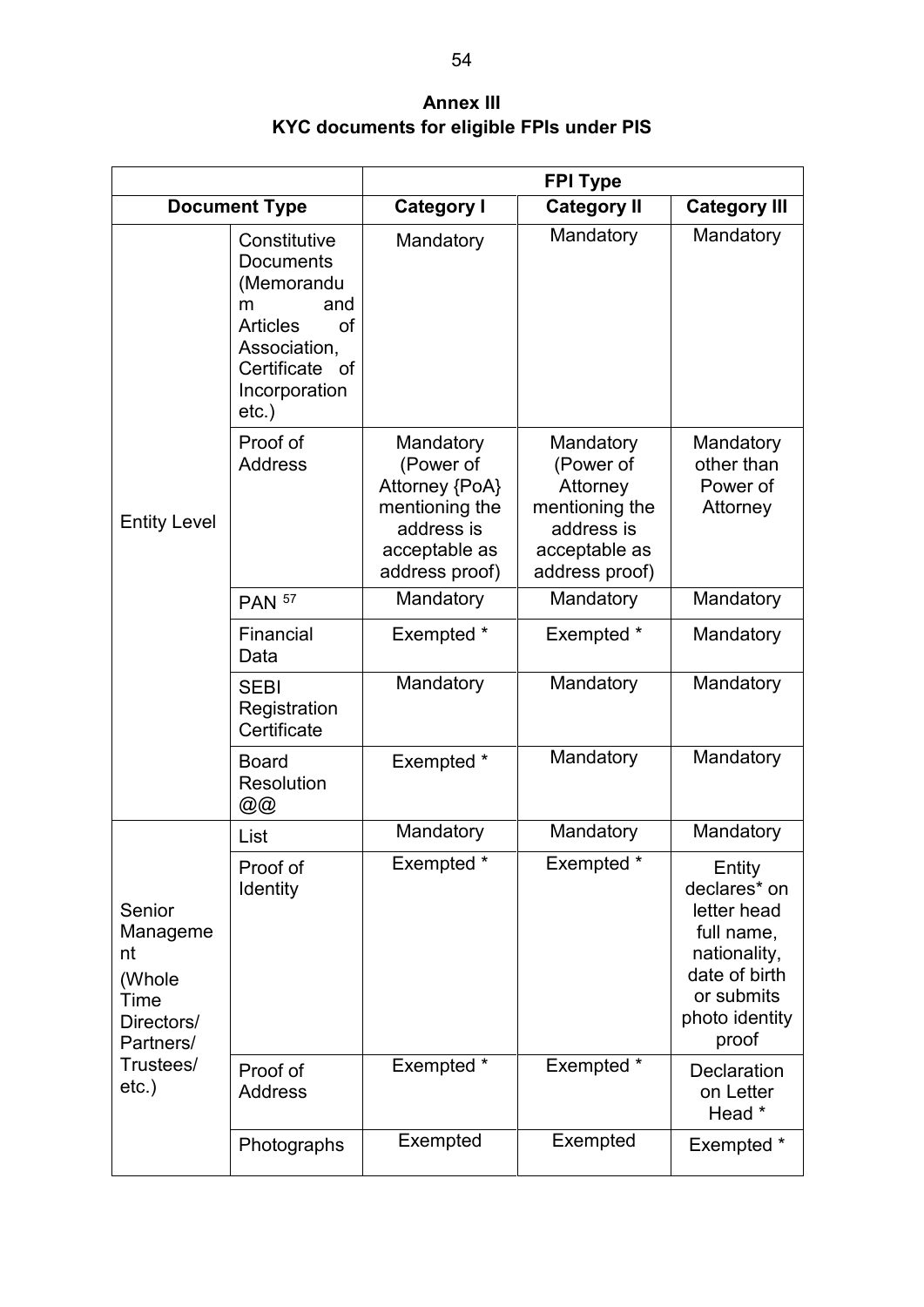**Annex III**
**KYC documents for eligible FPIs under PIS**

| Document Type | | FPI Type | | |
|---|---|---|---|---|
| | | Category I | Category II | Category III |
| Entity Level | Constitutive Documents (Memorandum and Articles of Association, Certificate of Incorporation etc.) | Mandatory | Mandatory | Mandatory |
| | Proof of Address | Mandatory (Power of Attorney {PoA} mentioning the address is acceptable as address proof) | Mandatory (Power of Attorney mentioning the address is acceptable as address proof) | Mandatory other than Power of Attorney |
| | PAN [57] | Mandatory | Mandatory | Mandatory |
| | Financial Data | Exempted * | Exempted * | Mandatory |
| | SEBI Registration Certificate | Mandatory | Mandatory | Mandatory |
| | Board Resolution @@ | Exempted * | Mandatory | Mandatory |
| Senior Management (Whole Time Directors/ Partners/ Trustees/ etc.) | List | Mandatory | Mandatory | Mandatory |
| | Proof of Identity | Exempted * | Exempted * | Entity declares* on letter head full name, nationality, date of birth or submits photo identity proof |
| | Proof of Address | Exempted * | Exempted * | Declaration on Letter Head * |
| | Photographs | Exempted | Exempted | Exempted * |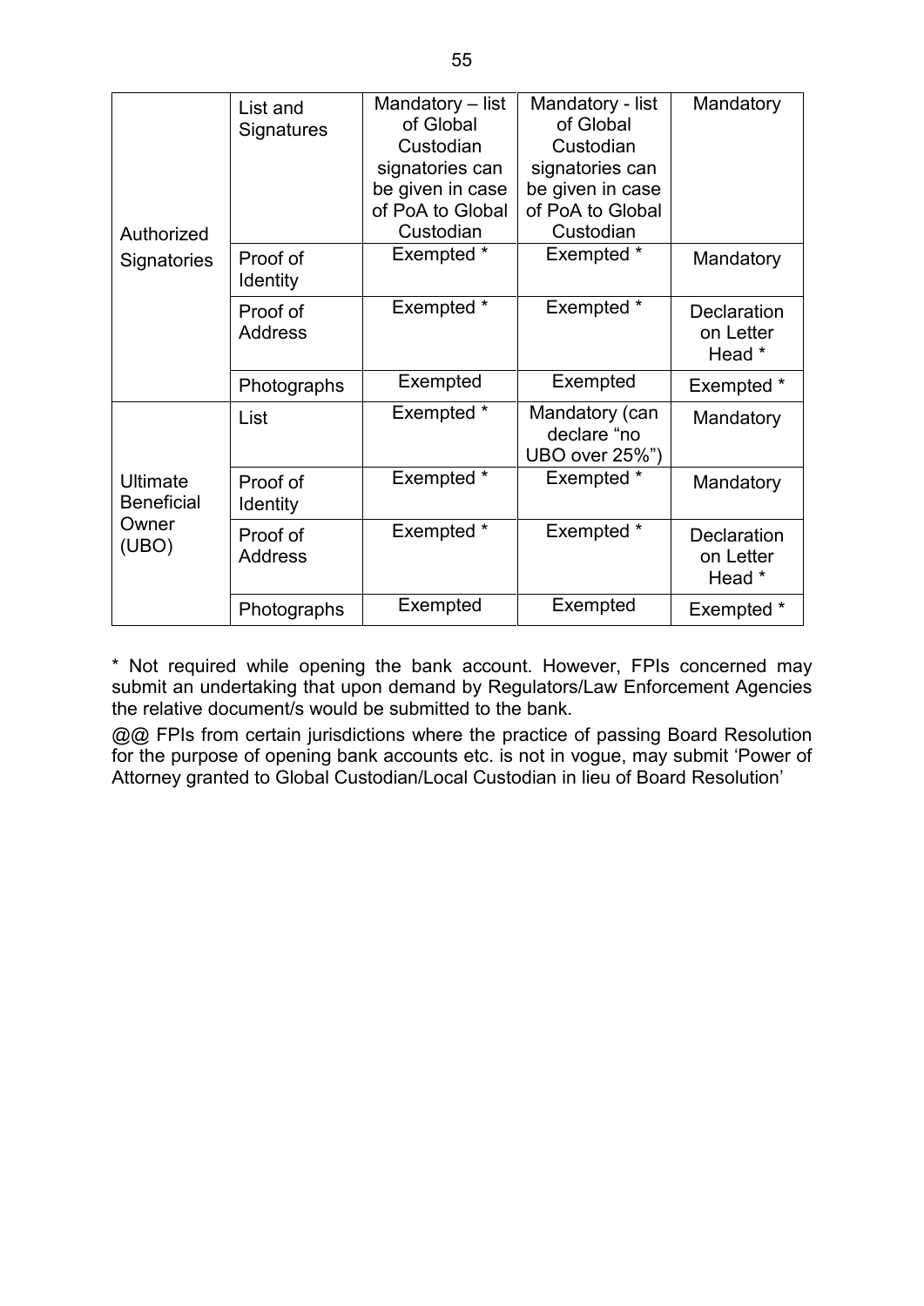| | | | | |
|---|---|---|---|---|
| Authorized Signatories | List and Signatures | Mandatory – list of Global Custodian signatories can be given in case of PoA to Global Custodian | Mandatory - list of Global Custodian signatories can be given in case of PoA to Global Custodian | Mandatory |
| | Proof of Identity | Exempted * | Exempted * | Mandatory |
| | Proof of Address | Exempted * | Exempted * | Declaration on Letter Head * |
| | Photographs | Exempted | Exempted | Exempted * |
| Ultimate Beneficial Owner (UBO) | List | Exempted * | Mandatory (can declare "no UBO over 25%") | Mandatory |
| | Proof of Identity | Exempted * | Exempted * | Mandatory |
| | Proof of Address | Exempted * | Exempted * | Declaration on Letter Head * |
| | Photographs | Exempted | Exempted | Exempted * |

* Not required while opening the bank account. However, FPIs concerned may submit an undertaking that upon demand by Regulators/Law Enforcement Agencies the relative document/s would be submitted to the bank.

@@ FPIs from certain jurisdictions where the practice of passing Board Resolution for the purpose of opening bank accounts etc. is not in vogue, may submit 'Power of Attorney granted to Global Custodian/Local Custodian in lieu of Board Resolution'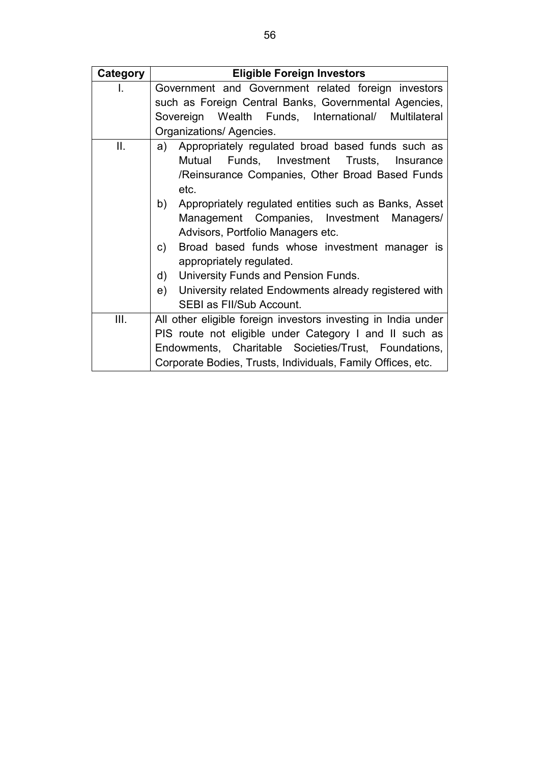| Category | Eligible Foreign Investors |
| --- | --- |
| I. | Government and Government related foreign investors such as Foreign Central Banks, Governmental Agencies, Sovereign Wealth Funds, International/ Multilateral Organizations/ Agencies. |
| II. | a) Appropriately regulated broad based funds such as Mutual Funds, Investment Trusts, Insurance /Reinsurance Companies, Other Broad Based Funds etc.<br>b) Appropriately regulated entities such as Banks, Asset Management Companies, Investment Managers/ Advisors, Portfolio Managers etc.<br>c) Broad based funds whose investment manager is appropriately regulated.<br>d) University Funds and Pension Funds.<br>e) University related Endowments already registered with SEBI as FII/Sub Account. |
| III. | All other eligible foreign investors investing in India under PIS route not eligible under Category I and II such as Endowments, Charitable Societies/Trust, Foundations, Corporate Bodies, Trusts, Individuals, Family Offices, etc. |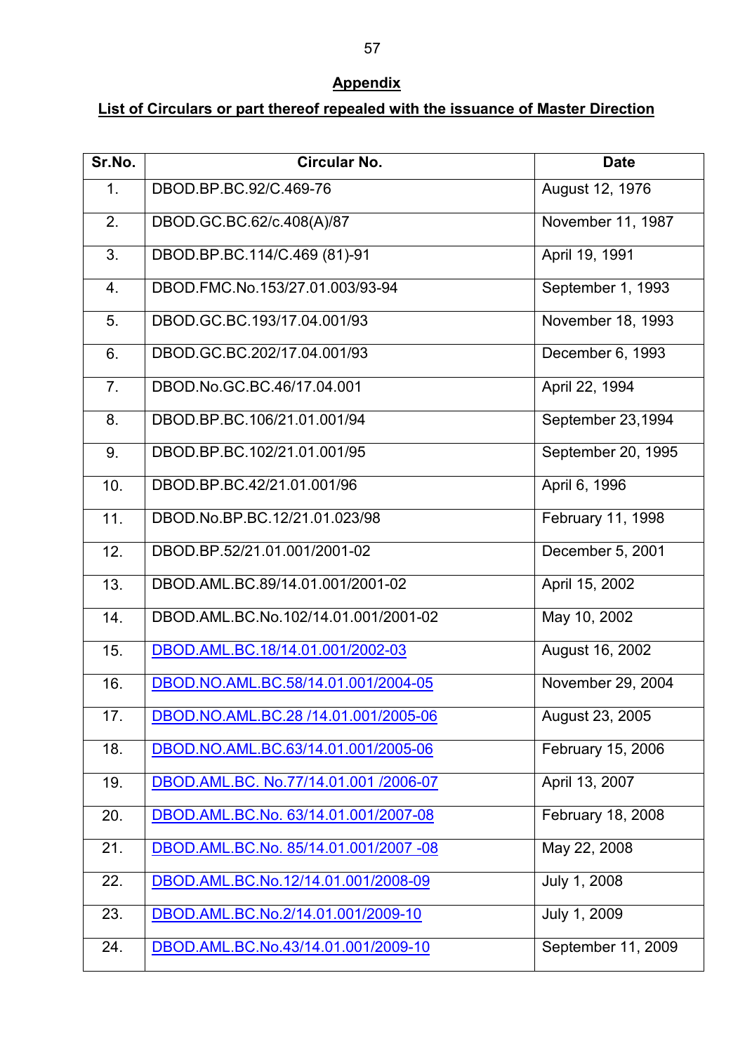## Appendix

## List of Circulars or part thereof repealed with the issuance of Master Direction

| Sr.No. | Circular No. | Date |
|---|---|---|
| 1. | DBOD.BP.BC.92/C.469-76 | August 12, 1976 |
| 2. | DBOD.GC.BC.62/c.408(A)/87 | November 11, 1987 |
| 3. | DBOD.BP.BC.114/C.469 (81)-91 | April 19, 1991 |
| 4. | DBOD.FMC.No.153/27.01.003/93-94 | September 1, 1993 |
| 5. | DBOD.GC.BC.193/17.04.001/93 | November 18, 1993 |
| 6. | DBOD.GC.BC.202/17.04.001/93 | December 6, 1993 |
| 7. | DBOD.No.GC.BC.46/17.04.001 | April 22, 1994 |
| 8. | DBOD.BP.BC.106/21.01.001/94 | September 23,1994 |
| 9. | DBOD.BP.BC.102/21.01.001/95 | September 20, 1995 |
| 10. | DBOD.BP.BC.42/21.01.001/96 | April 6, 1996 |
| 11. | DBOD.No.BP.BC.12/21.01.023/98 | February 11, 1998 |
| 12. | DBOD.BP.52/21.01.001/2001-02 | December 5, 2001 |
| 13. | DBOD.AML.BC.89/14.01.001/2001-02 | April 15, 2002 |
| 14. | DBOD.AML.BC.No.102/14.01.001/2001-02 | May 10, 2002 |
| 15. | DBOD.AML.BC.18/14.01.001/2002-03 | August 16, 2002 |
| 16. | DBOD.NO.AML.BC.58/14.01.001/2004-05 | November 29, 2004 |
| 17. | DBOD.NO.AML.BC.28 /14.01.001/2005-06 | August 23, 2005 |
| 18. | DBOD.NO.AML.BC.63/14.01.001/2005-06 | February 15, 2006 |
| 19. | DBOD.AML.BC. No.77/14.01.001 /2006-07 | April 13, 2007 |
| 20. | DBOD.AML.BC.No. 63/14.01.001/2007-08 | February 18, 2008 |
| 21. | DBOD.AML.BC.No. 85/14.01.001/2007 -08 | May 22, 2008 |
| 22. | DBOD.AML.BC.No.12/14.01.001/2008-09 | July 1, 2008 |
| 23. | DBOD.AML.BC.No.2/14.01.001/2009-10 | July 1, 2009 |
| 24. | DBOD.AML.BC.No.43/14.01.001/2009-10 | September 11, 2009 |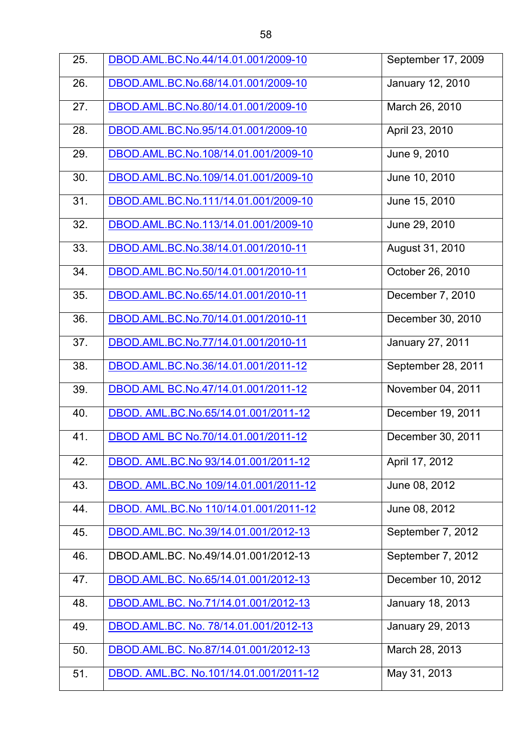| 25. | DBOD.AML.BC.No.44/14.01.001/2009-10 | September 17, 2009 |
|---|---|---|
| 26. | DBOD.AML.BC.No.68/14.01.001/2009-10 | January 12, 2010 |
| 27. | DBOD.AML.BC.No.80/14.01.001/2009-10 | March 26, 2010 |
| 28. | DBOD.AML.BC.No.95/14.01.001/2009-10 | April 23, 2010 |
| 29. | DBOD.AML.BC.No.108/14.01.001/2009-10 | June 9, 2010 |
| 30. | DBOD.AML.BC.No.109/14.01.001/2009-10 | June 10, 2010 |
| 31. | DBOD.AML.BC.No.111/14.01.001/2009-10 | June 15, 2010 |
| 32. | DBOD.AML.BC.No.113/14.01.001/2009-10 | June 29, 2010 |
| 33. | DBOD.AML.BC.No.38/14.01.001/2010-11 | August 31, 2010 |
| 34. | DBOD.AML.BC.No.50/14.01.001/2010-11 | October 26, 2010 |
| 35. | DBOD.AML.BC.No.65/14.01.001/2010-11 | December 7, 2010 |
| 36. | DBOD.AML.BC.No.70/14.01.001/2010-11 | December 30, 2010 |
| 37. | DBOD.AML.BC.No.77/14.01.001/2010-11 | January 27, 2011 |
| 38. | DBOD.AML.BC.No.36/14.01.001/2011-12 | September 28, 2011 |
| 39. | DBOD.AML BC.No.47/14.01.001/2011-12 | November 04, 2011 |
| 40. | DBOD. AML.BC.No.65/14.01.001/2011-12 | December 19, 2011 |
| 41. | DBOD AML BC No.70/14.01.001/2011-12 | December 30, 2011 |
| 42. | DBOD. AML.BC.No 93/14.01.001/2011-12 | April 17, 2012 |
| 43. | DBOD. AML.BC.No 109/14.01.001/2011-12 | June 08, 2012 |
| 44. | DBOD. AML.BC.No 110/14.01.001/2011-12 | June 08, 2012 |
| 45. | DBOD.AML.BC. No.39/14.01.001/2012-13 | September 7, 2012 |
| 46. | DBOD.AML.BC. No.49/14.01.001/2012-13 | September 7, 2012 |
| 47. | DBOD.AML.BC. No.65/14.01.001/2012-13 | December 10, 2012 |
| 48. | DBOD.AML.BC. No.71/14.01.001/2012-13 | January 18, 2013 |
| 49. | DBOD.AML.BC. No. 78/14.01.001/2012-13 | January 29, 2013 |
| 50. | DBOD.AML.BC. No.87/14.01.001/2012-13 | March 28, 2013 |
| 51. | DBOD. AML.BC. No.101/14.01.001/2011-12 | May 31, 2013 |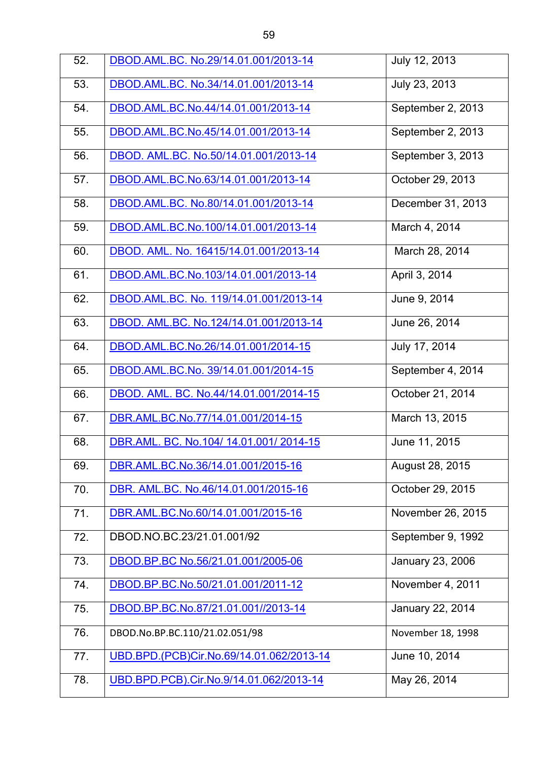| | | |
|---|---|---|
| 52. | DBOD.AML.BC. No.29/14.01.001/2013-14 | July 12, 2013 |
| 53. | DBOD.AML.BC. No.34/14.01.001/2013-14 | July 23, 2013 |
| 54. | DBOD.AML.BC.No.44/14.01.001/2013-14 | September 2, 2013 |
| 55. | DBOD.AML.BC.No.45/14.01.001/2013-14 | September 2, 2013 |
| 56. | DBOD. AML.BC. No.50/14.01.001/2013-14 | September 3, 2013 |
| 57. | DBOD.AML.BC.No.63/14.01.001/2013-14 | October 29, 2013 |
| 58. | DBOD.AML.BC. No.80/14.01.001/2013-14 | December 31, 2013 |
| 59. | DBOD.AML.BC.No.100/14.01.001/2013-14 | March 4, 2014 |
| 60. | DBOD. AML. No. 16415/14.01.001/2013-14 | March 28, 2014 |
| 61. | DBOD.AML.BC.No.103/14.01.001/2013-14 | April 3, 2014 |
| 62. | DBOD.AML.BC. No. 119/14.01.001/2013-14 | June 9, 2014 |
| 63. | DBOD. AML.BC. No.124/14.01.001/2013-14 | June 26, 2014 |
| 64. | DBOD.AML.BC.No.26/14.01.001/2014-15 | July 17, 2014 |
| 65. | DBOD.AML.BC.No. 39/14.01.001/2014-15 | September 4, 2014 |
| 66. | DBOD. AML. BC. No.44/14.01.001/2014-15 | October 21, 2014 |
| 67. | DBR.AML.BC.No.77/14.01.001/2014-15 | March 13, 2015 |
| 68. | DBR.AML. BC. No.104/ 14.01.001/ 2014-15 | June 11, 2015 |
| 69. | DBR.AML.BC.No.36/14.01.001/2015-16 | August 28, 2015 |
| 70. | DBR. AML.BC. No.46/14.01.001/2015-16 | October 29, 2015 |
| 71. | DBR.AML.BC.No.60/14.01.001/2015-16 | November 26, 2015 |
| 72. | DBOD.NO.BC.23/21.01.001/92 | September 9, 1992 |
| 73. | DBOD.BP.BC No.56/21.01.001/2005-06 | January 23, 2006 |
| 74. | DBOD.BP.BC.No.50/21.01.001/2011-12 | November 4, 2011 |
| 75. | DBOD.BP.BC.No.87/21.01.001//2013-14 | January 22, 2014 |
| 76. | DBOD.No.BP.BC.110/21.02.051/98 | November 18, 1998 |
| 77. | UBD.BPD.(PCB)Cir.No.69/14.01.062/2013-14 | June 10, 2014 |
| 78. | UBD.BPD.PCB).Cir.No.9/14.01.062/2013-14 | May 26, 2014 |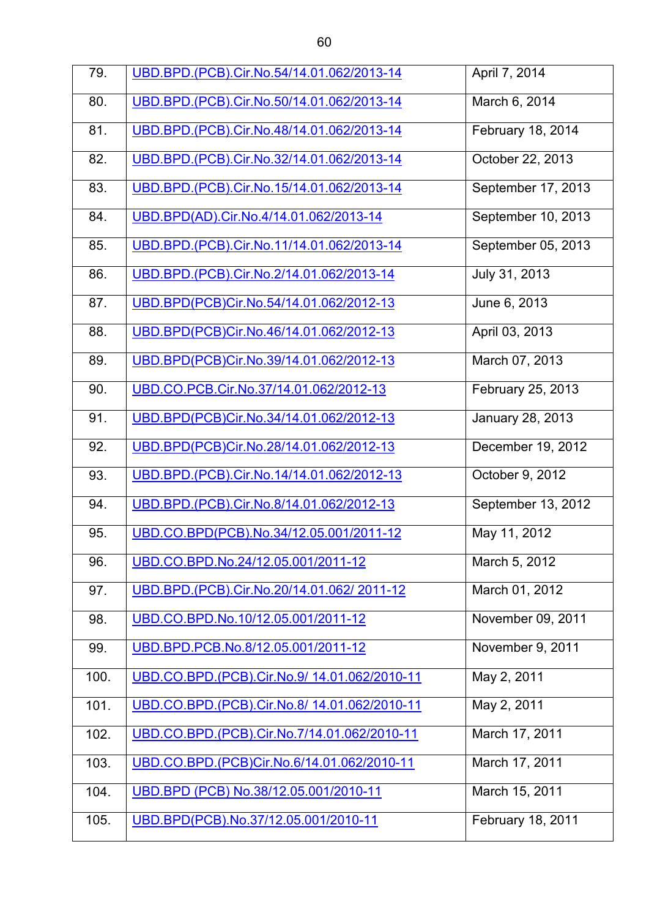| | | |
|---|---|---|
| 79. | UBD.BPD.(PCB).Cir.No.54/14.01.062/2013-14 | April 7, 2014 |
| 80. | UBD.BPD.(PCB).Cir.No.50/14.01.062/2013-14 | March 6, 2014 |
| 81. | UBD.BPD.(PCB).Cir.No.48/14.01.062/2013-14 | February 18, 2014 |
| 82. | UBD.BPD.(PCB).Cir.No.32/14.01.062/2013-14 | October 22, 2013 |
| 83. | UBD.BPD.(PCB).Cir.No.15/14.01.062/2013-14 | September 17, 2013 |
| 84. | UBD.BPD(AD).Cir.No.4/14.01.062/2013-14 | September 10, 2013 |
| 85. | UBD.BPD.(PCB).Cir.No.11/14.01.062/2013-14 | September 05, 2013 |
| 86. | UBD.BPD.(PCB).Cir.No.2/14.01.062/2013-14 | July 31, 2013 |
| 87. | UBD.BPD(PCB)Cir.No.54/14.01.062/2012-13 | June 6, 2013 |
| 88. | UBD.BPD(PCB)Cir.No.46/14.01.062/2012-13 | April 03, 2013 |
| 89. | UBD.BPD(PCB)Cir.No.39/14.01.062/2012-13 | March 07, 2013 |
| 90. | UBD.CO.PCB.Cir.No.37/14.01.062/2012-13 | February 25, 2013 |
| 91. | UBD.BPD(PCB)Cir.No.34/14.01.062/2012-13 | January 28, 2013 |
| 92. | UBD.BPD(PCB)Cir.No.28/14.01.062/2012-13 | December 19, 2012 |
| 93. | UBD.BPD.(PCB).Cir.No.14/14.01.062/2012-13 | October 9, 2012 |
| 94. | UBD.BPD.(PCB).Cir.No.8/14.01.062/2012-13 | September 13, 2012 |
| 95. | UBD.CO.BPD(PCB).No.34/12.05.001/2011-12 | May 11, 2012 |
| 96. | UBD.CO.BPD.No.24/12.05.001/2011-12 | March 5, 2012 |
| 97. | UBD.BPD.(PCB).Cir.No.20/14.01.062/ 2011-12 | March 01, 2012 |
| 98. | UBD.CO.BPD.No.10/12.05.001/2011-12 | November 09, 2011 |
| 99. | UBD.BPD.PCB.No.8/12.05.001/2011-12 | November 9, 2011 |
| 100. | UBD.CO.BPD.(PCB).Cir.No.9/ 14.01.062/2010-11 | May 2, 2011 |
| 101. | UBD.CO.BPD.(PCB).Cir.No.8/ 14.01.062/2010-11 | May 2, 2011 |
| 102. | UBD.CO.BPD.(PCB).Cir.No.7/14.01.062/2010-11 | March 17, 2011 |
| 103. | UBD.CO.BPD.(PCB)Cir.No.6/14.01.062/2010-11 | March 17, 2011 |
| 104. | UBD.BPD (PCB) No.38/12.05.001/2010-11 | March 15, 2011 |
| 105. | UBD.BPD(PCB).No.37/12.05.001/2010-11 | February 18, 2011 |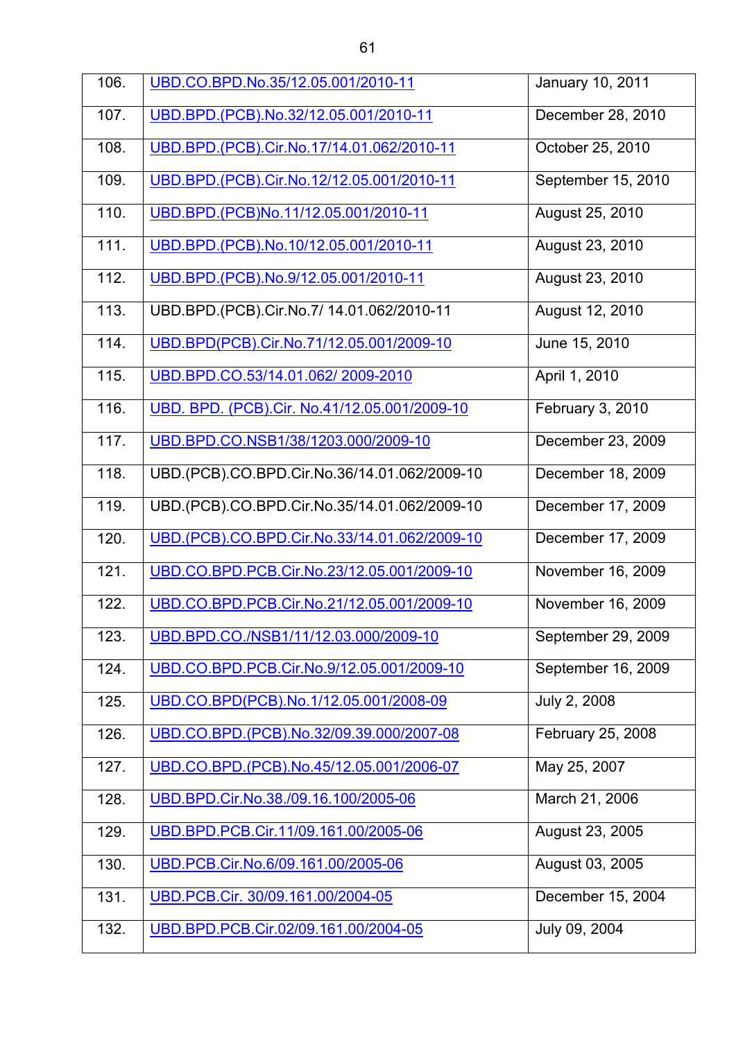| | | |
|---|---|---|
| 106. | UBD.CO.BPD.No.35/12.05.001/2010-11 | January 10, 2011 |
| 107. | UBD.BPD.(PCB).No.32/12.05.001/2010-11 | December 28, 2010 |
| 108. | UBD.BPD.(PCB).Cir.No.17/14.01.062/2010-11 | October 25, 2010 |
| 109. | UBD.BPD.(PCB).Cir.No.12/12.05.001/2010-11 | September 15, 2010 |
| 110. | UBD.BPD.(PCB)No.11/12.05.001/2010-11 | August 25, 2010 |
| 111. | UBD.BPD.(PCB).No.10/12.05.001/2010-11 | August 23, 2010 |
| 112. | UBD.BPD.(PCB).No.9/12.05.001/2010-11 | August 23, 2010 |
| 113. | UBD.BPD.(PCB).Cir.No.7/ 14.01.062/2010-11 | August 12, 2010 |
| 114. | UBD.BPD(PCB).Cir.No.71/12.05.001/2009-10 | June 15, 2010 |
| 115. | UBD.BPD.CO.53/14.01.062/ 2009-2010 | April 1, 2010 |
| 116. | UBD. BPD. (PCB).Cir. No.41/12.05.001/2009-10 | February 3, 2010 |
| 117. | UBD.BPD.CO.NSB1/38/1203.000/2009-10 | December 23, 2009 |
| 118. | UBD.(PCB).CO.BPD.Cir.No.36/14.01.062/2009-10 | December 18, 2009 |
| 119. | UBD.(PCB).CO.BPD.Cir.No.35/14.01.062/2009-10 | December 17, 2009 |
| 120. | UBD.(PCB).CO.BPD.Cir.No.33/14.01.062/2009-10 | December 17, 2009 |
| 121. | UBD.CO.BPD.PCB.Cir.No.23/12.05.001/2009-10 | November 16, 2009 |
| 122. | UBD.CO.BPD.PCB.Cir.No.21/12.05.001/2009-10 | November 16, 2009 |
| 123. | UBD.BPD.CO./NSB1/11/12.03.000/2009-10 | September 29, 2009 |
| 124. | UBD.CO.BPD.PCB.Cir.No.9/12.05.001/2009-10 | September 16, 2009 |
| 125. | UBD.CO.BPD(PCB).No.1/12.05.001/2008-09 | July 2, 2008 |
| 126. | UBD.CO.BPD.(PCB).No.32/09.39.000/2007-08 | February 25, 2008 |
| 127. | UBD.CO.BPD.(PCB).No.45/12.05.001/2006-07 | May 25, 2007 |
| 128. | UBD.BPD.Cir.No.38./09.16.100/2005-06 | March 21, 2006 |
| 129. | UBD.BPD.PCB.Cir.11/09.161.00/2005-06 | August 23, 2005 |
| 130. | UBD.PCB.Cir.No.6/09.161.00/2005-06 | August 03, 2005 |
| 131. | UBD.PCB.Cir. 30/09.161.00/2004-05 | December 15, 2004 |
| 132. | UBD.BPD.PCB.Cir.02/09.161.00/2004-05 | July 09, 2004 |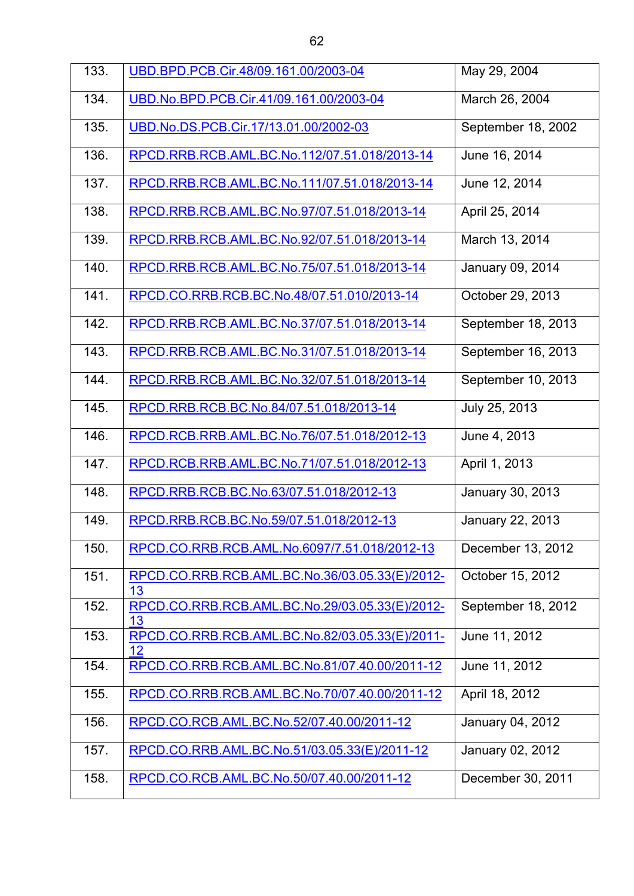| | | |
|---|---|---|
| 133. | UBD.BPD.PCB.Cir.48/09.161.00/2003-04 | May 29, 2004 |
| 134. | UBD.No.BPD.PCB.Cir.41/09.161.00/2003-04 | March 26, 2004 |
| 135. | UBD.No.DS.PCB.Cir.17/13.01.00/2002-03 | September 18, 2002 |
| 136. | RPCD.RRB.RCB.AML.BC.No.112/07.51.018/2013-14 | June 16, 2014 |
| 137. | RPCD.RRB.RCB.AML.BC.No.111/07.51.018/2013-14 | June 12, 2014 |
| 138. | RPCD.RRB.RCB.AML.BC.No.97/07.51.018/2013-14 | April 25, 2014 |
| 139. | RPCD.RRB.RCB.AML.BC.No.92/07.51.018/2013-14 | March 13, 2014 |
| 140. | RPCD.RRB.RCB.AML.BC.No.75/07.51.018/2013-14 | January 09, 2014 |
| 141. | RPCD.CO.RRB.RCB.BC.No.48/07.51.010/2013-14 | October 29, 2013 |
| 142. | RPCD.RRB.RCB.AML.BC.No.37/07.51.018/2013-14 | September 18, 2013 |
| 143. | RPCD.RRB.RCB.AML.BC.No.31/07.51.018/2013-14 | September 16, 2013 |
| 144. | RPCD.RRB.RCB.AML.BC.No.32/07.51.018/2013-14 | September 10, 2013 |
| 145. | RPCD.RRB.RCB.BC.No.84/07.51.018/2013-14 | July 25, 2013 |
| 146. | RPCD.RCB.RRB.AML.BC.No.76/07.51.018/2012-13 | June 4, 2013 |
| 147. | RPCD.RCB.RRB.AML.BC.No.71/07.51.018/2012-13 | April 1, 2013 |
| 148. | RPCD.RRB.RCB.BC.No.63/07.51.018/2012-13 | January 30, 2013 |
| 149. | RPCD.RRB.RCB.BC.No.59/07.51.018/2012-13 | January 22, 2013 |
| 150. | RPCD.CO.RRB.RCB.AML.No.6097/7.51.018/2012-13 | December 13, 2012 |
| 151. | RPCD.CO.RRB.RCB.AML.BC.No.36/03.05.33(E)/2012-13 | October 15, 2012 |
| 152. | RPCD.CO.RRB.RCB.AML.BC.No.29/03.05.33(E)/2012-13 | September 18, 2012 |
| 153. | RPCD.CO.RRB.RCB.AML.BC.No.82/03.05.33(E)/2011-12 | June 11, 2012 |
| 154. | RPCD.CO.RRB.RCB.AML.BC.No.81/07.40.00/2011-12 | June 11, 2012 |
| 155. | RPCD.CO.RRB.RCB.AML.BC.No.70/07.40.00/2011-12 | April 18, 2012 |
| 156. | RPCD.CO.RCB.AML.BC.No.52/07.40.00/2011-12 | January 04, 2012 |
| 157. | RPCD.CO.RRB.AML.BC.No.51/03.05.33(E)/2011-12 | January 02, 2012 |
| 158. | RPCD.CO.RCB.AML.BC.No.50/07.40.00/2011-12 | December 30, 2011 |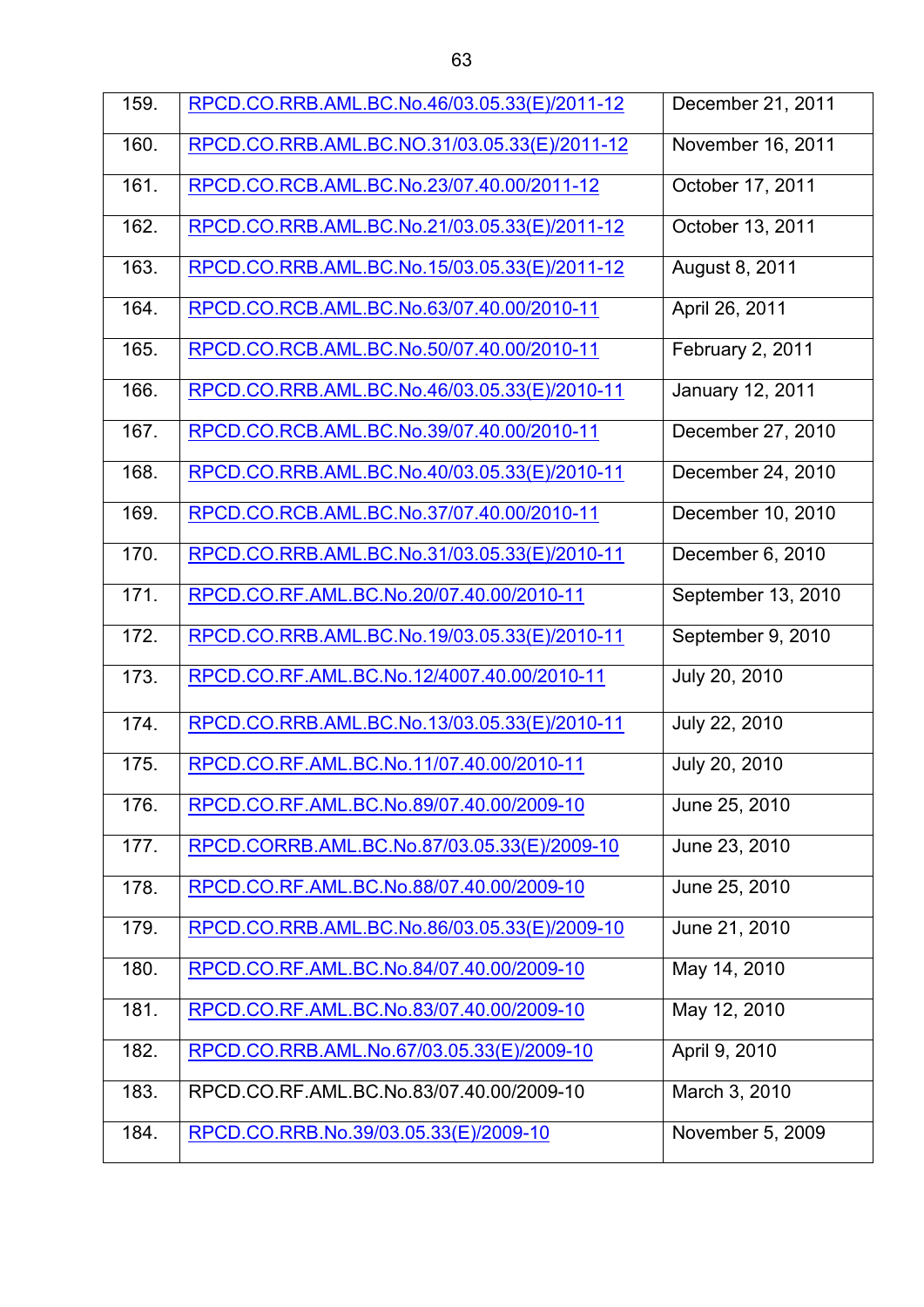| 159. | RPCD.CO.RRB.AML.BC.No.46/03.05.33(E)/2011-12 | December 21, 2011 |
|---|---|---|
| 160. | RPCD.CO.RRB.AML.BC.NO.31/03.05.33(E)/2011-12 | November 16, 2011 |
| 161. | RPCD.CO.RCB.AML.BC.No.23/07.40.00/2011-12 | October 17, 2011 |
| 162. | RPCD.CO.RRB.AML.BC.No.21/03.05.33(E)/2011-12 | October 13, 2011 |
| 163. | RPCD.CO.RRB.AML.BC.No.15/03.05.33(E)/2011-12 | August 8, 2011 |
| 164. | RPCD.CO.RCB.AML.BC.No.63/07.40.00/2010-11 | April 26, 2011 |
| 165. | RPCD.CO.RCB.AML.BC.No.50/07.40.00/2010-11 | February 2, 2011 |
| 166. | RPCD.CO.RRB.AML.BC.No.46/03.05.33(E)/2010-11 | January 12, 2011 |
| 167. | RPCD.CO.RCB.AML.BC.No.39/07.40.00/2010-11 | December 27, 2010 |
| 168. | RPCD.CO.RRB.AML.BC.No.40/03.05.33(E)/2010-11 | December 24, 2010 |
| 169. | RPCD.CO.RCB.AML.BC.No.37/07.40.00/2010-11 | December 10, 2010 |
| 170. | RPCD.CO.RRB.AML.BC.No.31/03.05.33(E)/2010-11 | December 6, 2010 |
| 171. | RPCD.CO.RF.AML.BC.No.20/07.40.00/2010-11 | September 13, 2010 |
| 172. | RPCD.CO.RRB.AML.BC.No.19/03.05.33(E)/2010-11 | September 9, 2010 |
| 173. | RPCD.CO.RF.AML.BC.No.12/4007.40.00/2010-11 | July 20, 2010 |
| 174. | RPCD.CO.RRB.AML.BC.No.13/03.05.33(E)/2010-11 | July 22, 2010 |
| 175. | RPCD.CO.RF.AML.BC.No.11/07.40.00/2010-11 | July 20, 2010 |
| 176. | RPCD.CO.RF.AML.BC.No.89/07.40.00/2009-10 | June 25, 2010 |
| 177. | RPCD.CORRB.AML.BC.No.87/03.05.33(E)/2009-10 | June 23, 2010 |
| 178. | RPCD.CO.RF.AML.BC.No.88/07.40.00/2009-10 | June 25, 2010 |
| 179. | RPCD.CO.RRB.AML.BC.No.86/03.05.33(E)/2009-10 | June 21, 2010 |
| 180. | RPCD.CO.RF.AML.BC.No.84/07.40.00/2009-10 | May 14, 2010 |
| 181. | RPCD.CO.RF.AML.BC.No.83/07.40.00/2009-10 | May 12, 2010 |
| 182. | RPCD.CO.RRB.AML.No.67/03.05.33(E)/2009-10 | April 9, 2010 |
| 183. | RPCD.CO.RF.AML.BC.No.83/07.40.00/2009-10 | March 3, 2010 |
| 184. | RPCD.CO.RRB.No.39/03.05.33(E)/2009-10 | November 5, 2009 |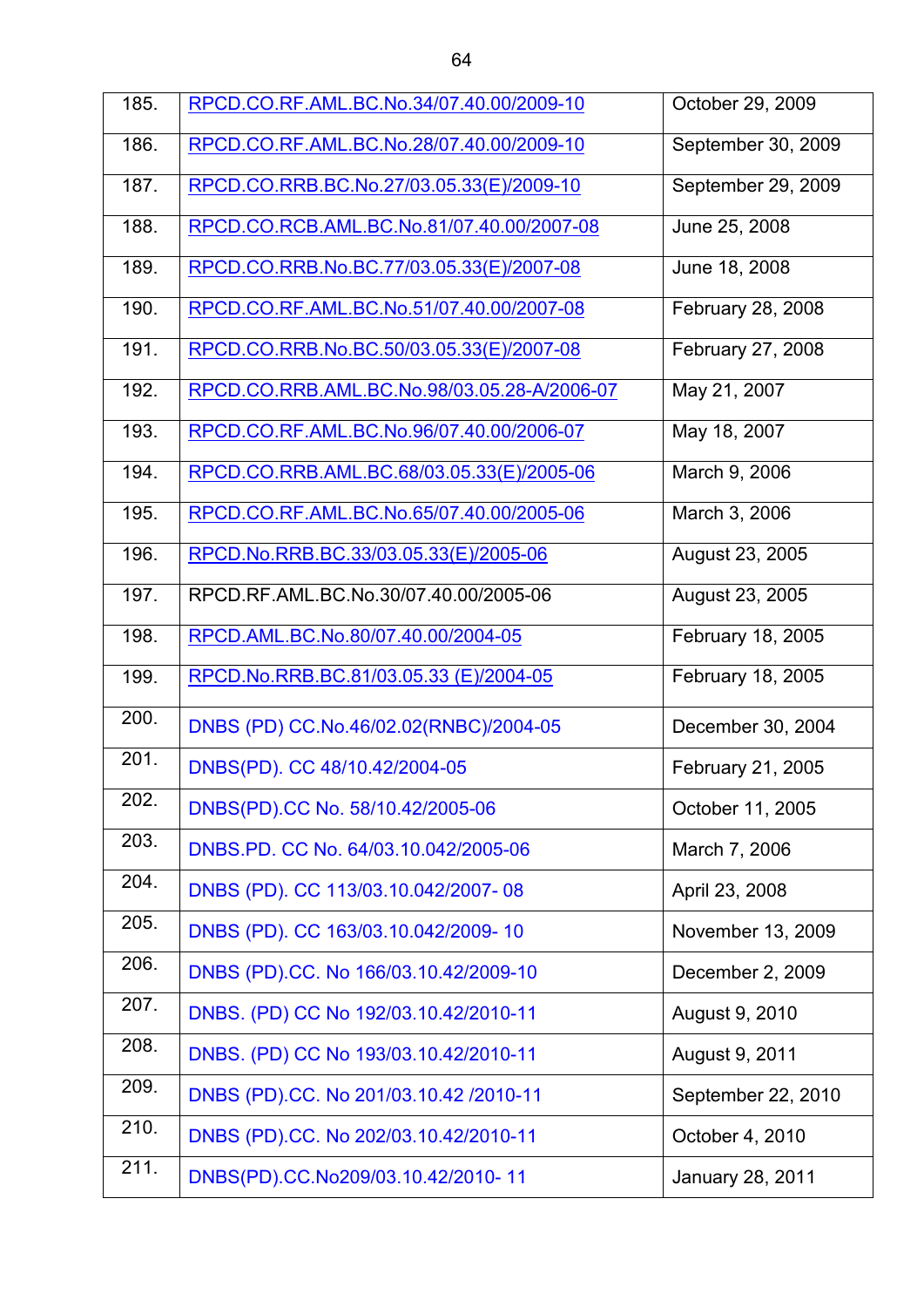| | | |
|---|---|---|
| 185. | RPCD.CO.RF.AML.BC.No.34/07.40.00/2009-10 | October 29, 2009 |
| 186. | RPCD.CO.RF.AML.BC.No.28/07.40.00/2009-10 | September 30, 2009 |
| 187. | RPCD.CO.RRB.BC.No.27/03.05.33(E)/2009-10 | September 29, 2009 |
| 188. | RPCD.CO.RCB.AML.BC.No.81/07.40.00/2007-08 | June 25, 2008 |
| 189. | RPCD.CO.RRB.No.BC.77/03.05.33(E)/2007-08 | June 18, 2008 |
| 190. | RPCD.CO.RF.AML.BC.No.51/07.40.00/2007-08 | February 28, 2008 |
| 191. | RPCD.CO.RRB.No.BC.50/03.05.33(E)/2007-08 | February 27, 2008 |
| 192. | RPCD.CO.RRB.AML.BC.No.98/03.05.28-A/2006-07 | May 21, 2007 |
| 193. | RPCD.CO.RF.AML.BC.No.96/07.40.00/2006-07 | May 18, 2007 |
| 194. | RPCD.CO.RRB.AML.BC.68/03.05.33(E)/2005-06 | March 9, 2006 |
| 195. | RPCD.CO.RF.AML.BC.No.65/07.40.00/2005-06 | March 3, 2006 |
| 196. | RPCD.No.RRB.BC.33/03.05.33(E)/2005-06 | August 23, 2005 |
| 197. | RPCD.RF.AML.BC.No.30/07.40.00/2005-06 | August 23, 2005 |
| 198. | RPCD.AML.BC.No.80/07.40.00/2004-05 | February 18, 2005 |
| 199. | RPCD.No.RRB.BC.81/03.05.33 (E)/2004-05 | February 18, 2005 |
| 200. | DNBS (PD) CC.No.46/02.02(RNBC)/2004-05 | December 30, 2004 |
| 201. | DNBS(PD). CC 48/10.42/2004-05 | February 21, 2005 |
| 202. | DNBS(PD).CC No. 58/10.42/2005-06 | October 11, 2005 |
| 203. | DNBS.PD. CC No. 64/03.10.042/2005-06 | March 7, 2006 |
| 204. | DNBS (PD). CC 113/03.10.042/2007- 08 | April 23, 2008 |
| 205. | DNBS (PD). CC 163/03.10.042/2009- 10 | November 13, 2009 |
| 206. | DNBS (PD).CC. No 166/03.10.42/2009-10 | December 2, 2009 |
| 207. | DNBS. (PD) CC No 192/03.10.42/2010-11 | August 9, 2010 |
| 208. | DNBS. (PD) CC No 193/03.10.42/2010-11 | August 9, 2011 |
| 209. | DNBS (PD).CC. No 201/03.10.42 /2010-11 | September 22, 2010 |
| 210. | DNBS (PD).CC. No 202/03.10.42/2010-11 | October 4, 2010 |
| 211. | DNBS(PD).CC.No209/03.10.42/2010- 11 | January 28, 2011 |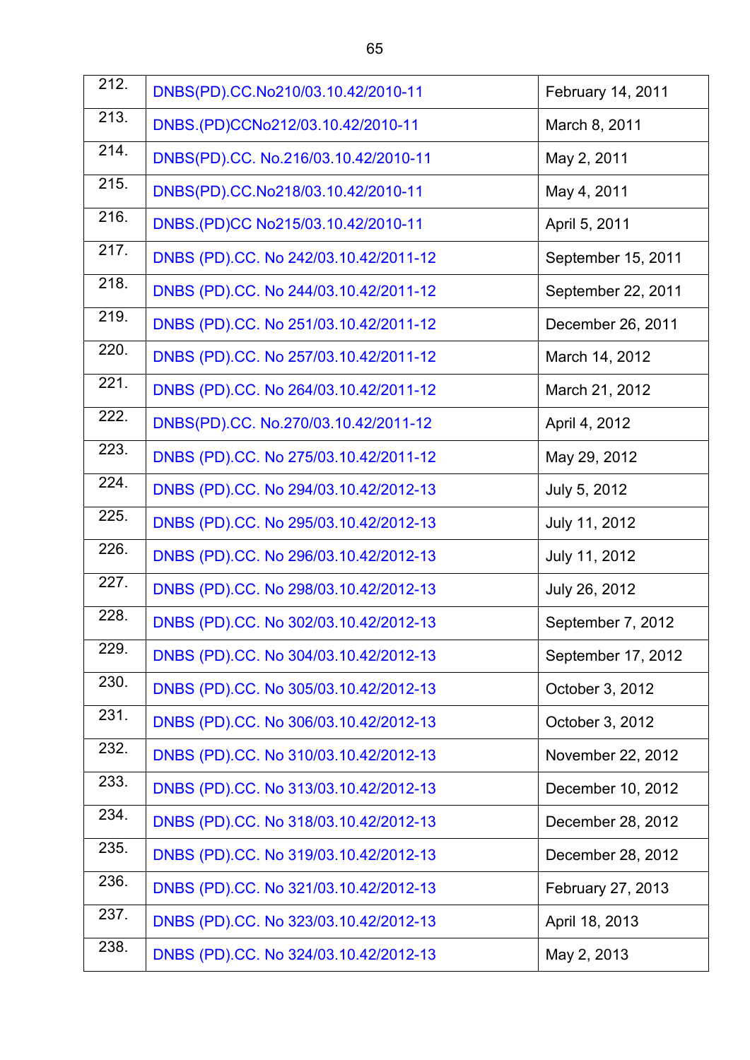| 212. | DNBS(PD).CC.No210/03.10.42/2010-11 | February 14, 2011 |
|---|---|---|
| 213. | DNBS.(PD)CCNo212/03.10.42/2010-11 | March 8, 2011 |
| 214. | DNBS(PD).CC. No.216/03.10.42/2010-11 | May 2, 2011 |
| 215. | DNBS(PD).CC.No218/03.10.42/2010-11 | May 4, 2011 |
| 216. | DNBS.(PD)CC No215/03.10.42/2010-11 | April 5, 2011 |
| 217. | DNBS (PD).CC. No 242/03.10.42/2011-12 | September 15, 2011 |
| 218. | DNBS (PD).CC. No 244/03.10.42/2011-12 | September 22, 2011 |
| 219. | DNBS (PD).CC. No 251/03.10.42/2011-12 | December 26, 2011 |
| 220. | DNBS (PD).CC. No 257/03.10.42/2011-12 | March 14, 2012 |
| 221. | DNBS (PD).CC. No 264/03.10.42/2011-12 | March 21, 2012 |
| 222. | DNBS(PD).CC. No.270/03.10.42/2011-12 | April 4, 2012 |
| 223. | DNBS (PD).CC. No 275/03.10.42/2011-12 | May 29, 2012 |
| 224. | DNBS (PD).CC. No 294/03.10.42/2012-13 | July 5, 2012 |
| 225. | DNBS (PD).CC. No 295/03.10.42/2012-13 | July 11, 2012 |
| 226. | DNBS (PD).CC. No 296/03.10.42/2012-13 | July 11, 2012 |
| 227. | DNBS (PD).CC. No 298/03.10.42/2012-13 | July 26, 2012 |
| 228. | DNBS (PD).CC. No 302/03.10.42/2012-13 | September 7, 2012 |
| 229. | DNBS (PD).CC. No 304/03.10.42/2012-13 | September 17, 2012 |
| 230. | DNBS (PD).CC. No 305/03.10.42/2012-13 | October 3, 2012 |
| 231. | DNBS (PD).CC. No 306/03.10.42/2012-13 | October 3, 2012 |
| 232. | DNBS (PD).CC. No 310/03.10.42/2012-13 | November 22, 2012 |
| 233. | DNBS (PD).CC. No 313/03.10.42/2012-13 | December 10, 2012 |
| 234. | DNBS (PD).CC. No 318/03.10.42/2012-13 | December 28, 2012 |
| 235. | DNBS (PD).CC. No 319/03.10.42/2012-13 | December 28, 2012 |
| 236. | DNBS (PD).CC. No 321/03.10.42/2012-13 | February 27, 2013 |
| 237. | DNBS (PD).CC. No 323/03.10.42/2012-13 | April 18, 2013 |
| 238. | DNBS (PD).CC. No 324/03.10.42/2012-13 | May 2, 2013 |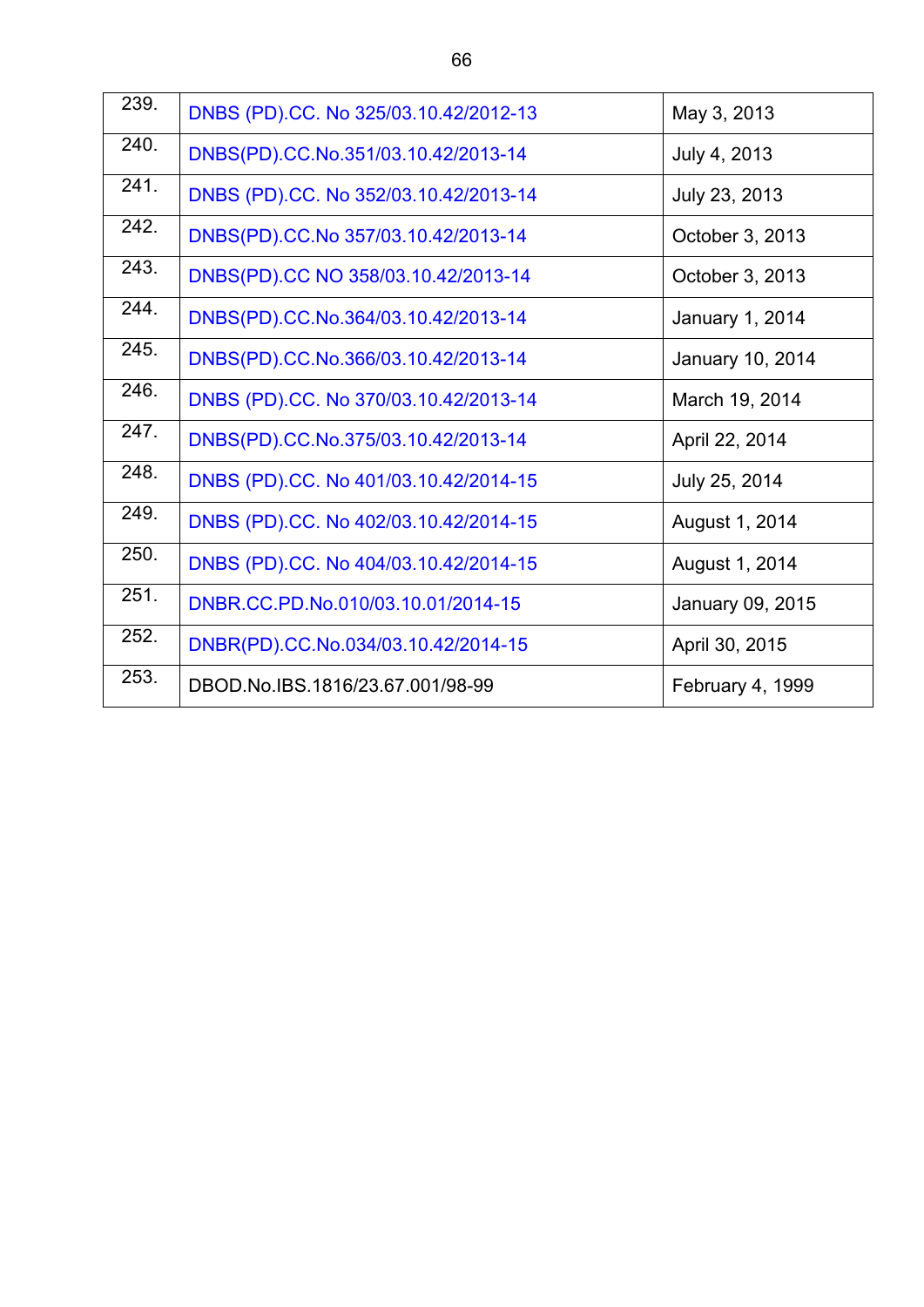| | | |
|---|---|---|
| 239. | DNBS (PD).CC. No 325/03.10.42/2012-13 | May 3, 2013 |
| 240. | DNBS(PD).CC.No.351/03.10.42/2013-14 | July 4, 2013 |
| 241. | DNBS (PD).CC. No 352/03.10.42/2013-14 | July 23, 2013 |
| 242. | DNBS(PD).CC.No 357/03.10.42/2013-14 | October 3, 2013 |
| 243. | DNBS(PD).CC NO 358/03.10.42/2013-14 | October 3, 2013 |
| 244. | DNBS(PD).CC.No.364/03.10.42/2013-14 | January 1, 2014 |
| 245. | DNBS(PD).CC.No.366/03.10.42/2013-14 | January 10, 2014 |
| 246. | DNBS (PD).CC. No 370/03.10.42/2013-14 | March 19, 2014 |
| 247. | DNBS(PD).CC.No.375/03.10.42/2013-14 | April 22, 2014 |
| 248. | DNBS (PD).CC. No 401/03.10.42/2014-15 | July 25, 2014 |
| 249. | DNBS (PD).CC. No 402/03.10.42/2014-15 | August 1, 2014 |
| 250. | DNBS (PD).CC. No 404/03.10.42/2014-15 | August 1, 2014 |
| 251. | DNBR.CC.PD.No.010/03.10.01/2014-15 | January 09, 2015 |
| 252. | DNBR(PD).CC.No.034/03.10.42/2014-15 | April 30, 2015 |
| 253. | DBOD.No.IBS.1816/23.67.001/98-99 | February 4, 1999 |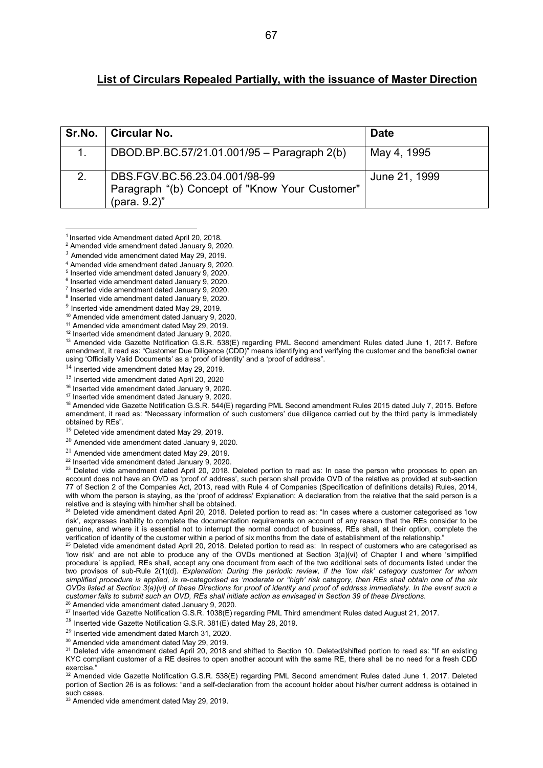## List of Circulars Repealed Partially, with the issuance of Master Direction

| Sr.No. | Circular No. | Date |
|---|---|---|
| 1. | DBOD.BP.BC.57/21.01.001/95 – Paragraph 2(b) | May 4, 1995 |
| 2. | DBS.FGV.BC.56.23.04.001/98-99 Paragraph "(b) Concept of "Know Your Customer" (para. 9.2)" | June 21, 1999 |

---

[1] Inserted vide Amendment dated April 20, 2018.

[2] Amended vide amendment dated January 9, 2020.

[3] Amended vide amendment dated May 29, 2019.

[4] Amended vide amendment dated January 9, 2020.

[5] Inserted vide amendment dated January 9, 2020.

[6] Inserted vide amendment dated January 9, 2020.

[7] Inserted vide amendment dated January 9, 2020.

[8] Inserted vide amendment dated January 9, 2020.

[9] Inserted vide amendment dated May 29, 2019.

[10] Amended vide amendment dated January 9, 2020.

[11] Amended vide amendment dated May 29, 2019.

[12] Inserted vide amendment dated January 9, 2020.

[13] Amended vide Gazette Notification G.S.R. 538(E) regarding PML Second amendment Rules dated June 1, 2017. Before amendment, it read as: "Customer Due Diligence (CDD)" means identifying and verifying the customer and the beneficial owner using 'Officially Valid Documents' as a 'proof of identity' and a 'proof of address".

[14] Inserted vide amendment dated May 29, 2019.

[15] Inserted vide amendment dated April 20, 2020

[16] Inserted vide amendment dated January 9, 2020.

[17] Inserted vide amendment dated January 9, 2020.

[18] Amended vide Gazette Notification G.S.R. 544(E) regarding PML Second amendment Rules 2015 dated July 7, 2015. Before amendment, it read as: "Necessary information of such customers' due diligence carried out by the third party is immediately obtained by REs".

[19] Deleted vide amendment dated May 29, 2019.

[20] Amended vide amendment dated January 9, 2020.

[21] Amended vide amendment dated May 29, 2019.

[22] Inserted vide amendment dated January 9, 2020.

[23] Deleted vide amendment dated April 20, 2018. Deleted portion to read as: In case the person who proposes to open an account does not have an OVD as 'proof of address', such person shall provide OVD of the relative as provided at sub-section 77 of Section 2 of the Companies Act, 2013, read with Rule 4 of Companies (Specification of definitions details) Rules, 2014, with whom the person is staying, as the 'proof of address' Explanation: A declaration from the relative that the said person is a relative and is staying with him/her shall be obtained.

[24] Deleted vide amendment dated April 20, 2018. Deleted portion to read as: "In cases where a customer categorised as 'low risk', expresses inability to complete the documentation requirements on account of any reason that the REs consider to be genuine, and where it is essential not to interrupt the normal conduct of business, REs shall, at their option, complete the verification of identity of the customer within a period of six months from the date of establishment of the relationship."

[25] Deleted vide amendment dated April 20, 2018. Deleted portion to read as: In respect of customers who are categorised as 'low risk' and are not able to produce any of the OVDs mentioned at Section 3(a)(vi) of Chapter I and where 'simplified procedure' is applied, REs shall, accept any one document from each of the two additional sets of documents listed under the two provisos of sub-Rule 2(1)(d). *Explanation: During the periodic review, if the 'low risk' category customer for whom simplified procedure is applied, is re-categorised as 'moderate or ''high' risk category, then REs shall obtain one of the six OVDs listed at Section 3(a)(vi) of these Directions for proof of identity and proof of address immediately. In the event such a customer fails to submit such an OVD, REs shall initiate action as envisaged in Section 39 of these Directions.*

[26] Amended vide amendment dated January 9, 2020.

[27] Inserted vide Gazette Notification G.S.R. 1038(E) regarding PML Third amendment Rules dated August 21, 2017.

[28] Inserted vide Gazette Notification G.S.R. 381(E) dated May 28, 2019.

[29] Inserted vide amendment dated March 31, 2020.

[30] Amended vide amendment dated May 29, 2019.

[31] Deleted vide amendment dated April 20, 2018 and shifted to Section 10. Deleted/shifted portion to read as: "If an existing KYC compliant customer of a RE desires to open another account with the same RE, there shall be no need for a fresh CDD exercise."

[32] Amended vide Gazette Notification G.S.R. 538(E) regarding PML Second amendment Rules dated June 1, 2017. Deleted portion of Section 26 is as follows: "and a self-declaration from the account holder about his/her current address is obtained in such cases.

[33] Amended vide amendment dated May 29, 2019.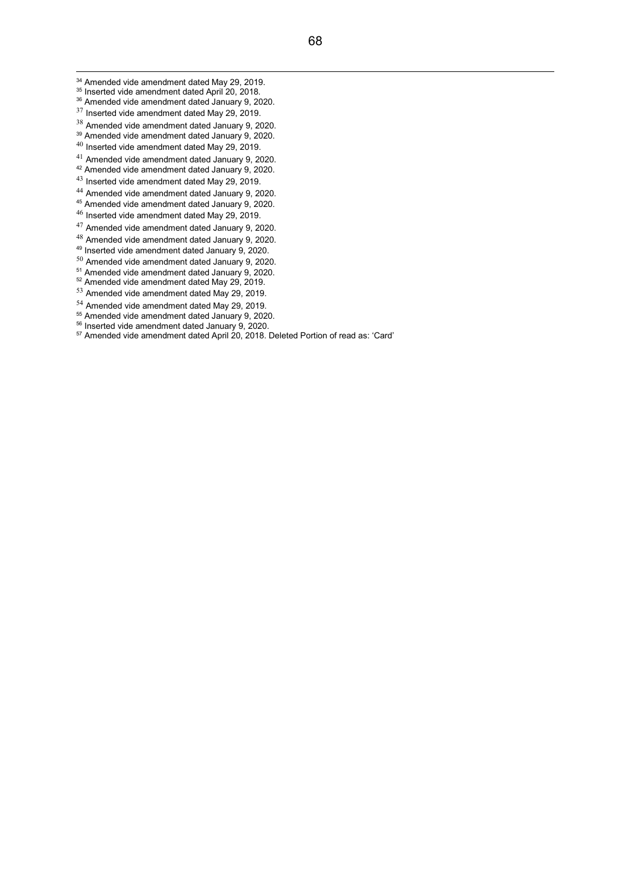[34] Amended vide amendment dated May 29, 2019.
[35] Inserted vide amendment dated April 20, 2018.
[36] Amended vide amendment dated January 9, 2020.
[37] Inserted vide amendment dated May 29, 2019.
[38] Amended vide amendment dated January 9, 2020.
[39] Amended vide amendment dated January 9, 2020.
[40] Inserted vide amendment dated May 29, 2019.
[41] Amended vide amendment dated January 9, 2020.
[42] Amended vide amendment dated January 9, 2020.
[43] Inserted vide amendment dated May 29, 2019.
[44] Amended vide amendment dated January 9, 2020.
[45] Amended vide amendment dated January 9, 2020.
[46] Inserted vide amendment dated May 29, 2019.
[47] Amended vide amendment dated January 9, 2020.
[48] Amended vide amendment dated January 9, 2020.
[49] Inserted vide amendment dated January 9, 2020.
[50] Amended vide amendment dated January 9, 2020.
[51] Amended vide amendment dated January 9, 2020.
[52] Amended vide amendment dated May 29, 2019.
[53] Amended vide amendment dated May 29, 2019.
[54] Amended vide amendment dated May 29, 2019.
[55] Amended vide amendment dated January 9, 2020.
[56] Inserted vide amendment dated January 9, 2020.
[57] Amended vide amendment dated April 20, 2018. Deleted Portion of read as: 'Card'